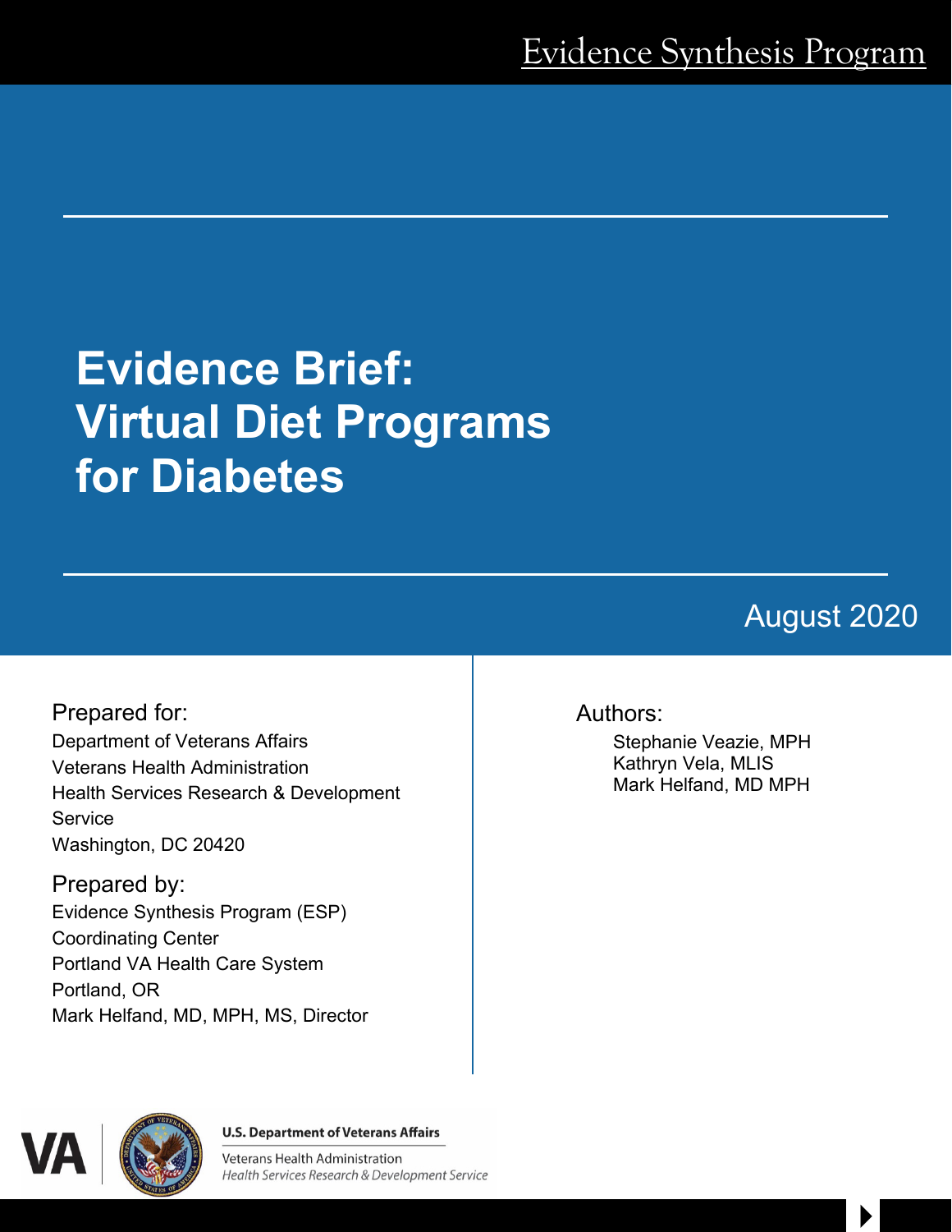Evidence Synthesis Program

# Evidence Brief: Virtual Diet Programs for Diabetes

August 2020

Prepared for:
Department of Veterans Affairs
Veterans Health Administration
Health Services Research & Development Service
Washington, DC 20420

Prepared by:
Evidence Synthesis Program (ESP)
Coordinating Center
Portland VA Health Care System
Portland, OR
Mark Helfand, MD, MPH, MS, Director

Authors:
Stephanie Veazie, MPH
Kathryn Vela, MLIS
Mark Helfand, MD MPH

U.S. Department of Veterans Affairs
Veterans Health Administration
*Health Services Research & Development Service*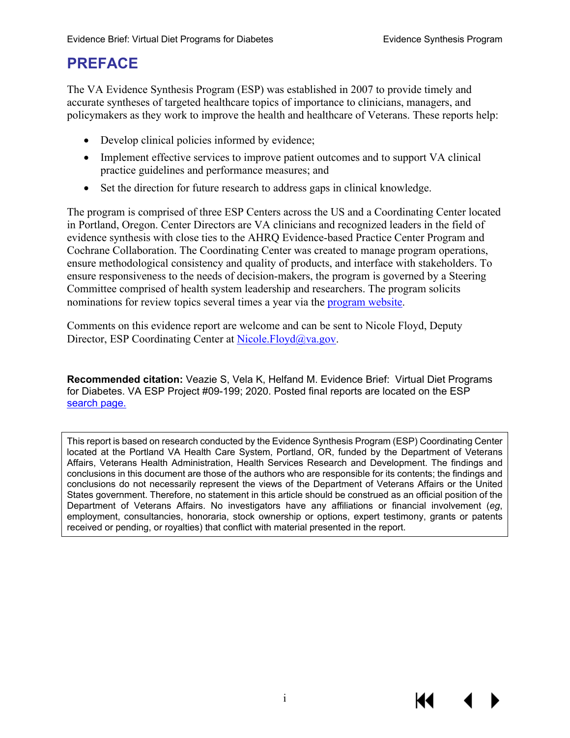# PREFACE

The VA Evidence Synthesis Program (ESP) was established in 2007 to provide timely and accurate syntheses of targeted healthcare topics of importance to clinicians, managers, and policymakers as they work to improve the health and healthcare of Veterans. These reports help:

- Develop clinical policies informed by evidence;
- Implement effective services to improve patient outcomes and to support VA clinical practice guidelines and performance measures; and
- Set the direction for future research to address gaps in clinical knowledge.

The program is comprised of three ESP Centers across the US and a Coordinating Center located in Portland, Oregon. Center Directors are VA clinicians and recognized leaders in the field of evidence synthesis with close ties to the AHRQ Evidence-based Practice Center Program and Cochrane Collaboration. The Coordinating Center was created to manage program operations, ensure methodological consistency and quality of products, and interface with stakeholders. To ensure responsiveness to the needs of decision-makers, the program is governed by a Steering Committee comprised of health system leadership and researchers. The program solicits nominations for review topics several times a year via the program website.

Comments on this evidence report are welcome and can be sent to Nicole Floyd, Deputy Director, ESP Coordinating Center at Nicole.Floyd@va.gov.

**Recommended citation:** Veazie S, Vela K, Helfand M. Evidence Brief: Virtual Diet Programs for Diabetes. VA ESP Project #09-199; 2020. Posted final reports are located on the ESP search page.

This report is based on research conducted by the Evidence Synthesis Program (ESP) Coordinating Center located at the Portland VA Health Care System, Portland, OR, funded by the Department of Veterans Affairs, Veterans Health Administration, Health Services Research and Development. The findings and conclusions in this document are those of the authors who are responsible for its contents; the findings and conclusions do not necessarily represent the views of the Department of Veterans Affairs or the United States government. Therefore, no statement in this article should be construed as an official position of the Department of Veterans Affairs. No investigators have any affiliations or financial involvement (*eg*, employment, consultancies, honoraria, stock ownership or options, expert testimony, grants or patents received or pending, or royalties) that conflict with material presented in the report.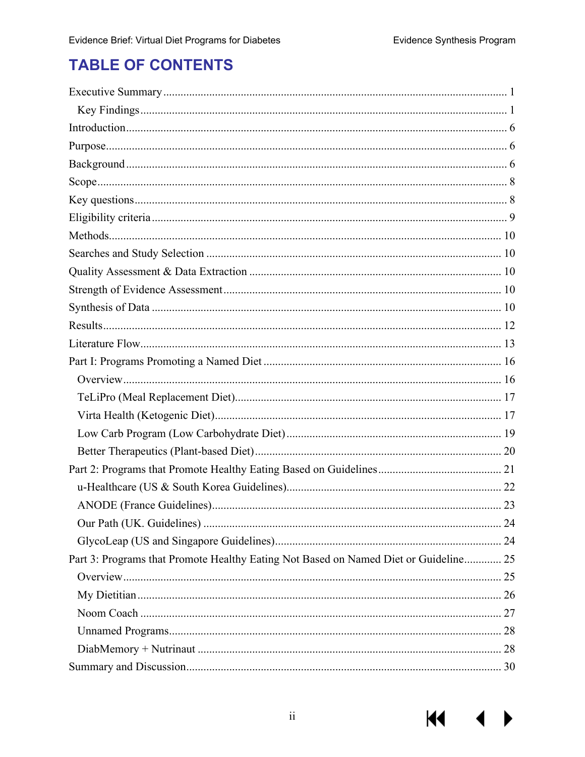# TABLE OF CONTENTS

Executive Summary ........................................................................................................ 1
  Key Findings ................................................................................................................ 1
Introduction ..................................................................................................................... 6
Purpose ............................................................................................................................ 6
Background ..................................................................................................................... 6
Scope ............................................................................................................................... 8
Key questions .................................................................................................................. 8
Eligibility criteria ............................................................................................................. 9
Methods ......................................................................................................................... 10
Searches and Study Selection ....................................................................................... 10
Quality Assessment & Data Extraction ........................................................................ 10
Strength of Evidence Assessment ................................................................................ 10
Synthesis of Data .......................................................................................................... 10
Results ........................................................................................................................... 12
Literature Flow .............................................................................................................. 13
Part I: Programs Promoting a Named Diet ................................................................... 16
  Overview .................................................................................................................... 16
  TeLiPro (Meal Replacement Diet) ............................................................................. 17
  Virta Health (Ketogenic Diet) .................................................................................... 17
  Low Carb Program (Low Carbohydrate Diet) ........................................................... 19
  Better Therapeutics (Plant-based Diet) ...................................................................... 20
Part 2: Programs that Promote Healthy Eating Based on Guidelines ........................... 21
  u-Healthcare (US & South Korea Guidelines) ........................................................... 22
  ANODE (France Guidelines) ...................................................................................... 23
  Our Path (UK. Guidelines) ......................................................................................... 24
  GlycoLeap (US and Singapore Guidelines) ............................................................... 24
Part 3: Programs that Promote Healthy Eating Not Based on Named Diet or Guideline ............. 25
  Overview .................................................................................................................... 25
  My Dietitian ............................................................................................................... 26
  Noom Coach .............................................................................................................. 27
  Unnamed Programs .................................................................................................... 28
  DiabMemory + Nutrinaut ........................................................................................... 28
Summary and Discussion .............................................................................................. 30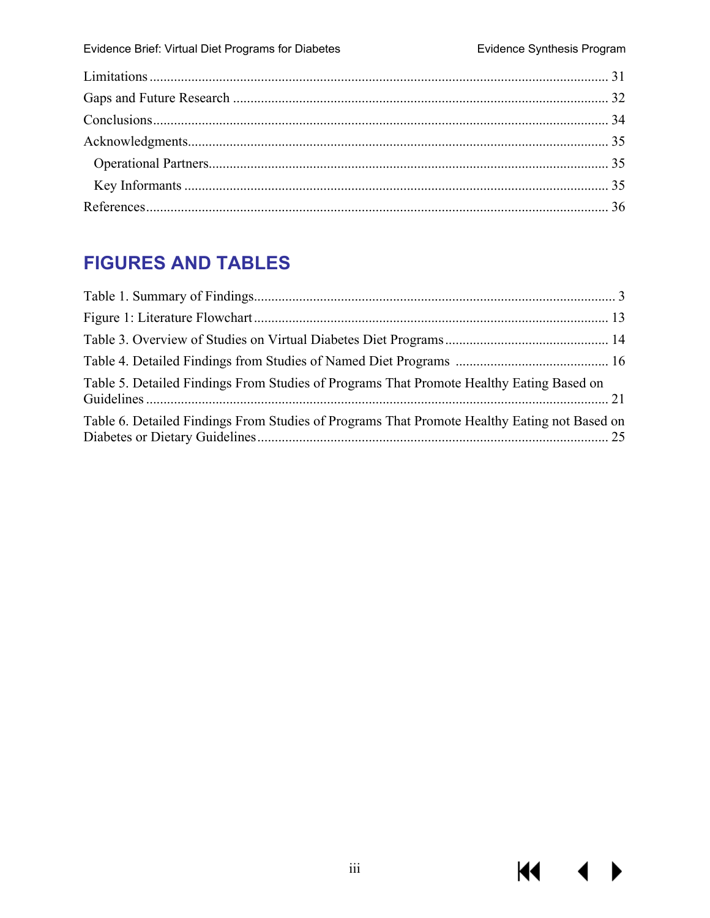Limitations ..... 31

Gaps and Future Research ..... 32

Conclusions ..... 34

Acknowledgments ..... 35

  Operational Partners ..... 35

  Key Informants ..... 35

References ..... 36

## FIGURES AND TABLES

Table 1. Summary of Findings ..... 3

Figure 1: Literature Flowchart ..... 13

Table 3. Overview of Studies on Virtual Diabetes Diet Programs ..... 14

Table 4. Detailed Findings from Studies of Named Diet Programs ..... 16

Table 5. Detailed Findings From Studies of Programs That Promote Healthy Eating Based on Guidelines ..... 21

Table 6. Detailed Findings From Studies of Programs That Promote Healthy Eating not Based on Diabetes or Dietary Guidelines ..... 25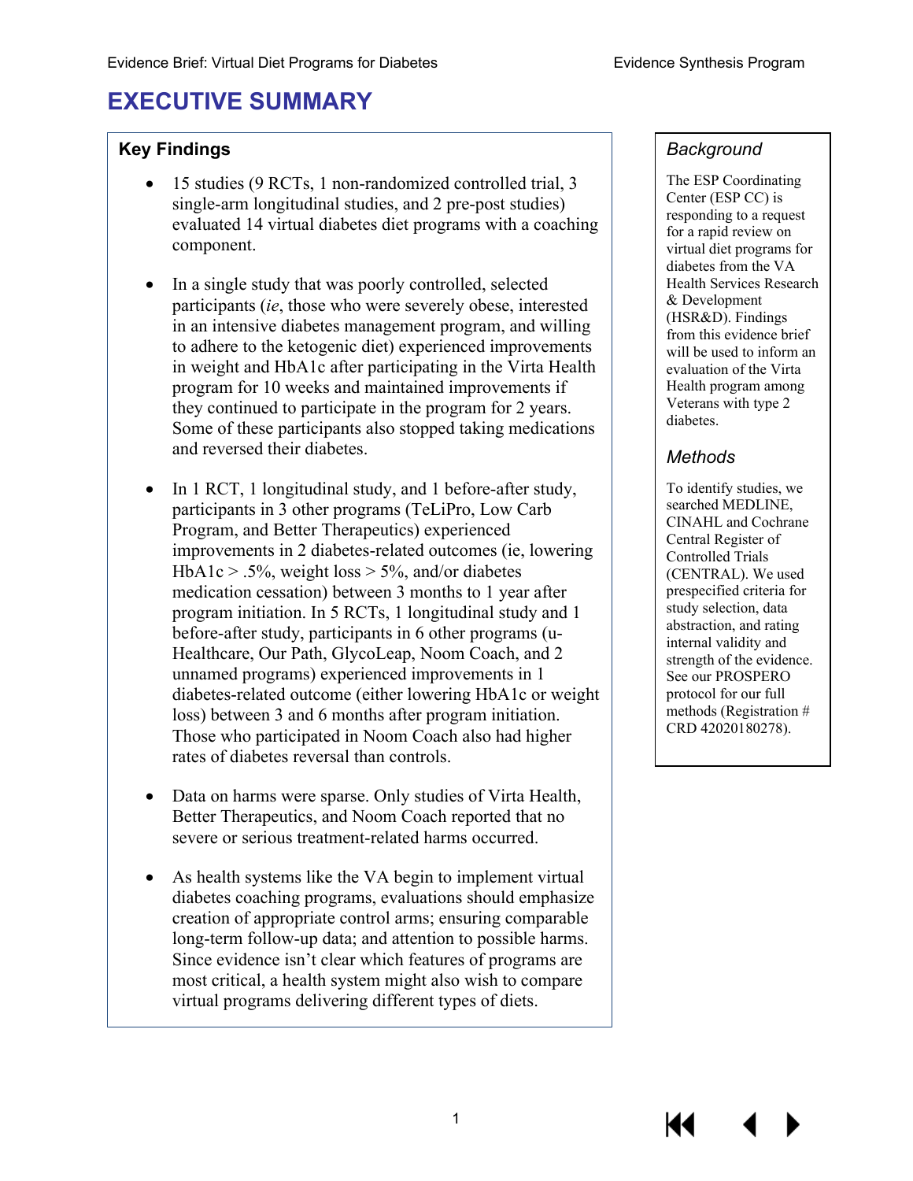# EXECUTIVE SUMMARY

## Key Findings

- 15 studies (9 RCTs, 1 non-randomized controlled trial, 3 single-arm longitudinal studies, and 2 pre-post studies) evaluated 14 virtual diabetes diet programs with a coaching component.
- In a single study that was poorly controlled, selected participants (*ie*, those who were severely obese, interested in an intensive diabetes management program, and willing to adhere to the ketogenic diet) experienced improvements in weight and HbA1c after participating in the Virta Health program for 10 weeks and maintained improvements if they continued to participate in the program for 2 years. Some of these participants also stopped taking medications and reversed their diabetes.
- In 1 RCT, 1 longitudinal study, and 1 before-after study, participants in 3 other programs (TeLiPro, Low Carb Program, and Better Therapeutics) experienced improvements in 2 diabetes-related outcomes (ie, lowering HbA1c > .5%, weight loss > 5%, and/or diabetes medication cessation) between 3 months to 1 year after program initiation. In 5 RCTs, 1 longitudinal study and 1 before-after study, participants in 6 other programs (u-Healthcare, Our Path, GlycoLeap, Noom Coach, and 2 unnamed programs) experienced improvements in 1 diabetes-related outcome (either lowering HbA1c or weight loss) between 3 and 6 months after program initiation. Those who participated in Noom Coach also had higher rates of diabetes reversal than controls.
- Data on harms were sparse. Only studies of Virta Health, Better Therapeutics, and Noom Coach reported that no severe or serious treatment-related harms occurred.
- As health systems like the VA begin to implement virtual diabetes coaching programs, evaluations should emphasize creation of appropriate control arms; ensuring comparable long-term follow-up data; and attention to possible harms. Since evidence isn't clear which features of programs are most critical, a health system might also wish to compare virtual programs delivering different types of diets.

### *Background*

The ESP Coordinating Center (ESP CC) is responding to a request for a rapid review on virtual diet programs for diabetes from the VA Health Services Research & Development (HSR&D). Findings from this evidence brief will be used to inform an evaluation of the Virta Health program among Veterans with type 2 diabetes.

### *Methods*

To identify studies, we searched MEDLINE, CINAHL and Cochrane Central Register of Controlled Trials (CENTRAL). We used prespecified criteria for study selection, data abstraction, and rating internal validity and strength of the evidence. See our PROSPERO protocol for our full methods (Registration # CRD 42020180278).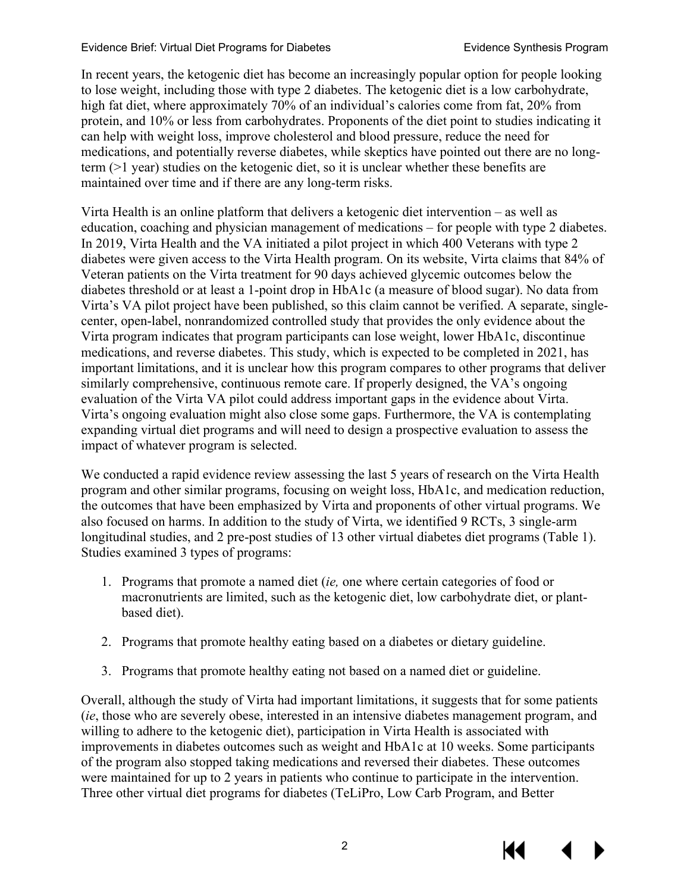In recent years, the ketogenic diet has become an increasingly popular option for people looking to lose weight, including those with type 2 diabetes. The ketogenic diet is a low carbohydrate, high fat diet, where approximately 70% of an individual's calories come from fat, 20% from protein, and 10% or less from carbohydrates. Proponents of the diet point to studies indicating it can help with weight loss, improve cholesterol and blood pressure, reduce the need for medications, and potentially reverse diabetes, while skeptics have pointed out there are no long-term (>1 year) studies on the ketogenic diet, so it is unclear whether these benefits are maintained over time and if there are any long-term risks.

Virta Health is an online platform that delivers a ketogenic diet intervention – as well as education, coaching and physician management of medications – for people with type 2 diabetes. In 2019, Virta Health and the VA initiated a pilot project in which 400 Veterans with type 2 diabetes were given access to the Virta Health program. On its website, Virta claims that 84% of Veteran patients on the Virta treatment for 90 days achieved glycemic outcomes below the diabetes threshold or at least a 1-point drop in HbA1c (a measure of blood sugar). No data from Virta's VA pilot project have been published, so this claim cannot be verified. A separate, single-center, open-label, nonrandomized controlled study that provides the only evidence about the Virta program indicates that program participants can lose weight, lower HbA1c, discontinue medications, and reverse diabetes. This study, which is expected to be completed in 2021, has important limitations, and it is unclear how this program compares to other programs that deliver similarly comprehensive, continuous remote care. If properly designed, the VA's ongoing evaluation of the Virta VA pilot could address important gaps in the evidence about Virta. Virta's ongoing evaluation might also close some gaps. Furthermore, the VA is contemplating expanding virtual diet programs and will need to design a prospective evaluation to assess the impact of whatever program is selected.

We conducted a rapid evidence review assessing the last 5 years of research on the Virta Health program and other similar programs, focusing on weight loss, HbA1c, and medication reduction, the outcomes that have been emphasized by Virta and proponents of other virtual programs. We also focused on harms. In addition to the study of Virta, we identified 9 RCTs, 3 single-arm longitudinal studies, and 2 pre-post studies of 13 other virtual diabetes diet programs (Table 1). Studies examined 3 types of programs:

1. Programs that promote a named diet (*ie,* one where certain categories of food or macronutrients are limited, such as the ketogenic diet, low carbohydrate diet, or plant-based diet).
2. Programs that promote healthy eating based on a diabetes or dietary guideline.
3. Programs that promote healthy eating not based on a named diet or guideline.

Overall, although the study of Virta had important limitations, it suggests that for some patients (*ie*, those who are severely obese, interested in an intensive diabetes management program, and willing to adhere to the ketogenic diet), participation in Virta Health is associated with improvements in diabetes outcomes such as weight and HbA1c at 10 weeks. Some participants of the program also stopped taking medications and reversed their diabetes. These outcomes were maintained for up to 2 years in patients who continue to participate in the intervention. Three other virtual diet programs for diabetes (TeLiPro, Low Carb Program, and Better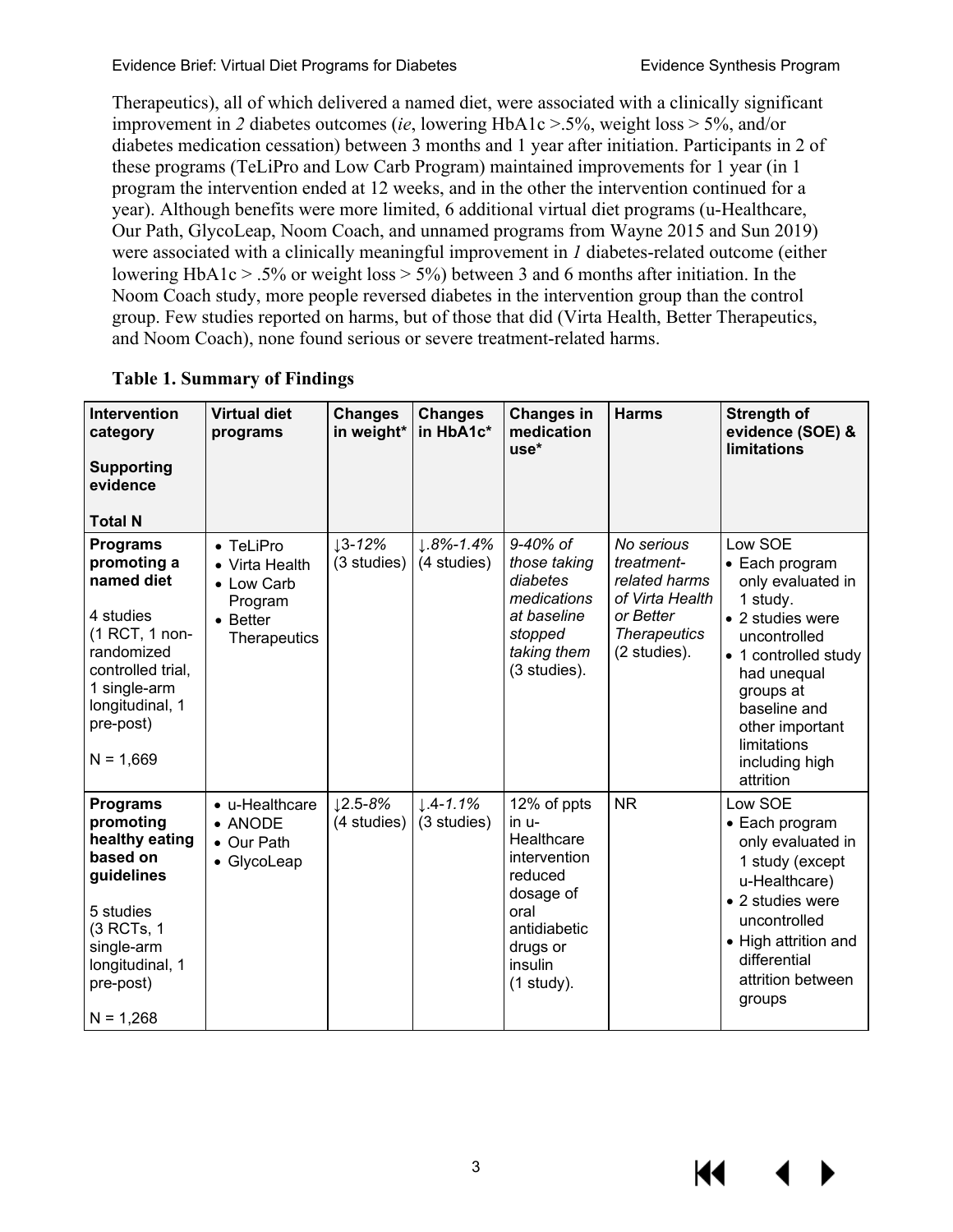Therapeutics), all of which delivered a named diet, were associated with a clinically significant improvement in *2* diabetes outcomes (*ie*, lowering HbA1c >.5%, weight loss > 5%, and/or diabetes medication cessation) between 3 months and 1 year after initiation. Participants in 2 of these programs (TeLiPro and Low Carb Program) maintained improvements for 1 year (in 1 program the intervention ended at 12 weeks, and in the other the intervention continued for a year). Although benefits were more limited, 6 additional virtual diet programs (u-Healthcare, Our Path, GlycoLeap, Noom Coach, and unnamed programs from Wayne 2015 and Sun 2019) were associated with a clinically meaningful improvement in *1* diabetes-related outcome (either lowering HbA1c > .5% or weight loss > 5%) between 3 and 6 months after initiation. In the Noom Coach study, more people reversed diabetes in the intervention group than the control group. Few studies reported on harms, but of those that did (Virta Health, Better Therapeutics, and Noom Coach), none found serious or severe treatment-related harms.

**Table 1. Summary of Findings**

| **Intervention category**<br><br>**Supporting evidence**<br><br>**Total N** | **Virtual diet programs** | **Changes in weight*** | **Changes in HbA1c*** | **Changes in medication use*** | **Harms** | **Strength of evidence (SOE) & limitations** |
|---|---|---|---|---|---|---|
| **Programs promoting a named diet**<br><br>4 studies (1 RCT, 1 non-randomized controlled trial, 1 single-arm longitudinal, 1 pre-post)<br><br>N = 1,669 | • TeLiPro<br>• Virta Health<br>• Low Carb Program<br>• Better Therapeutics | ↓*3-12%* (3 studies) | ↓*.8%-1.4%* (4 studies) | *9-40% of those taking diabetes medications at baseline stopped taking them* (3 studies). | *No serious treatment-related harms of Virta Health or Better Therapeutics* (2 studies). | Low SOE<br>• Each program only evaluated in 1 study.<br>• 2 studies were uncontrolled<br>• 1 controlled study had unequal groups at baseline and other important limitations including high attrition |
| **Programs promoting healthy eating based on guidelines**<br><br>5 studies (3 RCTs, 1 single-arm longitudinal, 1 pre-post)<br><br>N = 1,268 | • u-Healthcare<br>• ANODE<br>• Our Path<br>• GlycoLeap | ↓*2.5-8%* (4 studies) | ↓.4-*1.1%* (3 studies) | 12% of ppts in u-Healthcare intervention reduced dosage of oral antidiabetic drugs or insulin (1 study). | NR | Low SOE<br>• Each program only evaluated in 1 study (except u-Healthcare)<br>• 2 studies were uncontrolled<br>• High attrition and differential attrition between groups |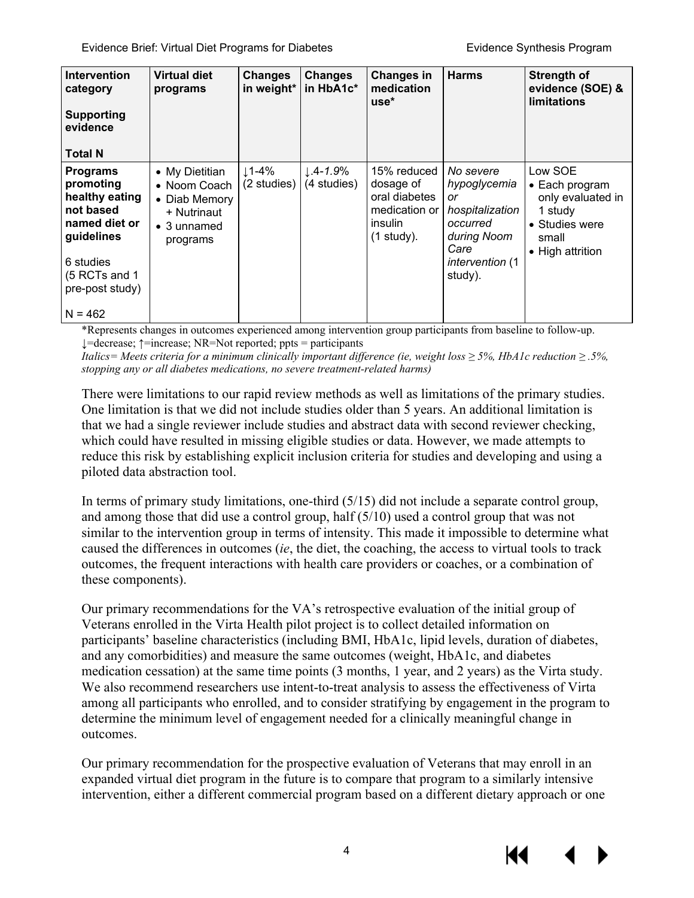| Intervention category<br><br>Supporting evidence<br><br>Total N | Virtual diet programs | Changes in weight* | Changes in HbA1c* | Changes in medication use* | Harms | Strength of evidence (SOE) & limitations |
|---|---|---|---|---|---|---|
| **Programs promoting healthy eating not based named diet or guidelines**<br><br>6 studies (5 RCTs and 1 pre-post study)<br><br>N = 462 | • My Dietitian<br>• Noom Coach<br>• Diab Memory + Nutrinaut<br>• 3 unnamed programs | ↓1-4% (2 studies) | ↓.4-*1.9%* (4 studies) | 15% reduced dosage of oral diabetes medication or insulin (1 study). | *No severe hypoglycemia or hospitalization occurred during Noom Care intervention* (1 study). | Low SOE<br>• Each program only evaluated in 1 study<br>• Studies were small<br>• High attrition |

*Represents changes in outcomes experienced among intervention group participants from baseline to follow-up.
↓=decrease; ↑=increase; NR=Not reported; ppts = participants
*Italics= Meets criteria for a minimum clinically important difference (ie, weight loss ≥ 5%, HbA1c reduction ≥ .5%, stopping any or all diabetes medications, no severe treatment-related harms)*

There were limitations to our rapid review methods as well as limitations of the primary studies. One limitation is that we did not include studies older than 5 years. An additional limitation is that we had a single reviewer include studies and abstract data with second reviewer checking, which could have resulted in missing eligible studies or data. However, we made attempts to reduce this risk by establishing explicit inclusion criteria for studies and developing and using a piloted data abstraction tool.

In terms of primary study limitations, one-third (5/15) did not include a separate control group, and among those that did use a control group, half (5/10) used a control group that was not similar to the intervention group in terms of intensity. This made it impossible to determine what caused the differences in outcomes (*ie*, the diet, the coaching, the access to virtual tools to track outcomes, the frequent interactions with health care providers or coaches, or a combination of these components).

Our primary recommendations for the VA's retrospective evaluation of the initial group of Veterans enrolled in the Virta Health pilot project is to collect detailed information on participants' baseline characteristics (including BMI, HbA1c, lipid levels, duration of diabetes, and any comorbidities) and measure the same outcomes (weight, HbA1c, and diabetes medication cessation) at the same time points (3 months, 1 year, and 2 years) as the Virta study. We also recommend researchers use intent-to-treat analysis to assess the effectiveness of Virta among all participants who enrolled, and to consider stratifying by engagement in the program to determine the minimum level of engagement needed for a clinically meaningful change in outcomes.

Our primary recommendation for the prospective evaluation of Veterans that may enroll in an expanded virtual diet program in the future is to compare that program to a similarly intensive intervention, either a different commercial program based on a different dietary approach or one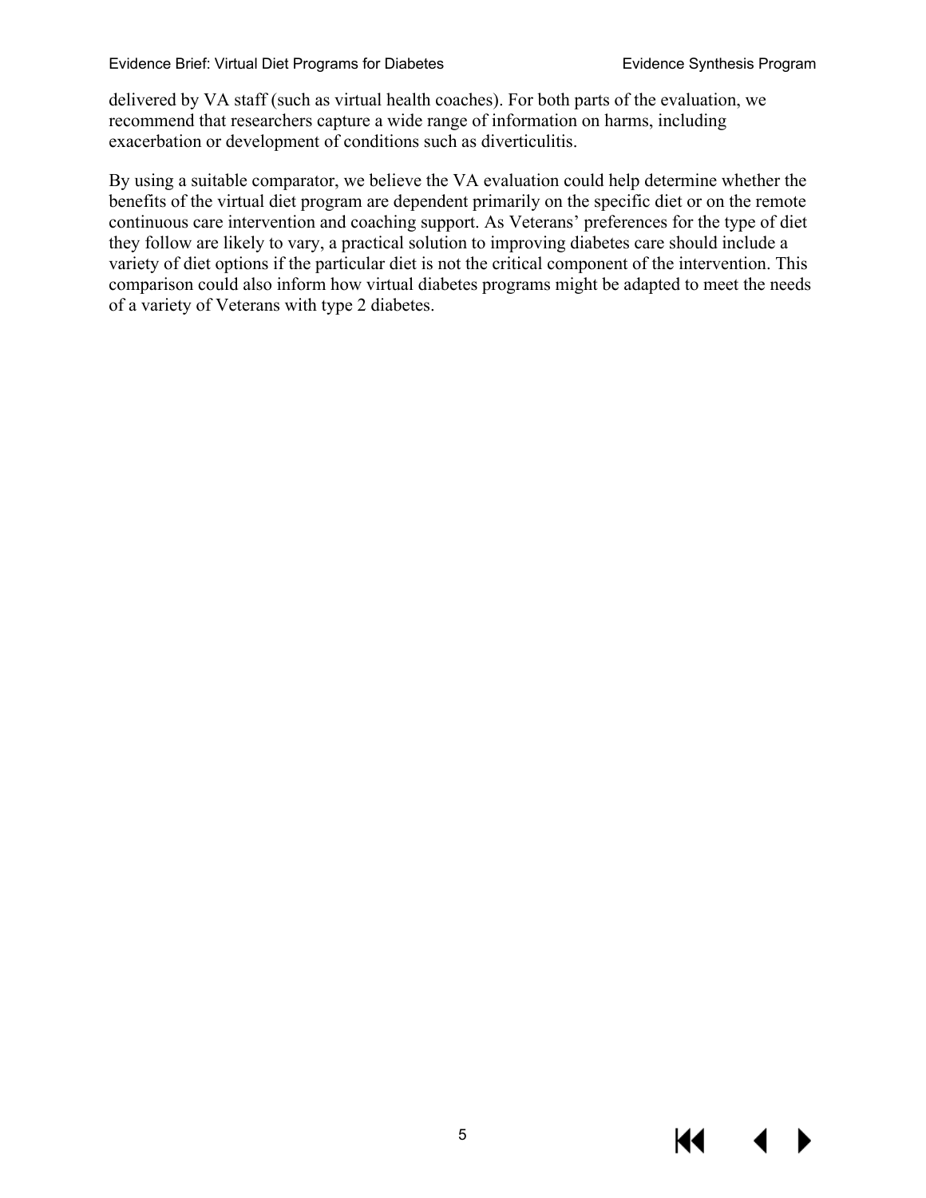delivered by VA staff (such as virtual health coaches). For both parts of the evaluation, we recommend that researchers capture a wide range of information on harms, including exacerbation or development of conditions such as diverticulitis.

By using a suitable comparator, we believe the VA evaluation could help determine whether the benefits of the virtual diet program are dependent primarily on the specific diet or on the remote continuous care intervention and coaching support. As Veterans' preferences for the type of diet they follow are likely to vary, a practical solution to improving diabetes care should include a variety of diet options if the particular diet is not the critical component of the intervention. This comparison could also inform how virtual diabetes programs might be adapted to meet the needs of a variety of Veterans with type 2 diabetes.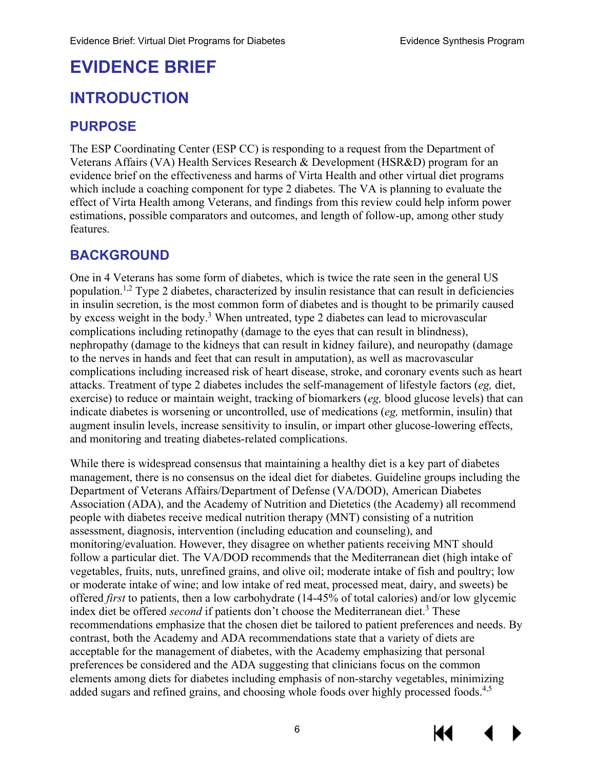# EVIDENCE BRIEF

## INTRODUCTION

### PURPOSE

The ESP Coordinating Center (ESP CC) is responding to a request from the Department of Veterans Affairs (VA) Health Services Research & Development (HSR&D) program for an evidence brief on the effectiveness and harms of Virta Health and other virtual diet programs which include a coaching component for type 2 diabetes. The VA is planning to evaluate the effect of Virta Health among Veterans, and findings from this review could help inform power estimations, possible comparators and outcomes, and length of follow-up, among other study features.

### BACKGROUND

One in 4 Veterans has some form of diabetes, which is twice the rate seen in the general US population.[1,2] Type 2 diabetes, characterized by insulin resistance that can result in deficiencies in insulin secretion, is the most common form of diabetes and is thought to be primarily caused by excess weight in the body.[3] When untreated, type 2 diabetes can lead to microvascular complications including retinopathy (damage to the eyes that can result in blindness), nephropathy (damage to the kidneys that can result in kidney failure), and neuropathy (damage to the nerves in hands and feet that can result in amputation), as well as macrovascular complications including increased risk of heart disease, stroke, and coronary events such as heart attacks. Treatment of type 2 diabetes includes the self-management of lifestyle factors (*eg,* diet, exercise) to reduce or maintain weight, tracking of biomarkers (*eg,* blood glucose levels) that can indicate diabetes is worsening or uncontrolled, use of medications (*eg,* metformin, insulin) that augment insulin levels, increase sensitivity to insulin, or impart other glucose-lowering effects, and monitoring and treating diabetes-related complications.

While there is widespread consensus that maintaining a healthy diet is a key part of diabetes management, there is no consensus on the ideal diet for diabetes. Guideline groups including the Department of Veterans Affairs/Department of Defense (VA/DOD), American Diabetes Association (ADA), and the Academy of Nutrition and Dietetics (the Academy) all recommend people with diabetes receive medical nutrition therapy (MNT) consisting of a nutrition assessment, diagnosis, intervention (including education and counseling), and monitoring/evaluation. However, they disagree on whether patients receiving MNT should follow a particular diet. The VA/DOD recommends that the Mediterranean diet (high intake of vegetables, fruits, nuts, unrefined grains, and olive oil; moderate intake of fish and poultry; low or moderate intake of wine; and low intake of red meat, processed meat, dairy, and sweets) be offered *first* to patients, then a low carbohydrate (14-45% of total calories) and/or low glycemic index diet be offered *second* if patients don't choose the Mediterranean diet.[3] These recommendations emphasize that the chosen diet be tailored to patient preferences and needs. By contrast, both the Academy and ADA recommendations state that a variety of diets are acceptable for the management of diabetes, with the Academy emphasizing that personal preferences be considered and the ADA suggesting that clinicians focus on the common elements among diets for diabetes including emphasis of non-starchy vegetables, minimizing added sugars and refined grains, and choosing whole foods over highly processed foods.[4,5]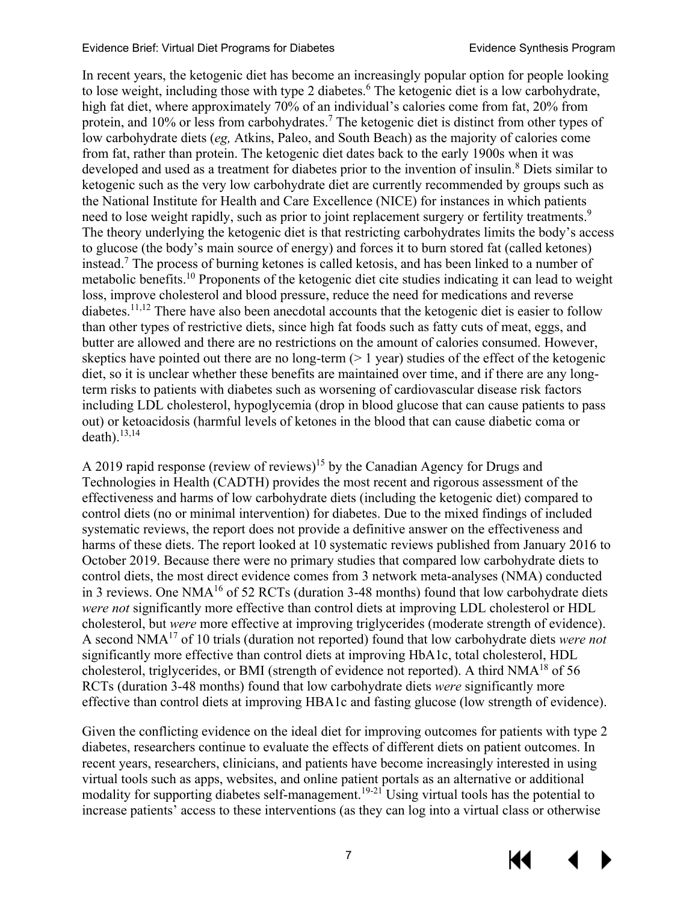In recent years, the ketogenic diet has become an increasingly popular option for people looking to lose weight, including those with type 2 diabetes.[6] The ketogenic diet is a low carbohydrate, high fat diet, where approximately 70% of an individual's calories come from fat, 20% from protein, and 10% or less from carbohydrates.[7] The ketogenic diet is distinct from other types of low carbohydrate diets (*eg,* Atkins, Paleo, and South Beach) as the majority of calories come from fat, rather than protein. The ketogenic diet dates back to the early 1900s when it was developed and used as a treatment for diabetes prior to the invention of insulin.[8] Diets similar to ketogenic such as the very low carbohydrate diet are currently recommended by groups such as the National Institute for Health and Care Excellence (NICE) for instances in which patients need to lose weight rapidly, such as prior to joint replacement surgery or fertility treatments.[9] The theory underlying the ketogenic diet is that restricting carbohydrates limits the body's access to glucose (the body's main source of energy) and forces it to burn stored fat (called ketones) instead.[7] The process of burning ketones is called ketosis, and has been linked to a number of metabolic benefits.[10] Proponents of the ketogenic diet cite studies indicating it can lead to weight loss, improve cholesterol and blood pressure, reduce the need for medications and reverse diabetes.[11,12] There have also been anecdotal accounts that the ketogenic diet is easier to follow than other types of restrictive diets, since high fat foods such as fatty cuts of meat, eggs, and butter are allowed and there are no restrictions on the amount of calories consumed. However, skeptics have pointed out there are no long-term (> 1 year) studies of the effect of the ketogenic diet, so it is unclear whether these benefits are maintained over time, and if there are any long-term risks to patients with diabetes such as worsening of cardiovascular disease risk factors including LDL cholesterol, hypoglycemia (drop in blood glucose that can cause patients to pass out) or ketoacidosis (harmful levels of ketones in the blood that can cause diabetic coma or death).[13,14]

A 2019 rapid response (review of reviews)[15] by the Canadian Agency for Drugs and Technologies in Health (CADTH) provides the most recent and rigorous assessment of the effectiveness and harms of low carbohydrate diets (including the ketogenic diet) compared to control diets (no or minimal intervention) for diabetes. Due to the mixed findings of included systematic reviews, the report does not provide a definitive answer on the effectiveness and harms of these diets. The report looked at 10 systematic reviews published from January 2016 to October 2019. Because there were no primary studies that compared low carbohydrate diets to control diets, the most direct evidence comes from 3 network meta-analyses (NMA) conducted in 3 reviews. One NMA[16] of 52 RCTs (duration 3-48 months) found that low carbohydrate diets *were not* significantly more effective than control diets at improving LDL cholesterol or HDL cholesterol, but *were* more effective at improving triglycerides (moderate strength of evidence). A second NMA[17] of 10 trials (duration not reported) found that low carbohydrate diets *were not* significantly more effective than control diets at improving HbA1c, total cholesterol, HDL cholesterol, triglycerides, or BMI (strength of evidence not reported). A third NMA[18] of 56 RCTs (duration 3-48 months) found that low carbohydrate diets *were* significantly more effective than control diets at improving HBA1c and fasting glucose (low strength of evidence).

Given the conflicting evidence on the ideal diet for improving outcomes for patients with type 2 diabetes, researchers continue to evaluate the effects of different diets on patient outcomes. In recent years, researchers, clinicians, and patients have become increasingly interested in using virtual tools such as apps, websites, and online patient portals as an alternative or additional modality for supporting diabetes self-management.[19-21] Using virtual tools has the potential to increase patients' access to these interventions (as they can log into a virtual class or otherwise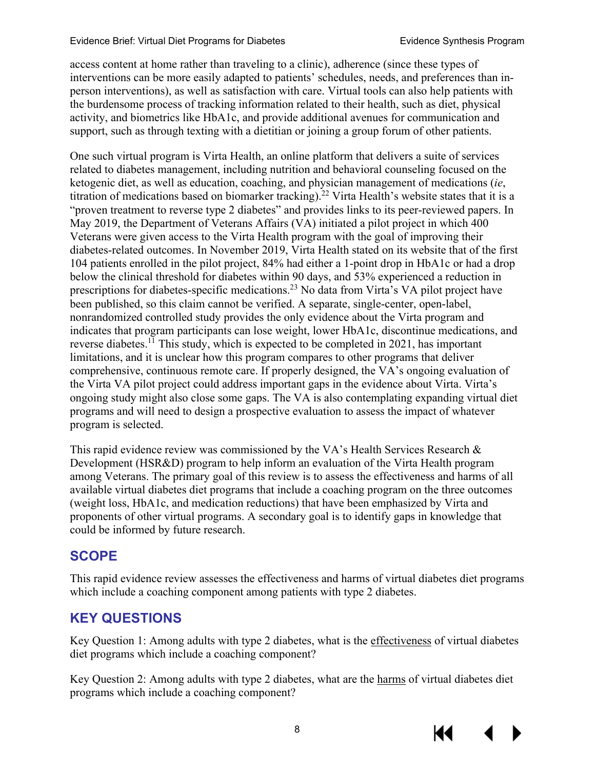access content at home rather than traveling to a clinic), adherence (since these types of interventions can be more easily adapted to patients' schedules, needs, and preferences than in-person interventions), as well as satisfaction with care. Virtual tools can also help patients with the burdensome process of tracking information related to their health, such as diet, physical activity, and biometrics like HbA1c, and provide additional avenues for communication and support, such as through texting with a dietitian or joining a group forum of other patients.

One such virtual program is Virta Health, an online platform that delivers a suite of services related to diabetes management, including nutrition and behavioral counseling focused on the ketogenic diet, as well as education, coaching, and physician management of medications (*ie*, titration of medications based on biomarker tracking).[22] Virta Health's website states that it is a "proven treatment to reverse type 2 diabetes" and provides links to its peer-reviewed papers. In May 2019, the Department of Veterans Affairs (VA) initiated a pilot project in which 400 Veterans were given access to the Virta Health program with the goal of improving their diabetes-related outcomes. In November 2019, Virta Health stated on its website that of the first 104 patients enrolled in the pilot project, 84% had either a 1-point drop in HbA1c or had a drop below the clinical threshold for diabetes within 90 days, and 53% experienced a reduction in prescriptions for diabetes-specific medications.[23] No data from Virta's VA pilot project have been published, so this claim cannot be verified. A separate, single-center, open-label, nonrandomized controlled study provides the only evidence about the Virta program and indicates that program participants can lose weight, lower HbA1c, discontinue medications, and reverse diabetes.[11] This study, which is expected to be completed in 2021, has important limitations, and it is unclear how this program compares to other programs that deliver comprehensive, continuous remote care. If properly designed, the VA's ongoing evaluation of the Virta VA pilot project could address important gaps in the evidence about Virta. Virta's ongoing study might also close some gaps. The VA is also contemplating expanding virtual diet programs and will need to design a prospective evaluation to assess the impact of whatever program is selected.

This rapid evidence review was commissioned by the VA's Health Services Research & Development (HSR&D) program to help inform an evaluation of the Virta Health program among Veterans. The primary goal of this review is to assess the effectiveness and harms of all available virtual diabetes diet programs that include a coaching program on the three outcomes (weight loss, HbA1c, and medication reductions) that have been emphasized by Virta and proponents of other virtual programs. A secondary goal is to identify gaps in knowledge that could be informed by future research.

## SCOPE

This rapid evidence review assesses the effectiveness and harms of virtual diabetes diet programs which include a coaching component among patients with type 2 diabetes.

## KEY QUESTIONS

Key Question 1: Among adults with type 2 diabetes, what is the effectiveness of virtual diabetes diet programs which include a coaching component?

Key Question 2: Among adults with type 2 diabetes, what are the harms of virtual diabetes diet programs which include a coaching component?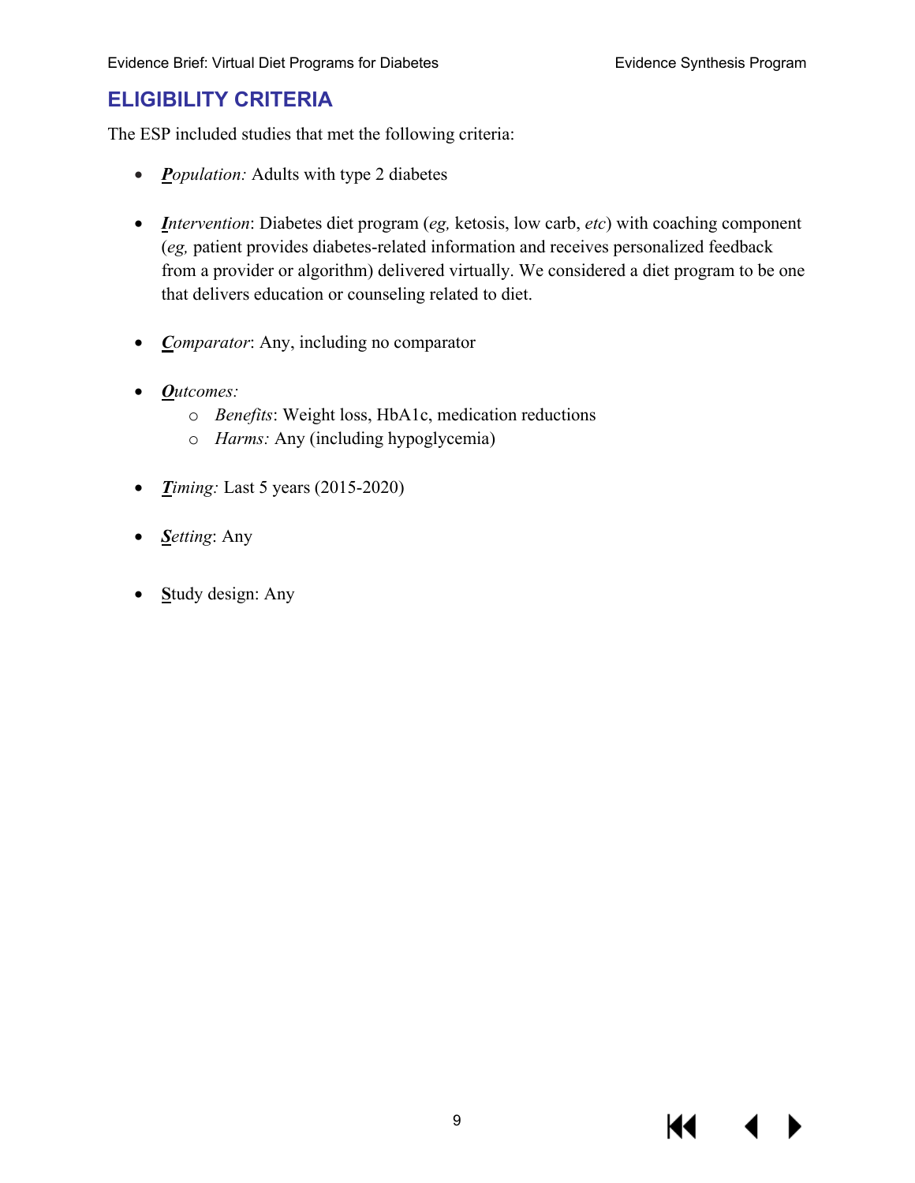## ELIGIBILITY CRITERIA

The ESP included studies that met the following criteria:

- ***P****opulation:* Adults with type 2 diabetes
- ***I****ntervention*: Diabetes diet program (*eg,* ketosis, low carb, *etc*) with coaching component (*eg,* patient provides diabetes-related information and receives personalized feedback from a provider or algorithm) delivered virtually. We considered a diet program to be one that delivers education or counseling related to diet.
- ***C****omparator*: Any, including no comparator
- ***O****utcomes:*
  - *Benefits*: Weight loss, HbA1c, medication reductions
  - *Harms:* Any (including hypoglycemia)
- ***T****iming:* Last 5 years (2015-2020)
- ***S****etting*: Any
- **S**tudy design: Any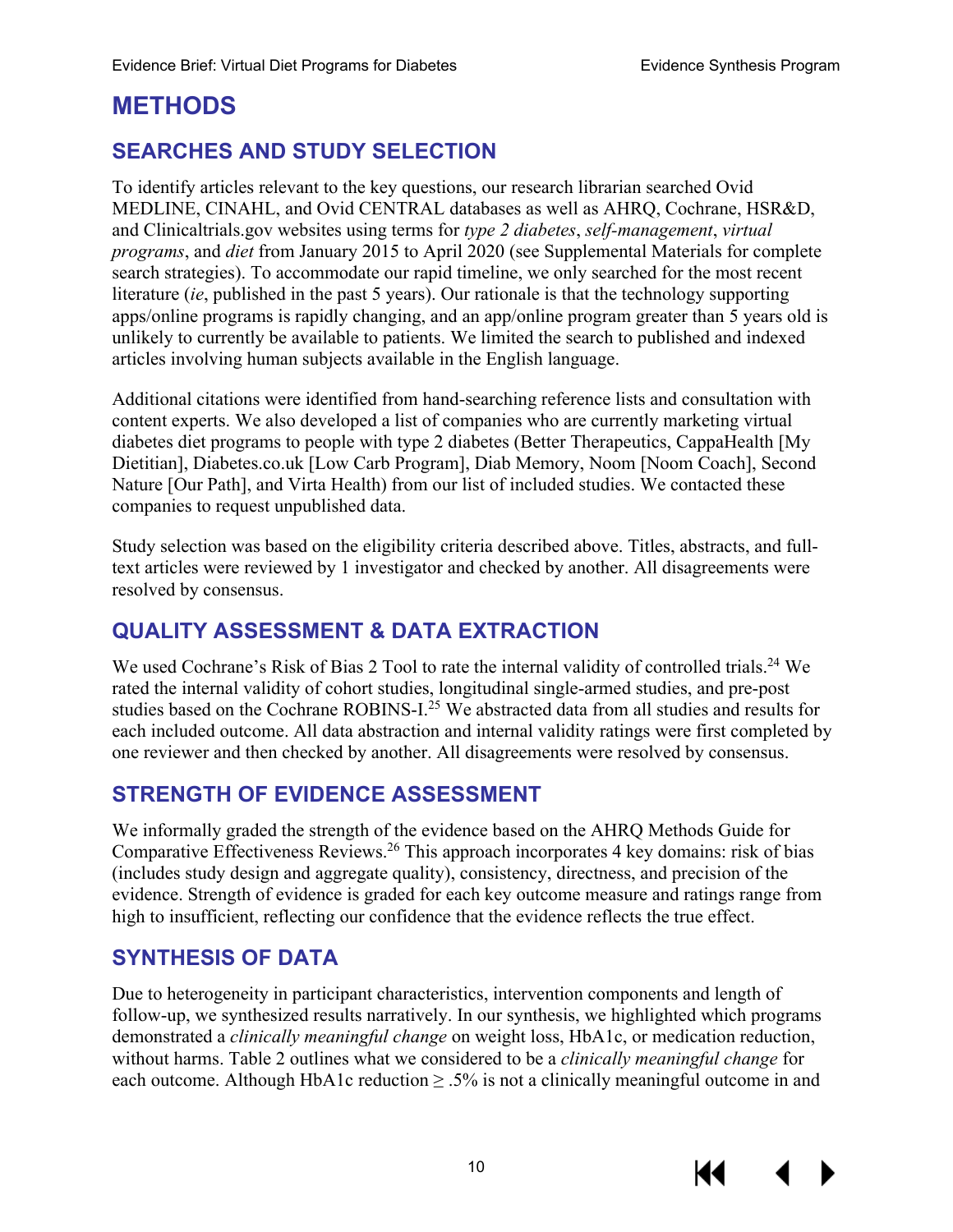# METHODS

## SEARCHES AND STUDY SELECTION

To identify articles relevant to the key questions, our research librarian searched Ovid MEDLINE, CINAHL, and Ovid CENTRAL databases as well as AHRQ, Cochrane, HSR&D, and Clinicaltrials.gov websites using terms for *type 2 diabetes*, *self-management*, *virtual programs*, and *diet* from January 2015 to April 2020 (see Supplemental Materials for complete search strategies). To accommodate our rapid timeline, we only searched for the most recent literature (*ie*, published in the past 5 years). Our rationale is that the technology supporting apps/online programs is rapidly changing, and an app/online program greater than 5 years old is unlikely to currently be available to patients. We limited the search to published and indexed articles involving human subjects available in the English language.

Additional citations were identified from hand-searching reference lists and consultation with content experts. We also developed a list of companies who are currently marketing virtual diabetes diet programs to people with type 2 diabetes (Better Therapeutics, CappaHealth [My Dietitian], Diabetes.co.uk [Low Carb Program], Diab Memory, Noom [Noom Coach], Second Nature [Our Path], and Virta Health) from our list of included studies. We contacted these companies to request unpublished data.

Study selection was based on the eligibility criteria described above. Titles, abstracts, and full-text articles were reviewed by 1 investigator and checked by another. All disagreements were resolved by consensus.

## QUALITY ASSESSMENT & DATA EXTRACTION

We used Cochrane's Risk of Bias 2 Tool to rate the internal validity of controlled trials.[24] We rated the internal validity of cohort studies, longitudinal single-armed studies, and pre-post studies based on the Cochrane ROBINS-I.[25] We abstracted data from all studies and results for each included outcome. All data abstraction and internal validity ratings were first completed by one reviewer and then checked by another. All disagreements were resolved by consensus.

## STRENGTH OF EVIDENCE ASSESSMENT

We informally graded the strength of the evidence based on the AHRQ Methods Guide for Comparative Effectiveness Reviews.[26] This approach incorporates 4 key domains: risk of bias (includes study design and aggregate quality), consistency, directness, and precision of the evidence. Strength of evidence is graded for each key outcome measure and ratings range from high to insufficient, reflecting our confidence that the evidence reflects the true effect.

## SYNTHESIS OF DATA

Due to heterogeneity in participant characteristics, intervention components and length of follow-up, we synthesized results narratively. In our synthesis, we highlighted which programs demonstrated a *clinically meaningful change* on weight loss, HbA1c, or medication reduction, without harms. Table 2 outlines what we considered to be a *clinically meaningful change* for each outcome. Although HbA1c reduction $\geq .5\%$ is not a clinically meaningful outcome in and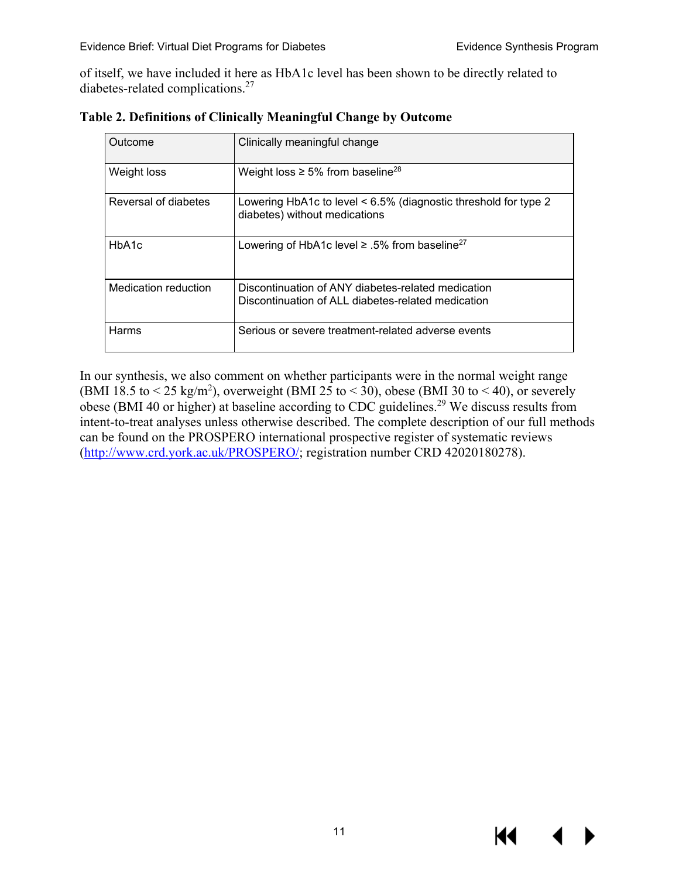of itself, we have included it here as HbA1c level has been shown to be directly related to diabetes-related complications.[27]

**Table 2. Definitions of Clinically Meaningful Change by Outcome**

| Outcome | Clinically meaningful change |
|---|---|
| Weight loss | Weight loss ≥ 5% from baseline[28] |
| Reversal of diabetes | Lowering HbA1c to level < 6.5% (diagnostic threshold for type 2 diabetes) without medications |
| HbA1c | Lowering of HbA1c level ≥ .5% from baseline[27] |
| Medication reduction | Discontinuation of ANY diabetes-related medication<br>Discontinuation of ALL diabetes-related medication |
| Harms | Serious or severe treatment-related adverse events |

In our synthesis, we also comment on whether participants were in the normal weight range (BMI 18.5 to < 25 $kg/m^2$), overweight (BMI 25 to < 30), obese (BMI 30 to < 40), or severely obese (BMI 40 or higher) at baseline according to CDC guidelines.[29] We discuss results from intent-to-treat analyses unless otherwise described. The complete description of our full methods can be found on the PROSPERO international prospective register of systematic reviews (http://www.crd.york.ac.uk/PROSPERO/; registration number CRD 42020180278).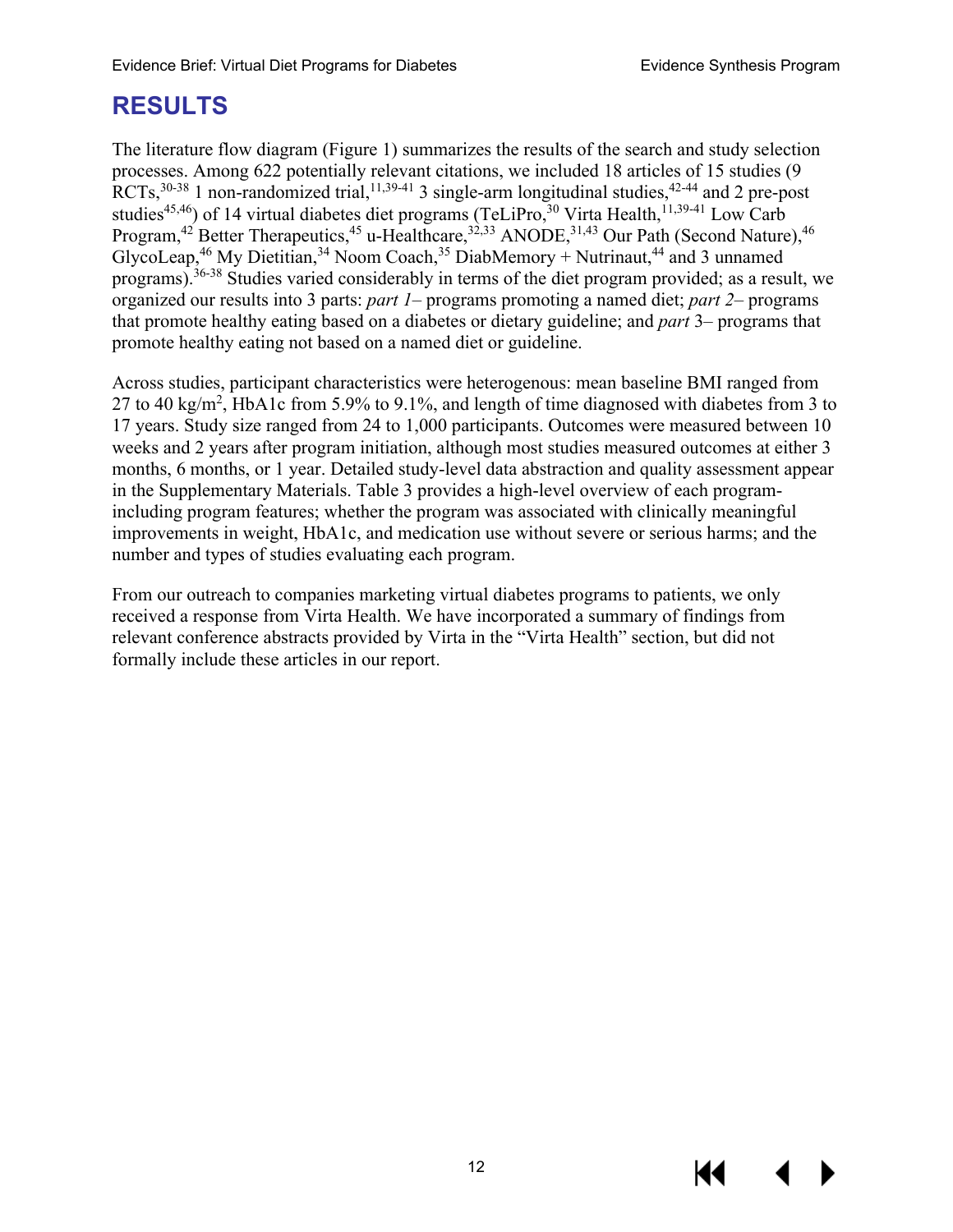# RESULTS

The literature flow diagram (Figure 1) summarizes the results of the search and study selection processes. Among 622 potentially relevant citations, we included 18 articles of 15 studies (9 RCTs,[30-38] 1 non-randomized trial,[11,39-41] 3 single-arm longitudinal studies,[42-44] and 2 pre-post studies[45,46]) of 14 virtual diabetes diet programs (TeLiPro,[30] Virta Health,[11,39-41] Low Carb Program,[42] Better Therapeutics,[45] u-Healthcare,[32,33] ANODE,[31,43] Our Path (Second Nature),[46] GlycoLeap,[46] My Dietitian,[34] Noom Coach,[35] DiabMemory + Nutrinaut,[44] and 3 unnamed programs).[36-38] Studies varied considerably in terms of the diet program provided; as a result, we organized our results into 3 parts: *part 1*– programs promoting a named diet; *part 2*– programs that promote healthy eating based on a diabetes or dietary guideline; and *part* 3– programs that promote healthy eating not based on a named diet or guideline.

Across studies, participant characteristics were heterogenous: mean baseline BMI ranged from 27 to 40 kg/m$^2$, HbA1c from 5.9% to 9.1%, and length of time diagnosed with diabetes from 3 to 17 years. Study size ranged from 24 to 1,000 participants. Outcomes were measured between 10 weeks and 2 years after program initiation, although most studies measured outcomes at either 3 months, 6 months, or 1 year. Detailed study-level data abstraction and quality assessment appear in the Supplementary Materials. Table 3 provides a high-level overview of each program-including program features; whether the program was associated with clinically meaningful improvements in weight, HbA1c, and medication use without severe or serious harms; and the number and types of studies evaluating each program.

From our outreach to companies marketing virtual diabetes programs to patients, we only received a response from Virta Health. We have incorporated a summary of findings from relevant conference abstracts provided by Virta in the "Virta Health" section, but did not formally include these articles in our report.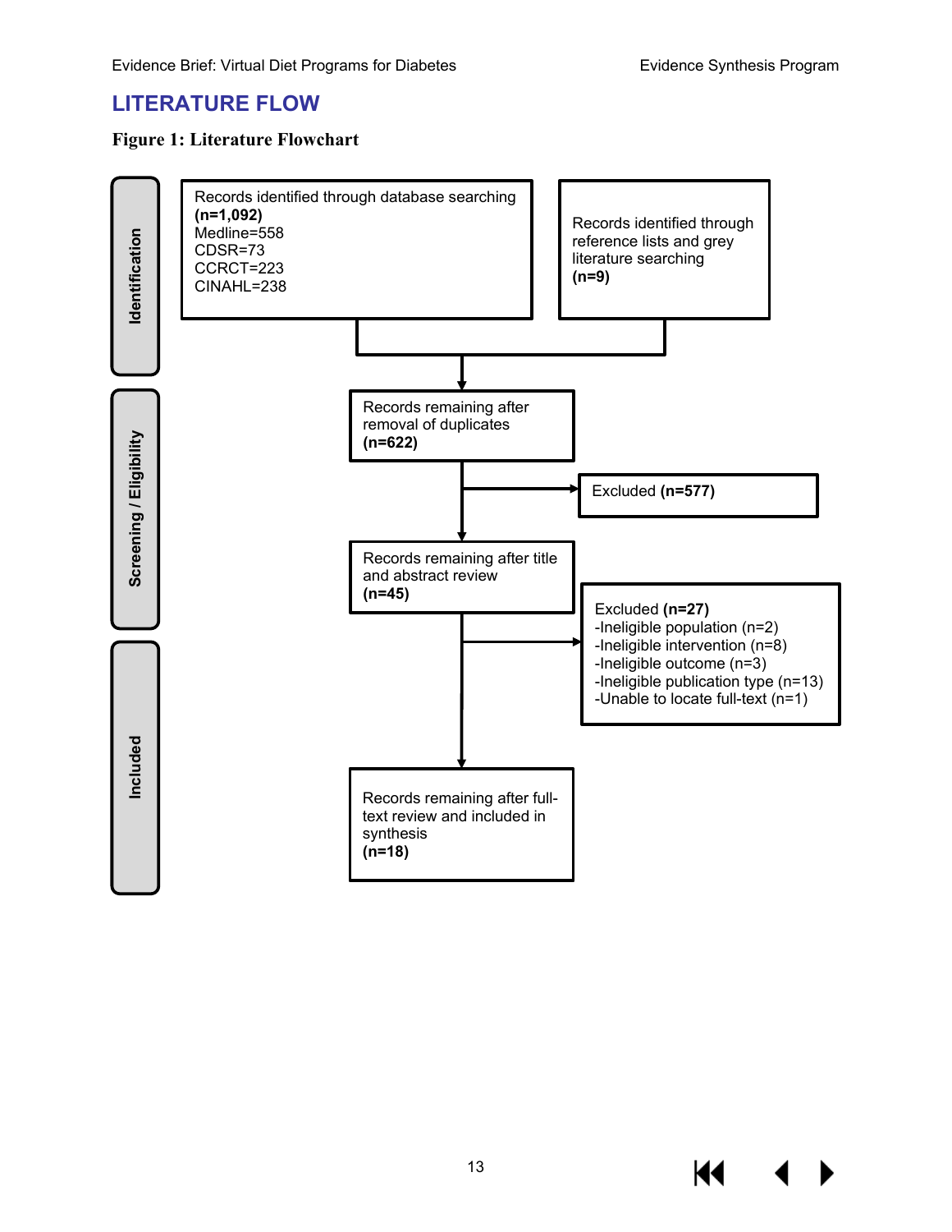## LITERATURE FLOW

**Figure 1: Literature Flowchart**

**Identification**

Records identified through database searching **(n=1,092)**
Medline=558
CDSR=73
CCRCT=223
CINAHL=238

Records identified through reference lists and grey literature searching **(n=9)**

**Screening / Eligibility**

Records remaining after removal of duplicates **(n=622)**

Excluded **(n=577)**

Records remaining after title and abstract review **(n=45)**

Excluded **(n=27)**
-Ineligible population (n=2)
-Ineligible intervention (n=8)
-Ineligible outcome (n=3)
-Ineligible publication type (n=13)
-Unable to locate full-text (n=1)

**Included**

Records remaining after full-text review and included in synthesis **(n=18)**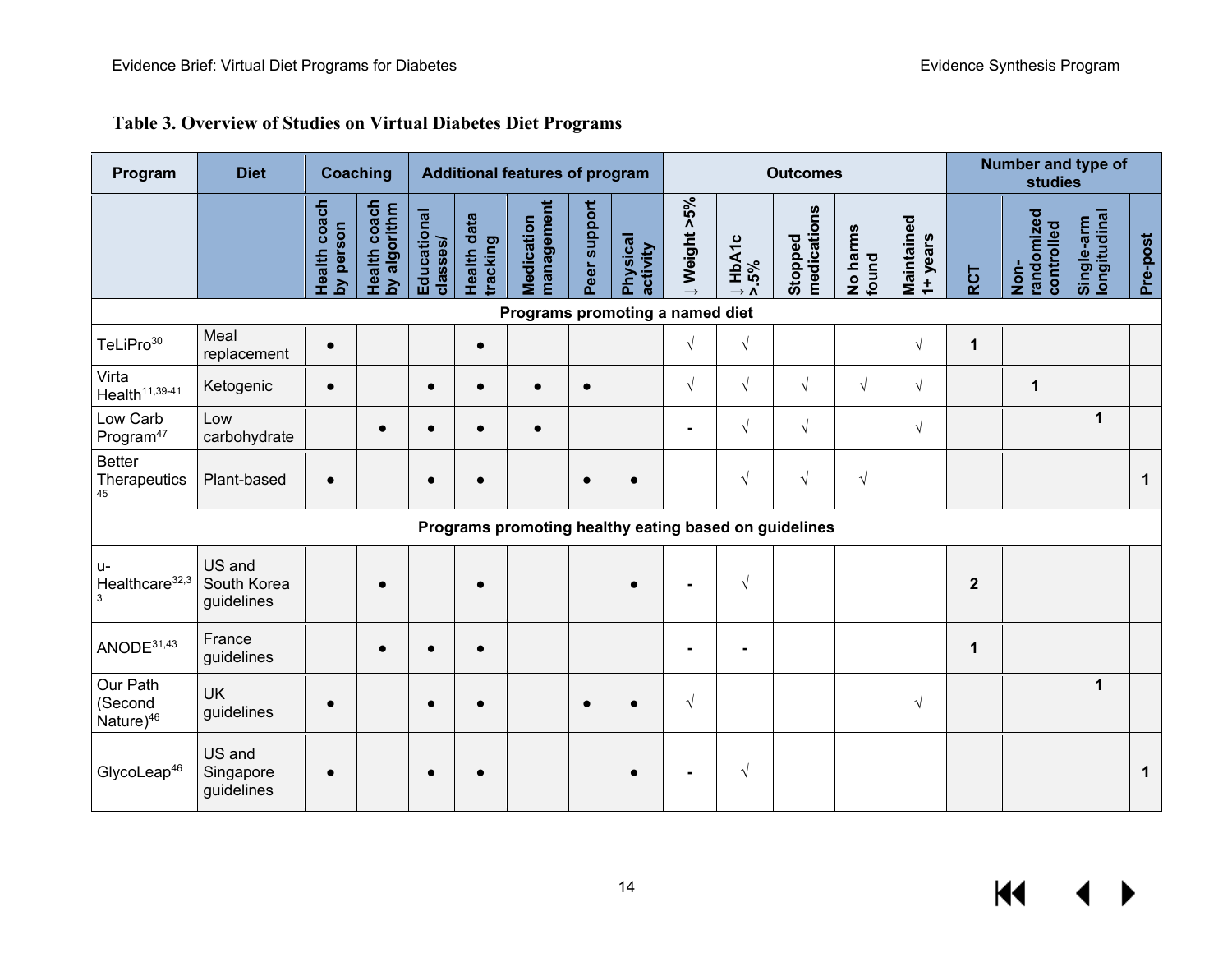### Table 3. Overview of Studies on Virtual Diabetes Diet Programs

| Program | Diet | Coaching | | Additional features of program | | | | | Outcomes | | | | | Number and type of studies | | | |
|---|---|---|---|---|---|---|---|---|---|---|---|---|---|---|---|---|---|
| | | Health coach by person | Health coach by algorithm | Educational classes/ | Health data tracking | Medication management | Peer support | Physical activity | ↓ Weight >5% | ↓ HbA1c >.5% | Stopped medications | No harms found | Maintained 1+ years | RCT | Non-randomized controlled | Single-arm longitudinal | Pre-post |
| **Programs promoting a named diet** | | | | | | | | | | | | | | | | | |
| TeLiPro[30] | Meal replacement | • | | | • | | | | √ | √ | | | √ | 1 | | | |
| Virta Health[11,39-41] | Ketogenic | • | | • | • | • | • | | √ | √ | √ | √ | √ | | 1 | | |
| Low Carb Program[47] | Low carbohydrate | | • | • | • | • | | | - | √ | √ | | √ | | | 1 | |
| Better Therapeutics[45] | Plant-based | • | | • | • | | • | • | | √ | √ | √ | | | | | 1 |
| **Programs promoting healthy eating based on guidelines** | | | | | | | | | | | | | | | | | |
| u-Healthcare[32,33] | US and South Korea guidelines | | • | | • | | | • | - | √ | | | | 2 | | | |
| ANODE[31,43] | France guidelines | | • | • | • | | | | - | - | | | | 1 | | | |
| Our Path (Second Nature)[46] | UK guidelines | • | | • | • | | • | • | √ | | | | √ | | | 1 | |
| GlycoLeap[46] | US and Singapore guidelines | • | | • | • | | | • | - | √ | | | | | | | 1 |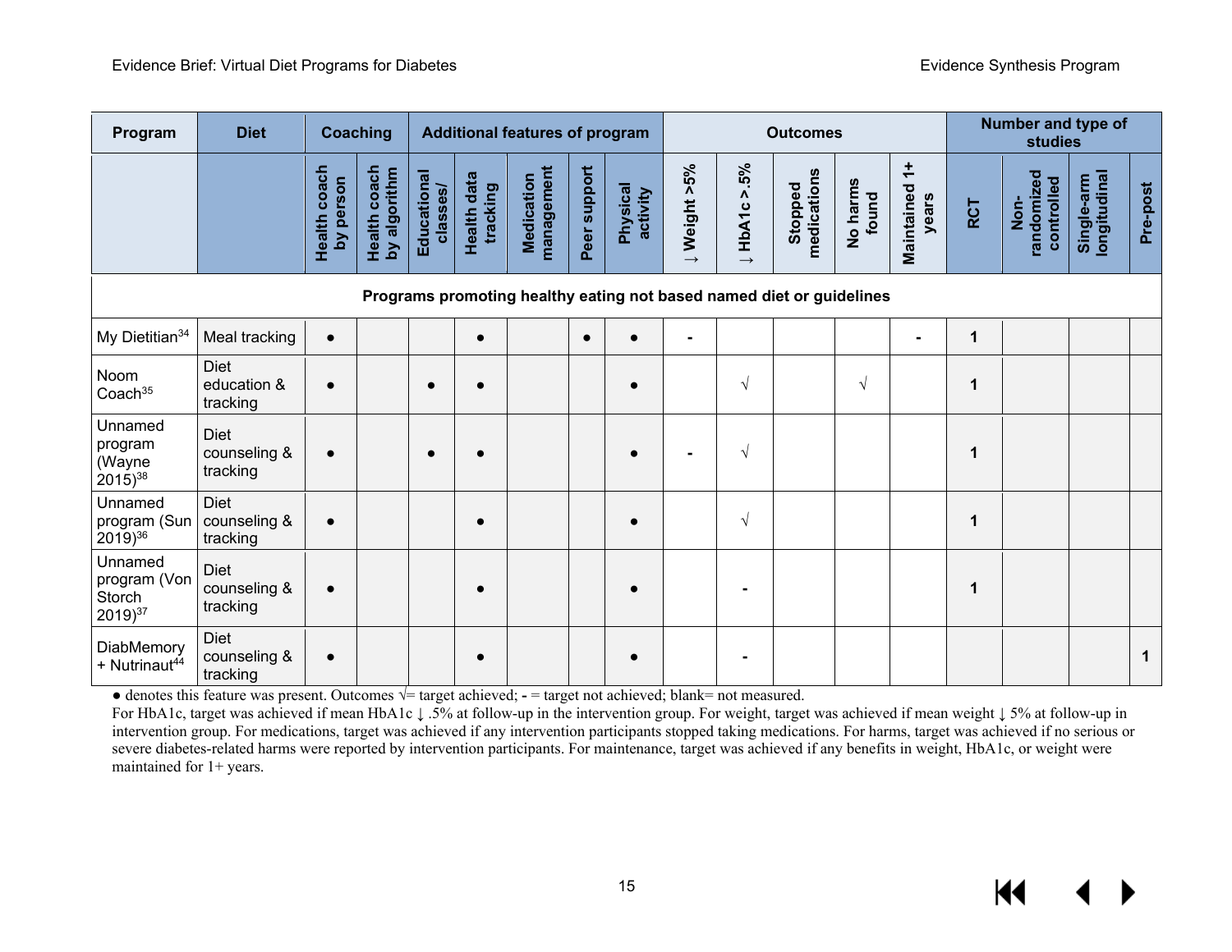| Program | Diet | Coaching | | Additional features of program | | | | | Outcomes | | | | | Number and type of studies | | | |
|---|---|---|---|---|---|---|---|---|---|---|---|---|---|---|---|---|---|
| | | Health coach by person | Health coach by algorithm | Educational classes/ | Health data tracking | Medication management | Peer support | Physical activity | ↓ Weight >5% | ↓ HbA1c >.5% | Stopped medications | No harms found | Maintained 1+ years | RCT | Non-randomized controlled | Single-arm longitudinal | Pre-post |
| **Programs promoting healthy eating not based named diet or guidelines** | | | | | | | | | | | | | | | | | |
| My Dietitian[34] | Meal tracking | ● | | | ● | | ● | ● | - | | | | - | 1 | | | |
| Noom Coach[35] | Diet education & tracking | ● | | ● | ● | | | ● | | √ | | √ | | 1 | | | |
| Unnamed program (Wayne 2015)[38] | Diet counseling & tracking | ● | | ● | ● | | | ● | - | √ | | | | 1 | | | |
| Unnamed program (Sun 2019)[36] | Diet counseling & tracking | ● | | | ● | | | ● | | √ | | | | 1 | | | |
| Unnamed program (Von Storch 2019)[37] | Diet counseling & tracking | ● | | | ● | | | ● | | - | | | | 1 | | | |
| DiabMemory + Nutrinaut[44] | Diet counseling & tracking | ● | | | ● | | | ● | | - | | | | | | | 1 |

● denotes this feature was present. Outcomes √= target achieved; **-** = target not achieved; blank= not measured.
For HbA1c, target was achieved if mean HbA1c ↓ .5% at follow-up in the intervention group. For weight, target was achieved if mean weight ↓ 5% at follow-up in intervention group. For medications, target was achieved if any intervention participants stopped taking medications. For harms, target was achieved if no serious or severe diabetes-related harms were reported by intervention participants. For maintenance, target was achieved if any benefits in weight, HbA1c, or weight were maintained for 1+ years.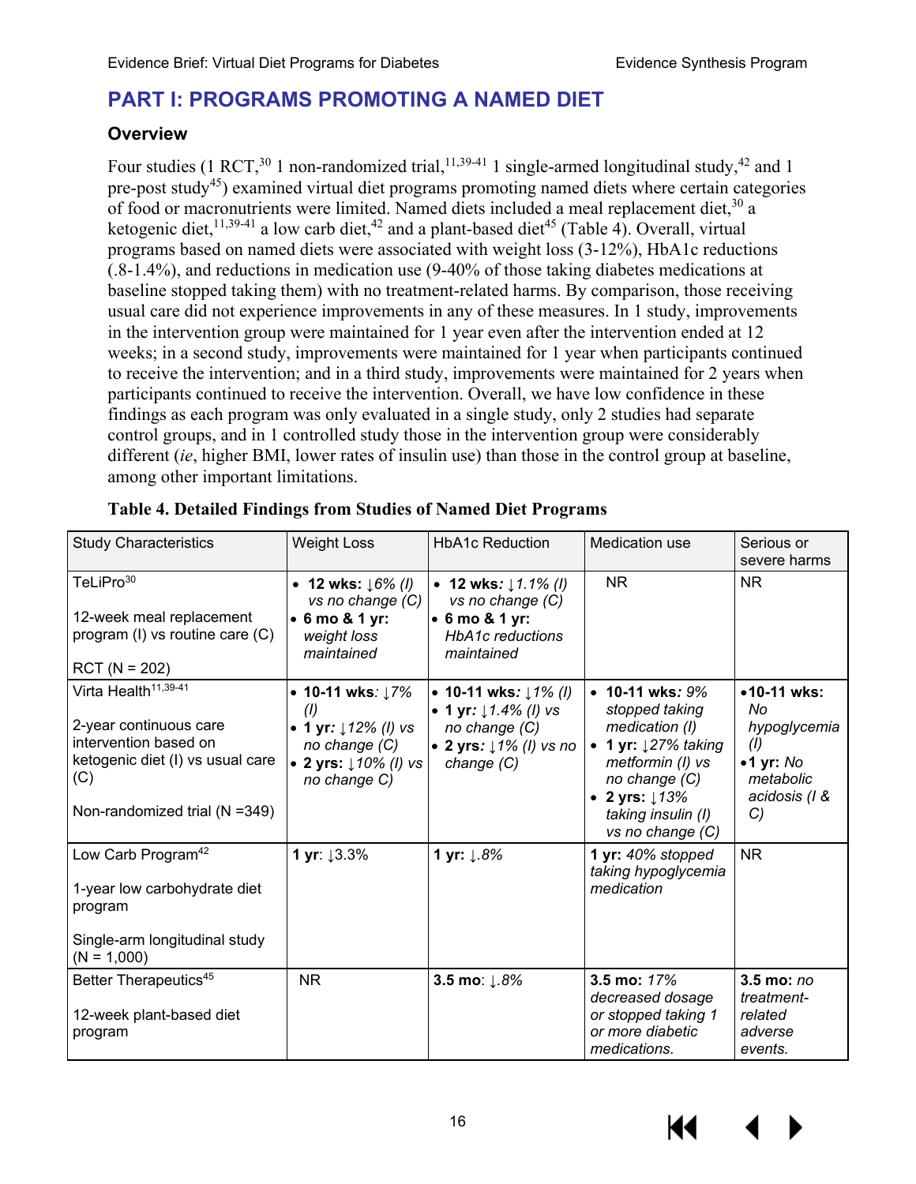# PART I: PROGRAMS PROMOTING A NAMED DIET

## Overview

Four studies (1 RCT,[30] 1 non-randomized trial,[11,39-41] 1 single-armed longitudinal study,[42] and 1 pre-post study[45]) examined virtual diet programs promoting named diets where certain categories of food or macronutrients were limited. Named diets included a meal replacement diet,[30] a ketogenic diet,[11,39-41] a low carb diet,[42] and a plant-based diet[45] (Table 4). Overall, virtual programs based on named diets were associated with weight loss (3-12%), HbA1c reductions (.8-1.4%), and reductions in medication use (9-40% of those taking diabetes medications at baseline stopped taking them) with no treatment-related harms. By comparison, those receiving usual care did not experience improvements in any of these measures. In 1 study, improvements in the intervention group were maintained for 1 year even after the intervention ended at 12 weeks; in a second study, improvements were maintained for 1 year when participants continued to receive the intervention; and in a third study, improvements were maintained for 2 years when participants continued to receive the intervention. Overall, we have low confidence in these findings as each program was only evaluated in a single study, only 2 studies had separate control groups, and in 1 controlled study those in the intervention group were considerably different (*ie*, higher BMI, lower rates of insulin use) than those in the control group at baseline, among other important limitations.

**Table 4. Detailed Findings from Studies of Named Diet Programs**

| Study Characteristics | Weight Loss | HbA1c Reduction | Medication use | Serious or severe harms |
|---|---|---|---|---|
| TeLiPro[30]<br><br>12-week meal replacement program (I) vs routine care (C)<br><br>RCT (N = 202) | • **12 wks**: *↓6% (I) vs no change (C)*<br>• **6 mo & 1 yr:** *weight loss maintained* | • **12 wks**: *↓1.1% (I) vs no change (C)*<br>• **6 mo & 1 yr:** *HbA1c reductions maintained* | NR | NR |
| Virta Health[11,39-41]<br><br>2-year continuous care intervention based on ketogenic diet (I) vs usual care (C)<br><br>Non-randomized trial (N =349) | • **10-11 wks**: *↓7% (I)*<br>• **1 yr**: *↓12% (I) vs no change (C)*<br>• **2 yrs:** *↓10% (I) vs no change C)* | • **10-11 wks**: *↓1% (I)*<br>• **1 yr**: *↓1.4% (I) vs no change (C)*<br>• **2 yrs**: *↓1% (I) vs no change (C)* | • **10-11 wks**: *9% stopped taking medication (I)*<br>• **1 yr**: *↓27% taking metformin (I) vs no change (C)*<br>• **2 yrs**: *↓13% taking insulin (I) vs no change (C)* | • **10-11 wks**: *No hypoglycemia (I)*<br>• **1 yr**: *No metabolic acidosis (I & C)* |
| Low Carb Program[42]<br><br>1-year low carbohydrate diet program<br><br>Single-arm longitudinal study (N = 1,000) | **1 yr**: ↓3.3% | **1 yr:** *↓.8%* | **1 yr:** *40% stopped taking hypoglycemia medication* | NR |
| Better Therapeutics[45]<br><br>12-week plant-based diet program | NR | **3.5 mo**: *↓.8%* | **3.5 mo:** *17% decreased dosage or stopped taking 1 or more diabetic medications.* | **3.5 mo:** *no treatment-related adverse events.* |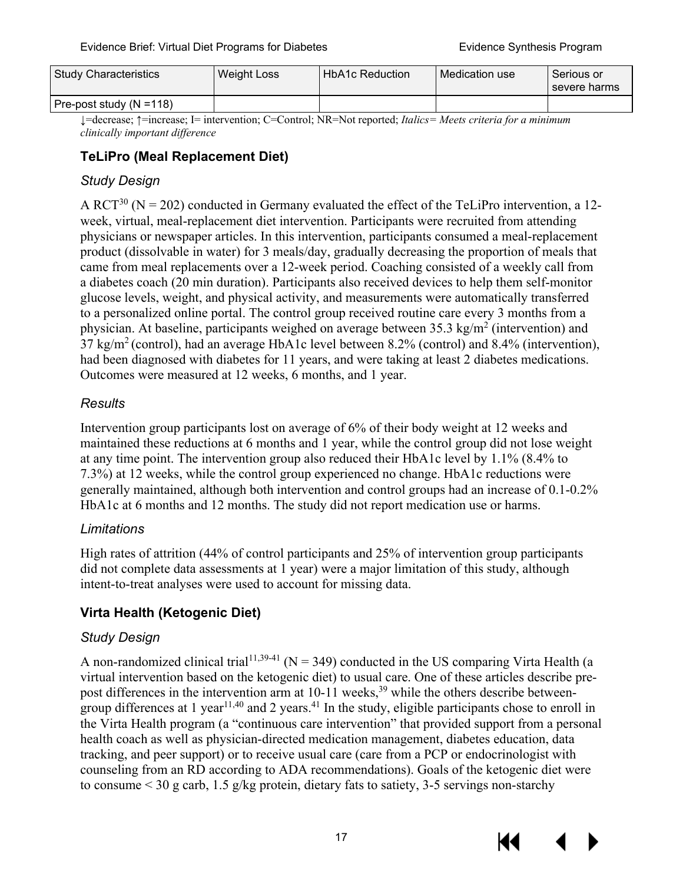| Study Characteristics | Weight Loss | HbA1c Reduction | Medication use | Serious or severe harms |
|---|---|---|---|---|
| Pre-post study (N =118) | | | | |

↓=decrease; ↑=increase; I= intervention; C=Control; NR=Not reported; *Italics= Meets criteria for a minimum clinically important difference*

### TeLiPro (Meal Replacement Diet)

#### *Study Design*

A RCT[30] (N = 202) conducted in Germany evaluated the effect of the TeLiPro intervention, a 12-week, virtual, meal-replacement diet intervention. Participants were recruited from attending physicians or newspaper articles. In this intervention, participants consumed a meal-replacement product (dissolvable in water) for 3 meals/day, gradually decreasing the proportion of meals that came from meal replacements over a 12-week period. Coaching consisted of a weekly call from a diabetes coach (20 min duration). Participants also received devices to help them self-monitor glucose levels, weight, and physical activity, and measurements were automatically transferred to a personalized online portal. The control group received routine care every 3 months from a physician. At baseline, participants weighed on average between 35.3 kg/m$^2$ (intervention) and 37 kg/m$^2$ (control), had an average HbA1c level between 8.2% (control) and 8.4% (intervention), had been diagnosed with diabetes for 11 years, and were taking at least 2 diabetes medications. Outcomes were measured at 12 weeks, 6 months, and 1 year.

#### *Results*

Intervention group participants lost on average of 6% of their body weight at 12 weeks and maintained these reductions at 6 months and 1 year, while the control group did not lose weight at any time point. The intervention group also reduced their HbA1c level by 1.1% (8.4% to 7.3%) at 12 weeks, while the control group experienced no change. HbA1c reductions were generally maintained, although both intervention and control groups had an increase of 0.1-0.2% HbA1c at 6 months and 12 months. The study did not report medication use or harms.

#### *Limitations*

High rates of attrition (44% of control participants and 25% of intervention group participants did not complete data assessments at 1 year) were a major limitation of this study, although intent-to-treat analyses were used to account for missing data.

### Virta Health (Ketogenic Diet)

#### *Study Design*

A non-randomized clinical trial[11,39-41] (N = 349) conducted in the US comparing Virta Health (a virtual intervention based on the ketogenic diet) to usual care. One of these articles describe pre-post differences in the intervention arm at 10-11 weeks,[39] while the others describe between-group differences at 1 year[11,40] and 2 years.[41] In the study, eligible participants chose to enroll in the Virta Health program (a "continuous care intervention" that provided support from a personal health coach as well as physician-directed medication management, diabetes education, data tracking, and peer support) or to receive usual care (care from a PCP or endocrinologist with counseling from an RD according to ADA recommendations). Goals of the ketogenic diet were to consume < 30 g carb, 1.5 g/kg protein, dietary fats to satiety, 3-5 servings non-starchy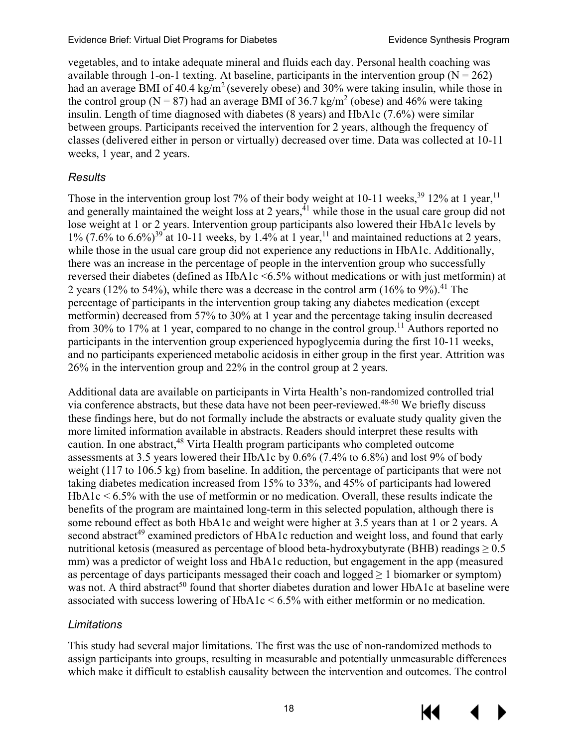vegetables, and to intake adequate mineral and fluids each day. Personal health coaching was available through 1-on-1 texting. At baseline, participants in the intervention group (N = 262) had an average BMI of 40.4 kg/m$^2$ (severely obese) and 30% were taking insulin, while those in the control group (N = 87) had an average BMI of 36.7 kg/m$^2$ (obese) and 46% were taking insulin. Length of time diagnosed with diabetes (8 years) and HbA1c (7.6%) were similar between groups. Participants received the intervention for 2 years, although the frequency of classes (delivered either in person or virtually) decreased over time. Data was collected at 10-11 weeks, 1 year, and 2 years.

### *Results*

Those in the intervention group lost 7% of their body weight at 10-11 weeks,[39] 12% at 1 year,[11] and generally maintained the weight loss at 2 years,[41] while those in the usual care group did not lose weight at 1 or 2 years. Intervention group participants also lowered their HbA1c levels by 1% (7.6% to 6.6%)[39] at 10-11 weeks, by 1.4% at 1 year,[11] and maintained reductions at 2 years, while those in the usual care group did not experience any reductions in HbA1c. Additionally, there was an increase in the percentage of people in the intervention group who successfully reversed their diabetes (defined as HbA1c <6.5% without medications or with just metformin) at 2 years (12% to 54%), while there was a decrease in the control arm (16% to 9%).[41] The percentage of participants in the intervention group taking any diabetes medication (except metformin) decreased from 57% to 30% at 1 year and the percentage taking insulin decreased from 30% to 17% at 1 year, compared to no change in the control group.[11] Authors reported no participants in the intervention group experienced hypoglycemia during the first 10-11 weeks, and no participants experienced metabolic acidosis in either group in the first year. Attrition was 26% in the intervention group and 22% in the control group at 2 years.

Additional data are available on participants in Virta Health's non-randomized controlled trial via conference abstracts, but these data have not been peer-reviewed.[48-50] We briefly discuss these findings here, but do not formally include the abstracts or evaluate study quality given the more limited information available in abstracts. Readers should interpret these results with caution. In one abstract,[48] Virta Health program participants who completed outcome assessments at 3.5 years lowered their HbA1c by 0.6% (7.4% to 6.8%) and lost 9% of body weight (117 to 106.5 kg) from baseline. In addition, the percentage of participants that were not taking diabetes medication increased from 15% to 33%, and 45% of participants had lowered HbA1c < 6.5% with the use of metformin or no medication. Overall, these results indicate the benefits of the program are maintained long-term in this selected population, although there is some rebound effect as both HbA1c and weight were higher at 3.5 years than at 1 or 2 years. A second abstract[49] examined predictors of HbA1c reduction and weight loss, and found that early nutritional ketosis (measured as percentage of blood beta-hydroxybutyrate (BHB) readings ≥ 0.5 mm) was a predictor of weight loss and HbA1c reduction, but engagement in the app (measured as percentage of days participants messaged their coach and logged ≥ 1 biomarker or symptom) was not. A third abstract[50] found that shorter diabetes duration and lower HbA1c at baseline were associated with success lowering of HbA1c < 6.5% with either metformin or no medication.

### *Limitations*

This study had several major limitations. The first was the use of non-randomized methods to assign participants into groups, resulting in measurable and potentially unmeasurable differences which make it difficult to establish causality between the intervention and outcomes. The control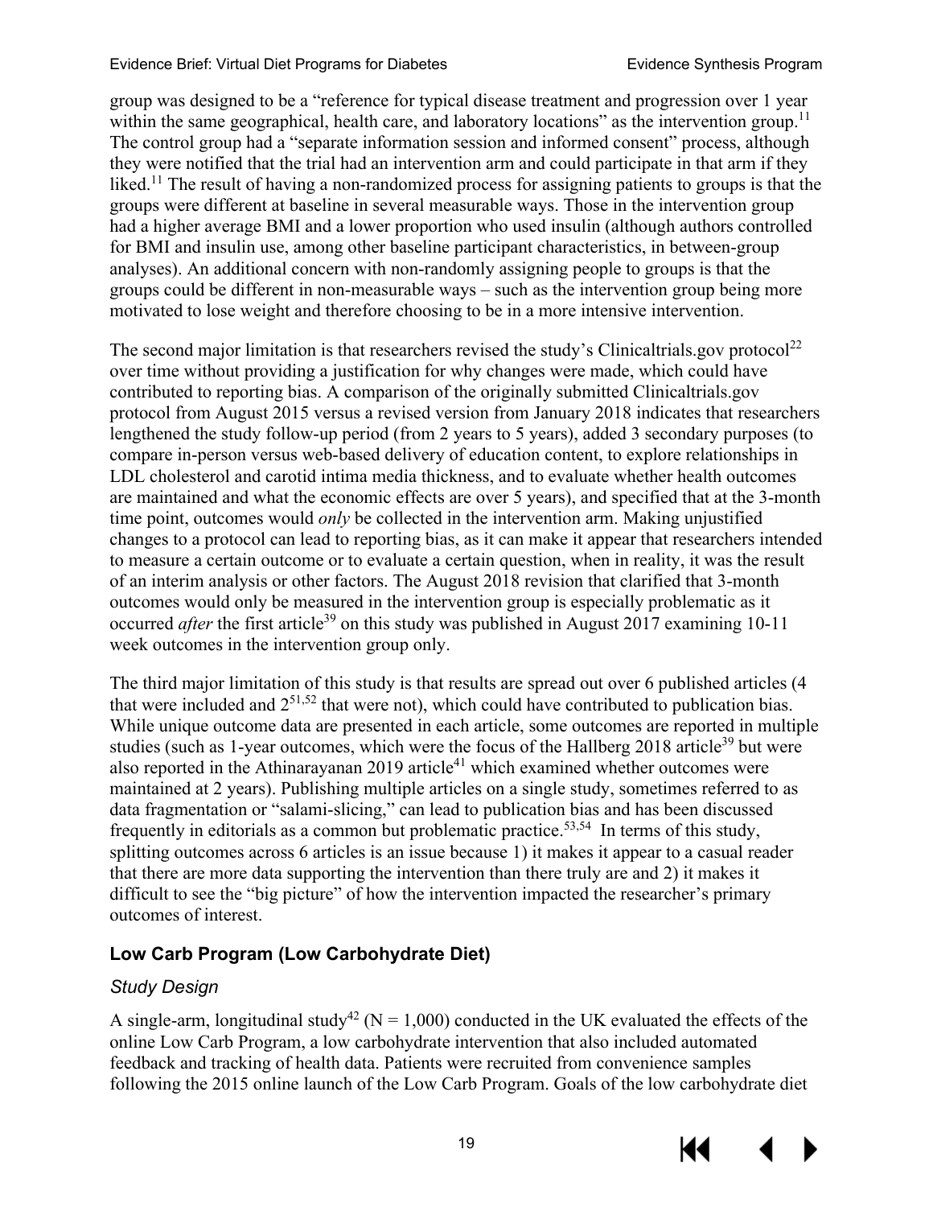group was designed to be a "reference for typical disease treatment and progression over 1 year within the same geographical, health care, and laboratory locations" as the intervention group.[11] The control group had a "separate information session and informed consent" process, although they were notified that the trial had an intervention arm and could participate in that arm if they liked.[11] The result of having a non-randomized process for assigning patients to groups is that the groups were different at baseline in several measurable ways. Those in the intervention group had a higher average BMI and a lower proportion who used insulin (although authors controlled for BMI and insulin use, among other baseline participant characteristics, in between-group analyses). An additional concern with non-randomly assigning people to groups is that the groups could be different in non-measurable ways – such as the intervention group being more motivated to lose weight and therefore choosing to be in a more intensive intervention.

The second major limitation is that researchers revised the study's Clinicaltrials.gov protocol[22] over time without providing a justification for why changes were made, which could have contributed to reporting bias. A comparison of the originally submitted Clinicaltrials.gov protocol from August 2015 versus a revised version from January 2018 indicates that researchers lengthened the study follow-up period (from 2 years to 5 years), added 3 secondary purposes (to compare in-person versus web-based delivery of education content, to explore relationships in LDL cholesterol and carotid intima media thickness, and to evaluate whether health outcomes are maintained and what the economic effects are over 5 years), and specified that at the 3-month time point, outcomes would *only* be collected in the intervention arm. Making unjustified changes to a protocol can lead to reporting bias, as it can make it appear that researchers intended to measure a certain outcome or to evaluate a certain question, when in reality, it was the result of an interim analysis or other factors. The August 2018 revision that clarified that 3-month outcomes would only be measured in the intervention group is especially problematic as it occurred *after* the first article[39] on this study was published in August 2017 examining 10-11 week outcomes in the intervention group only.

The third major limitation of this study is that results are spread out over 6 published articles (4 that were included and 2[51,52] that were not), which could have contributed to publication bias. While unique outcome data are presented in each article, some outcomes are reported in multiple studies (such as 1-year outcomes, which were the focus of the Hallberg 2018 article[39] but were also reported in the Athinarayanan 2019 article[41] which examined whether outcomes were maintained at 2 years). Publishing multiple articles on a single study, sometimes referred to as data fragmentation or "salami-slicing," can lead to publication bias and has been discussed frequently in editorials as a common but problematic practice.[53,54] In terms of this study, splitting outcomes across 6 articles is an issue because 1) it makes it appear to a casual reader that there are more data supporting the intervention than there truly are and 2) it makes it difficult to see the "big picture" of how the intervention impacted the researcher's primary outcomes of interest.

### Low Carb Program (Low Carbohydrate Diet)

#### *Study Design*

A single-arm, longitudinal study[42] (N = 1,000) conducted in the UK evaluated the effects of the online Low Carb Program, a low carbohydrate intervention that also included automated feedback and tracking of health data. Patients were recruited from convenience samples following the 2015 online launch of the Low Carb Program. Goals of the low carbohydrate diet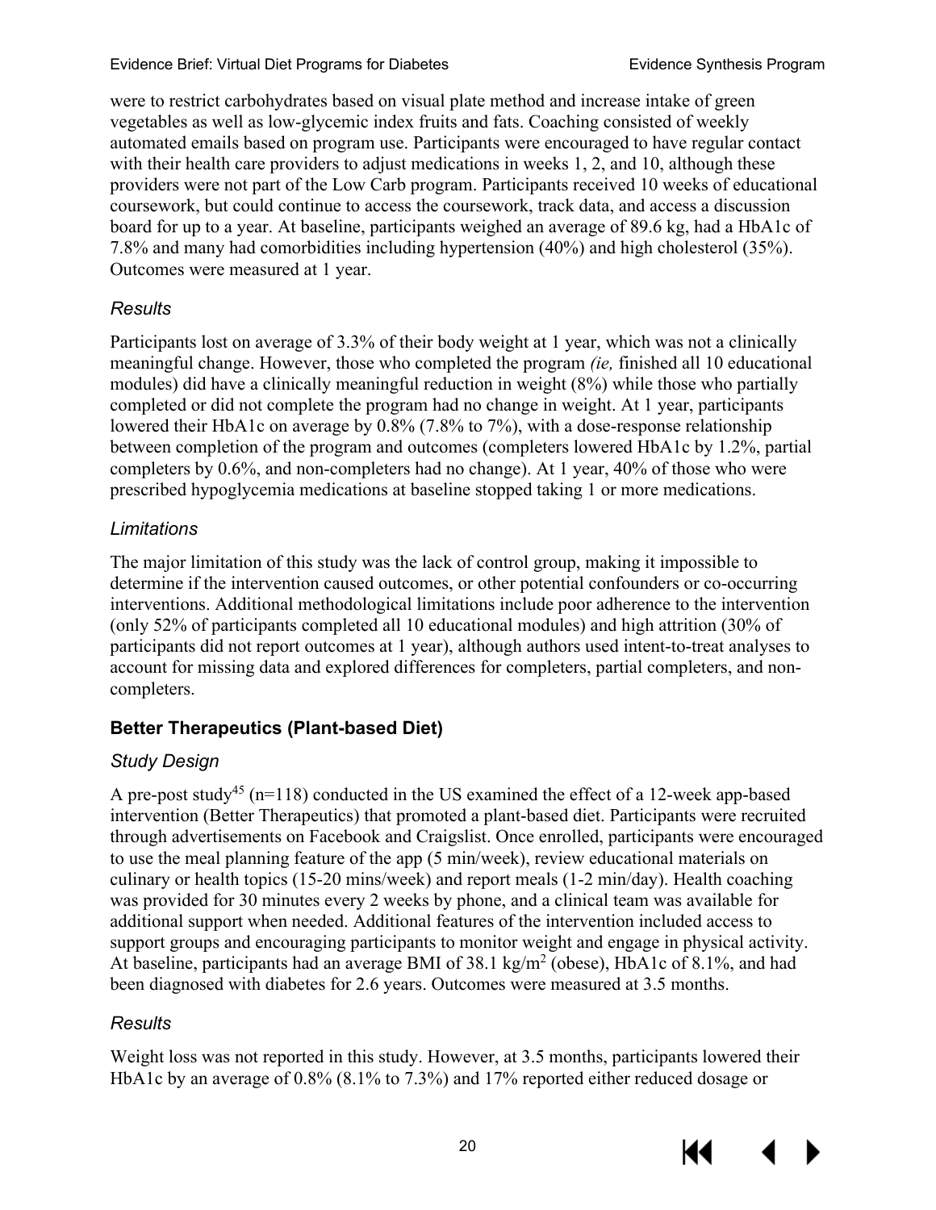were to restrict carbohydrates based on visual plate method and increase intake of green vegetables as well as low-glycemic index fruits and fats. Coaching consisted of weekly automated emails based on program use. Participants were encouraged to have regular contact with their health care providers to adjust medications in weeks 1, 2, and 10, although these providers were not part of the Low Carb program. Participants received 10 weeks of educational coursework, but could continue to access the coursework, track data, and access a discussion board for up to a year. At baseline, participants weighed an average of 89.6 kg, had a HbA1c of 7.8% and many had comorbidities including hypertension (40%) and high cholesterol (35%). Outcomes were measured at 1 year.

### *Results*

Participants lost on average of 3.3% of their body weight at 1 year, which was not a clinically meaningful change. However, those who completed the program *(ie,* finished all 10 educational modules) did have a clinically meaningful reduction in weight (8%) while those who partially completed or did not complete the program had no change in weight. At 1 year, participants lowered their HbA1c on average by 0.8% (7.8% to 7%), with a dose-response relationship between completion of the program and outcomes (completers lowered HbA1c by 1.2%, partial completers by 0.6%, and non-completers had no change). At 1 year, 40% of those who were prescribed hypoglycemia medications at baseline stopped taking 1 or more medications.

### *Limitations*

The major limitation of this study was the lack of control group, making it impossible to determine if the intervention caused outcomes, or other potential confounders or co-occurring interventions. Additional methodological limitations include poor adherence to the intervention (only 52% of participants completed all 10 educational modules) and high attrition (30% of participants did not report outcomes at 1 year), although authors used intent-to-treat analyses to account for missing data and explored differences for completers, partial completers, and non-completers.

## **Better Therapeutics (Plant-based Diet)**

### *Study Design*

A pre-post study[45] (n=118) conducted in the US examined the effect of a 12-week app-based intervention (Better Therapeutics) that promoted a plant-based diet. Participants were recruited through advertisements on Facebook and Craigslist. Once enrolled, participants were encouraged to use the meal planning feature of the app (5 min/week), review educational materials on culinary or health topics (15-20 mins/week) and report meals (1-2 min/day). Health coaching was provided for 30 minutes every 2 weeks by phone, and a clinical team was available for additional support when needed. Additional features of the intervention included access to support groups and encouraging participants to monitor weight and engage in physical activity. At baseline, participants had an average BMI of 38.1 $kg/m^2$ (obese), HbA1c of 8.1%, and had been diagnosed with diabetes for 2.6 years. Outcomes were measured at 3.5 months.

### *Results*

Weight loss was not reported in this study. However, at 3.5 months, participants lowered their HbA1c by an average of 0.8% (8.1% to 7.3%) and 17% reported either reduced dosage or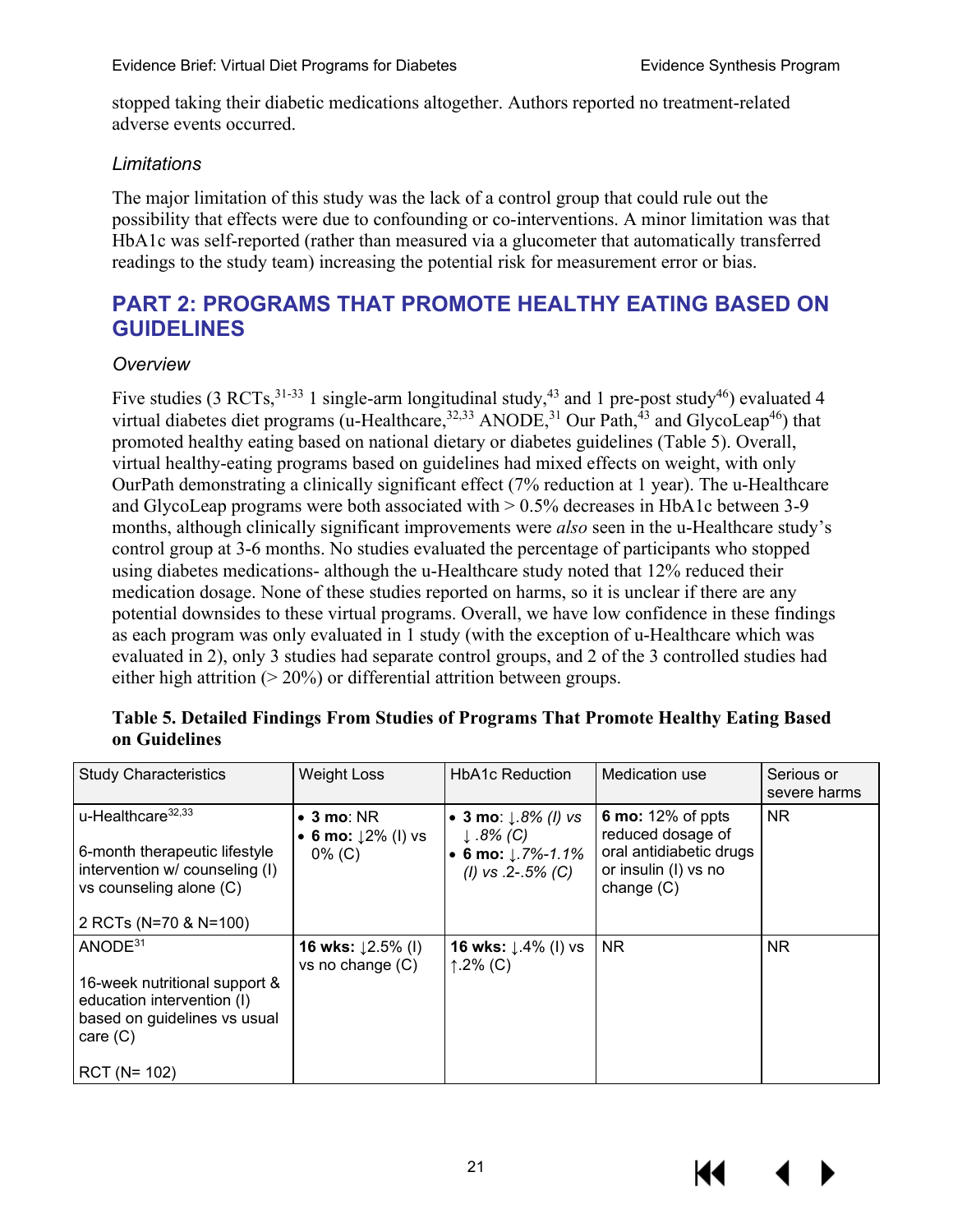stopped taking their diabetic medications altogether. Authors reported no treatment-related adverse events occurred.

### *Limitations*

The major limitation of this study was the lack of a control group that could rule out the possibility that effects were due to confounding or co-interventions. A minor limitation was that HbA1c was self-reported (rather than measured via a glucometer that automatically transferred readings to the study team) increasing the potential risk for measurement error or bias.

## PART 2: PROGRAMS THAT PROMOTE HEALTHY EATING BASED ON GUIDELINES

### *Overview*

Five studies (3 RCTs,[31-33] 1 single-arm longitudinal study,[43] and 1 pre-post study[46]) evaluated 4 virtual diabetes diet programs (u-Healthcare,[32,33] ANODE,[31] Our Path,[43] and GlycoLeap[46]) that promoted healthy eating based on national dietary or diabetes guidelines (Table 5). Overall, virtual healthy-eating programs based on guidelines had mixed effects on weight, with only OurPath demonstrating a clinically significant effect (7% reduction at 1 year). The u-Healthcare and GlycoLeap programs were both associated with > 0.5% decreases in HbA1c between 3-9 months, although clinically significant improvements were *also* seen in the u-Healthcare study's control group at 3-6 months. No studies evaluated the percentage of participants who stopped using diabetes medications- although the u-Healthcare study noted that 12% reduced their medication dosage. None of these studies reported on harms, so it is unclear if there are any potential downsides to these virtual programs. Overall, we have low confidence in these findings as each program was only evaluated in 1 study (with the exception of u-Healthcare which was evaluated in 2), only 3 studies had separate control groups, and 2 of the 3 controlled studies had either high attrition (> 20%) or differential attrition between groups.

**Table 5. Detailed Findings From Studies of Programs That Promote Healthy Eating Based on Guidelines**

| Study Characteristics | Weight Loss | HbA1c Reduction | Medication use | Serious or severe harms |
|---|---|---|---|---|
| u-Healthcare[32,33]<br><br>6-month therapeutic lifestyle intervention w/ counseling (I) vs counseling alone (C)<br><br>2 RCTs (N=70 & N=100) | • **3 mo**: NR<br>• **6 mo:** ↓2% (I) vs 0% (C) | • **3 mo**: *↓.8% (I) vs ↓.8% (C)*<br>• **6 mo:** *↓.7%-1.1% (I) vs .2-.5% (C)* | **6 mo:** 12% of ppts reduced dosage of oral antidiabetic drugs or insulin (I) vs no change (C) | NR |
| ANODE[31]<br><br>16-week nutritional support & education intervention (I) based on guidelines vs usual care (C)<br><br>RCT (N= 102) | **16 wks:** ↓2.5% (I) vs no change (C) | **16 wks:** ↓.4% (I) vs ↑.2% (C) | NR | NR |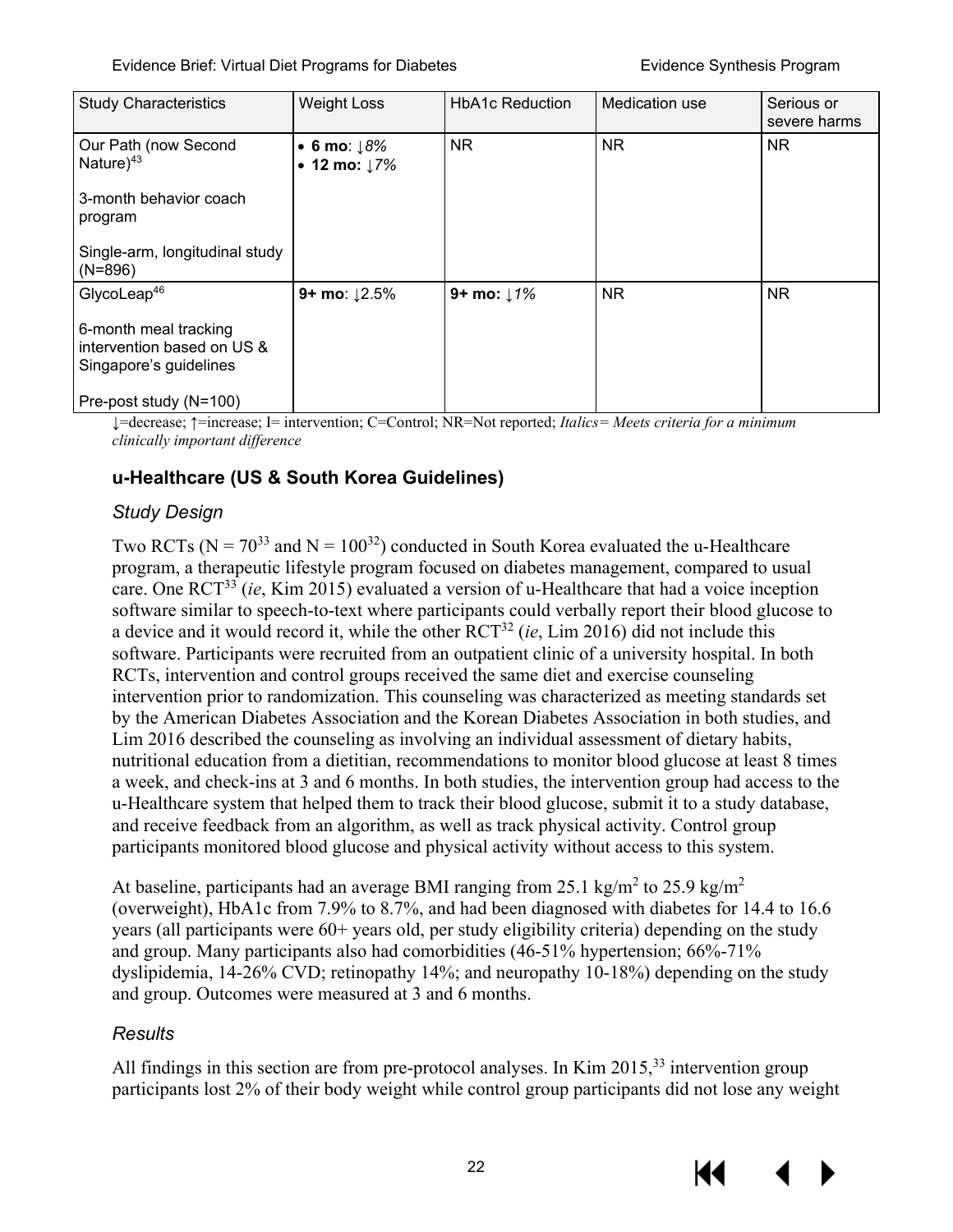| Study Characteristics | Weight Loss | HbA1c Reduction | Medication use | Serious or severe harms |
|---|---|---|---|---|
| Our Path (now Second Nature)[43]<br><br>3-month behavior coach program<br><br>Single-arm, longitudinal study (N=896) | • **6 mo**: *↓8%*<br>• **12 mo:** *↓7%* | NR | NR | NR |
| GlycoLeap[46]<br><br>6-month meal tracking intervention based on US & Singapore's guidelines<br><br>Pre-post study (N=100) | **9+ mo**: ↓2.5% | **9+ mo:** *↓1%* | NR | NR |

↓=decrease; ↑=increase; I= intervention; C=Control; NR=Not reported; *Italics= Meets criteria for a minimum clinically important difference*

### u-Healthcare (US & South Korea Guidelines)

#### *Study Design*

Two RCTs (N = 70[33] and N = 100[32]) conducted in South Korea evaluated the u-Healthcare program, a therapeutic lifestyle program focused on diabetes management, compared to usual care. One RCT[33] (*ie*, Kim 2015) evaluated a version of u-Healthcare that had a voice inception software similar to speech-to-text where participants could verbally report their blood glucose to a device and it would record it, while the other RCT[32] (*ie*, Lim 2016) did not include this software. Participants were recruited from an outpatient clinic of a university hospital. In both RCTs, intervention and control groups received the same diet and exercise counseling intervention prior to randomization. This counseling was characterized as meeting standards set by the American Diabetes Association and the Korean Diabetes Association in both studies, and Lim 2016 described the counseling as involving an individual assessment of dietary habits, nutritional education from a dietitian, recommendations to monitor blood glucose at least 8 times a week, and check-ins at 3 and 6 months. In both studies, the intervention group had access to the u-Healthcare system that helped them to track their blood glucose, submit it to a study database, and receive feedback from an algorithm, as well as track physical activity. Control group participants monitored blood glucose and physical activity without access to this system.

At baseline, participants had an average BMI ranging from 25.1 kg/m$^2$ to 25.9 kg/m$^2$ (overweight), HbA1c from 7.9% to 8.7%, and had been diagnosed with diabetes for 14.4 to 16.6 years (all participants were 60+ years old, per study eligibility criteria) depending on the study and group. Many participants also had comorbidities (46-51% hypertension; 66%-71% dyslipidemia, 14-26% CVD; retinopathy 14%; and neuropathy 10-18%) depending on the study and group. Outcomes were measured at 3 and 6 months.

#### *Results*

All findings in this section are from pre-protocol analyses. In Kim 2015,[33] intervention group participants lost 2% of their body weight while control group participants did not lose any weight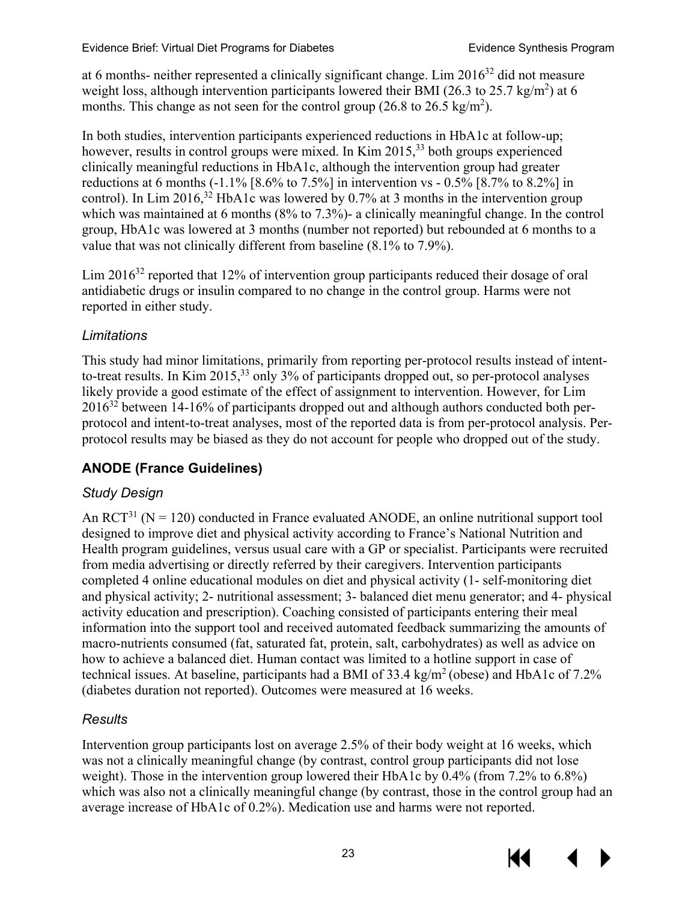at 6 months- neither represented a clinically significant change. Lim 2016[32] did not measure weight loss, although intervention participants lowered their BMI (26.3 to 25.7 kg/m$^2$) at 6 months. This change as not seen for the control group (26.8 to 26.5 kg/m$^2$).

In both studies, intervention participants experienced reductions in HbA1c at follow-up; however, results in control groups were mixed. In Kim 2015,[33] both groups experienced clinically meaningful reductions in HbA1c, although the intervention group had greater reductions at 6 months (-1.1% [8.6% to 7.5%] in intervention vs - 0.5% [8.7% to 8.2%] in control). In Lim 2016,[32] HbA1c was lowered by 0.7% at 3 months in the intervention group which was maintained at 6 months (8% to 7.3%)- a clinically meaningful change. In the control group, HbA1c was lowered at 3 months (number not reported) but rebounded at 6 months to a value that was not clinically different from baseline (8.1% to 7.9%).

Lim 2016[32] reported that 12% of intervention group participants reduced their dosage of oral antidiabetic drugs or insulin compared to no change in the control group. Harms were not reported in either study.

### *Limitations*

This study had minor limitations, primarily from reporting per-protocol results instead of intent-to-treat results. In Kim 2015,[33] only 3% of participants dropped out, so per-protocol analyses likely provide a good estimate of the effect of assignment to intervention. However, for Lim 2016[32] between 14-16% of participants dropped out and although authors conducted both per-protocol and intent-to-treat analyses, most of the reported data is from per-protocol analysis. Per-protocol results may be biased as they do not account for people who dropped out of the study.

## ANODE (France Guidelines)

### *Study Design*

An RCT[31] (N = 120) conducted in France evaluated ANODE, an online nutritional support tool designed to improve diet and physical activity according to France's National Nutrition and Health program guidelines, versus usual care with a GP or specialist. Participants were recruited from media advertising or directly referred by their caregivers. Intervention participants completed 4 online educational modules on diet and physical activity (1- self-monitoring diet and physical activity; 2- nutritional assessment; 3- balanced diet menu generator; and 4- physical activity education and prescription). Coaching consisted of participants entering their meal information into the support tool and received automated feedback summarizing the amounts of macro-nutrients consumed (fat, saturated fat, protein, salt, carbohydrates) as well as advice on how to achieve a balanced diet. Human contact was limited to a hotline support in case of technical issues. At baseline, participants had a BMI of 33.4 kg/m$^2$ (obese) and HbA1c of 7.2% (diabetes duration not reported). Outcomes were measured at 16 weeks.

### *Results*

Intervention group participants lost on average 2.5% of their body weight at 16 weeks, which was not a clinically meaningful change (by contrast, control group participants did not lose weight). Those in the intervention group lowered their HbA1c by 0.4% (from 7.2% to 6.8%) which was also not a clinically meaningful change (by contrast, those in the control group had an average increase of HbA1c of 0.2%). Medication use and harms were not reported.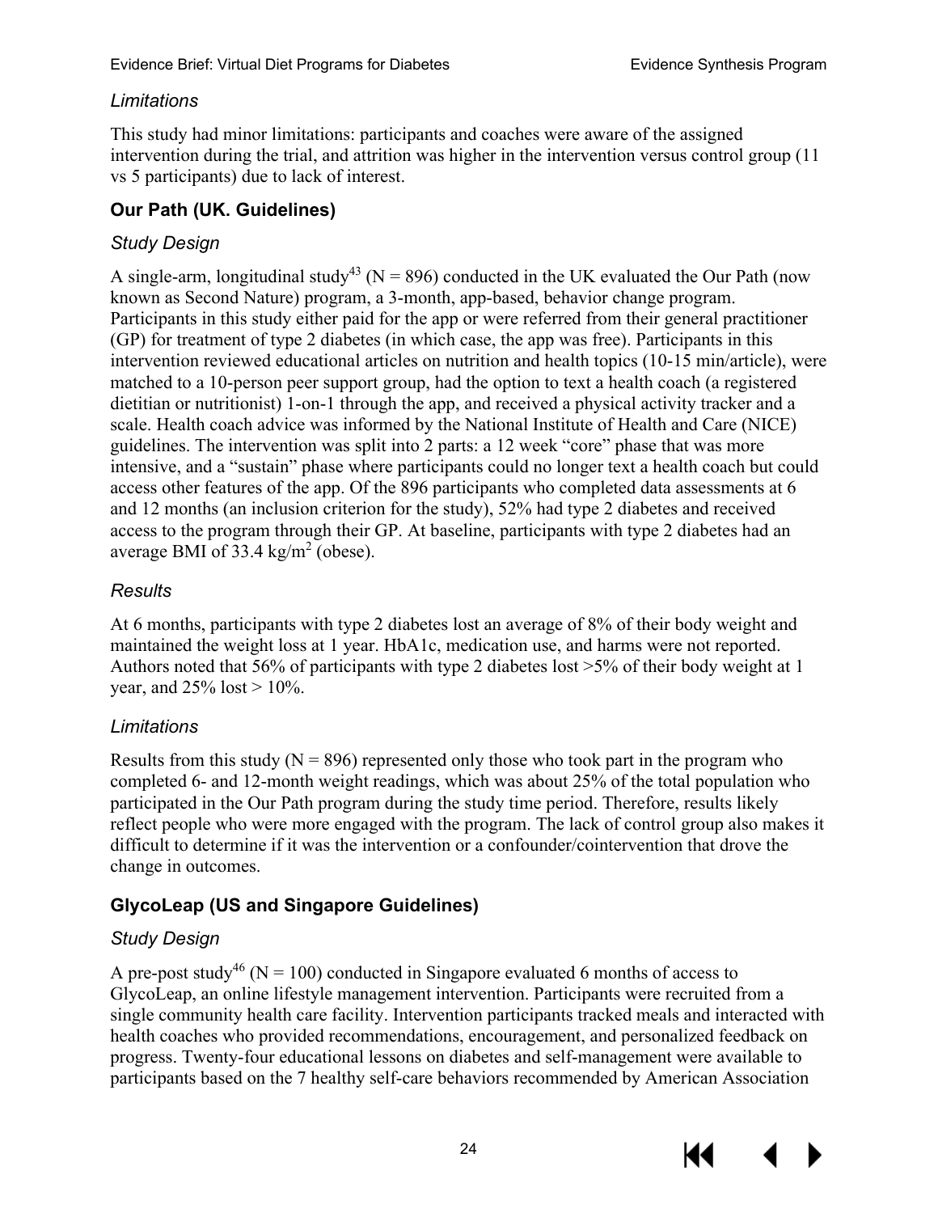### *Limitations*

This study had minor limitations: participants and coaches were aware of the assigned intervention during the trial, and attrition was higher in the intervention versus control group (11 vs 5 participants) due to lack of interest.

### Our Path (UK. Guidelines)

#### *Study Design*

A single-arm, longitudinal study[43] (N = 896) conducted in the UK evaluated the Our Path (now known as Second Nature) program, a 3-month, app-based, behavior change program. Participants in this study either paid for the app or were referred from their general practitioner (GP) for treatment of type 2 diabetes (in which case, the app was free). Participants in this intervention reviewed educational articles on nutrition and health topics (10-15 min/article), were matched to a 10-person peer support group, had the option to text a health coach (a registered dietitian or nutritionist) 1-on-1 through the app, and received a physical activity tracker and a scale. Health coach advice was informed by the National Institute of Health and Care (NICE) guidelines. The intervention was split into 2 parts: a 12 week "core" phase that was more intensive, and a "sustain" phase where participants could no longer text a health coach but could access other features of the app. Of the 896 participants who completed data assessments at 6 and 12 months (an inclusion criterion for the study), 52% had type 2 diabetes and received access to the program through their GP. At baseline, participants with type 2 diabetes had an average BMI of 33.4 kg/m$^2$ (obese).

#### *Results*

At 6 months, participants with type 2 diabetes lost an average of 8% of their body weight and maintained the weight loss at 1 year. HbA1c, medication use, and harms were not reported. Authors noted that 56% of participants with type 2 diabetes lost >5% of their body weight at 1 year, and 25% lost > 10%.

#### *Limitations*

Results from this study (N = 896) represented only those who took part in the program who completed 6- and 12-month weight readings, which was about 25% of the total population who participated in the Our Path program during the study time period. Therefore, results likely reflect people who were more engaged with the program. The lack of control group also makes it difficult to determine if it was the intervention or a confounder/cointervention that drove the change in outcomes.

### GlycoLeap (US and Singapore Guidelines)

#### *Study Design*

A pre-post study[46] (N = 100) conducted in Singapore evaluated 6 months of access to GlycoLeap, an online lifestyle management intervention. Participants were recruited from a single community health care facility. Intervention participants tracked meals and interacted with health coaches who provided recommendations, encouragement, and personalized feedback on progress. Twenty-four educational lessons on diabetes and self-management were available to participants based on the 7 healthy self-care behaviors recommended by American Association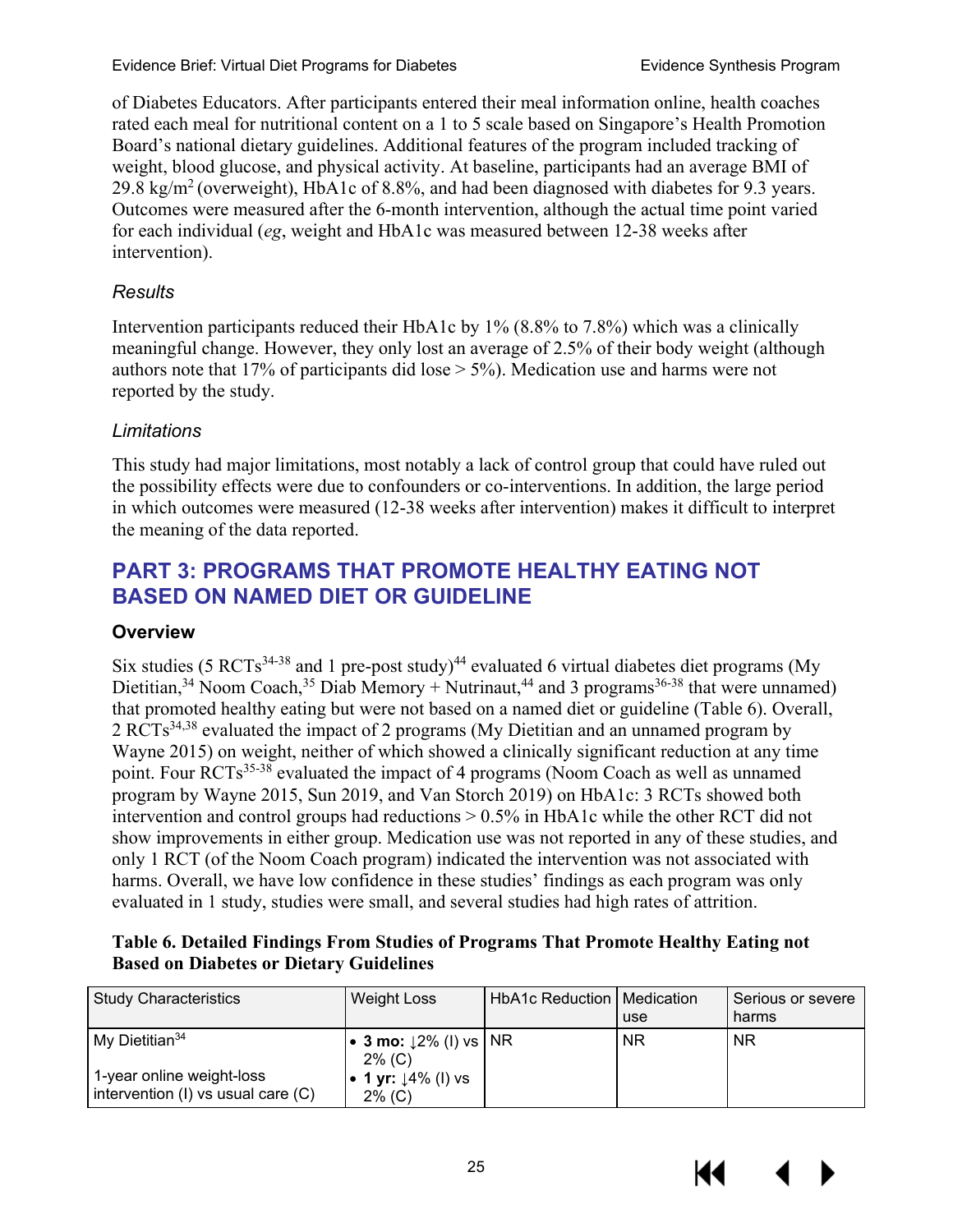of Diabetes Educators. After participants entered their meal information online, health coaches rated each meal for nutritional content on a 1 to 5 scale based on Singapore's Health Promotion Board's national dietary guidelines. Additional features of the program included tracking of weight, blood glucose, and physical activity. At baseline, participants had an average BMI of 29.8 kg/m$^2$ (overweight), HbA1c of 8.8%, and had been diagnosed with diabetes for 9.3 years. Outcomes were measured after the 6-month intervention, although the actual time point varied for each individual (*eg*, weight and HbA1c was measured between 12-38 weeks after intervention).

### *Results*

Intervention participants reduced their HbA1c by 1% (8.8% to 7.8%) which was a clinically meaningful change. However, they only lost an average of 2.5% of their body weight (although authors note that 17% of participants did lose > 5%). Medication use and harms were not reported by the study.

### *Limitations*

This study had major limitations, most notably a lack of control group that could have ruled out the possibility effects were due to confounders or co-interventions. In addition, the large period in which outcomes were measured (12-38 weeks after intervention) makes it difficult to interpret the meaning of the data reported.

## PART 3: PROGRAMS THAT PROMOTE HEALTHY EATING NOT BASED ON NAMED DIET OR GUIDELINE

### Overview

Six studies (5 RCTs[34-38] and 1 pre-post study)[44] evaluated 6 virtual diabetes diet programs (My Dietitian,[34] Noom Coach,[35] Diab Memory + Nutrinaut,[44] and 3 programs[36-38] that were unnamed) that promoted healthy eating but were not based on a named diet or guideline (Table 6). Overall, 2 RCTs[34,38] evaluated the impact of 2 programs (My Dietitian and an unnamed program by Wayne 2015) on weight, neither of which showed a clinically significant reduction at any time point. Four RCTs[35-38] evaluated the impact of 4 programs (Noom Coach as well as unnamed program by Wayne 2015, Sun 2019, and Van Storch 2019) on HbA1c: 3 RCTs showed both intervention and control groups had reductions > 0.5% in HbA1c while the other RCT did not show improvements in either group. Medication use was not reported in any of these studies, and only 1 RCT (of the Noom Coach program) indicated the intervention was not associated with harms. Overall, we have low confidence in these studies' findings as each program was only evaluated in 1 study, studies were small, and several studies had high rates of attrition.

**Table 6. Detailed Findings From Studies of Programs That Promote Healthy Eating not Based on Diabetes or Dietary Guidelines**

| Study Characteristics | Weight Loss | HbA1c Reduction | Medication use | Serious or severe harms |
|---|---|---|---|---|
| My Dietitian[34]<br><br>1-year online weight-loss intervention (I) vs usual care (C) | • **3 mo:** ↓2% (I) vs 2% (C)<br>• **1 yr:** ↓4% (I) vs 2% (C) | NR | NR | NR |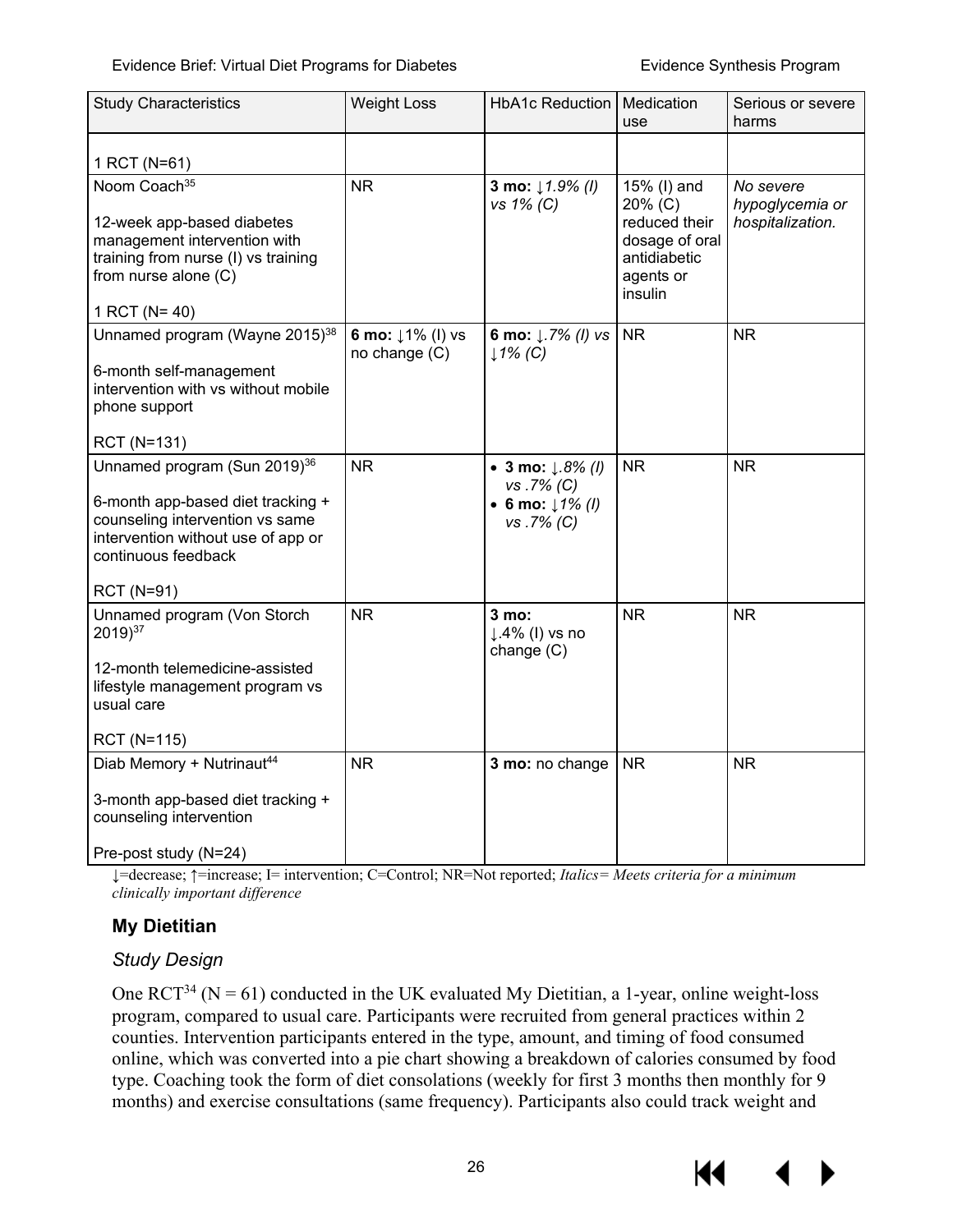| Study Characteristics | Weight Loss | HbA1c Reduction | Medication use | Serious or severe harms |
|---|---|---|---|---|
| 1 RCT (N=61) | | | | |
| Noom Coach[35]<br><br>12-week app-based diabetes management intervention with training from nurse (I) vs training from nurse alone (C)<br><br>1 RCT (N= 40) | NR | **3 mo:** *↓1.9% (I) vs 1% (C)* | 15% (I) and 20% (C) reduced their dosage of oral antidiabetic agents or insulin | *No severe hypoglycemia or hospitalization.* |
| Unnamed program (Wayne 2015)[38]<br><br>6-month self-management intervention with vs without mobile phone support<br><br>RCT (N=131) | **6 mo:** ↓1% (I) vs no change (C) | **6 mo:** *↓.7% (I) vs ↓1% (C)* | NR | NR |
| Unnamed program (Sun 2019)[36]<br><br>6-month app-based diet tracking + counseling intervention vs same intervention without use of app or continuous feedback<br><br>RCT (N=91) | NR | • **3 mo:** *↓.8% (I) vs .7% (C)*<br>• **6 mo:** *↓1% (I) vs .7% (C)* | NR | NR |
| Unnamed program (Von Storch 2019)[37]<br><br>12-month telemedicine-assisted lifestyle management program vs usual care<br><br>RCT (N=115) | NR | **3 mo:** ↓.4% (I) vs no change (C) | NR | NR |
| Diab Memory + Nutrinaut[44]<br><br>3-month app-based diet tracking + counseling intervention<br><br>Pre-post study (N=24) | NR | **3 mo:** no change | NR | NR |

↓=decrease; ↑=increase; I= intervention; C=Control; NR=Not reported; *Italics= Meets criteria for a minimum clinically important difference*

### My Dietitian

#### *Study Design*

One RCT[34] (N = 61) conducted in the UK evaluated My Dietitian, a 1-year, online weight-loss program, compared to usual care. Participants were recruited from general practices within 2 counties. Intervention participants entered in the type, amount, and timing of food consumed online, which was converted into a pie chart showing a breakdown of calories consumed by food type. Coaching took the form of diet consolations (weekly for first 3 months then monthly for 9 months) and exercise consultations (same frequency). Participants also could track weight and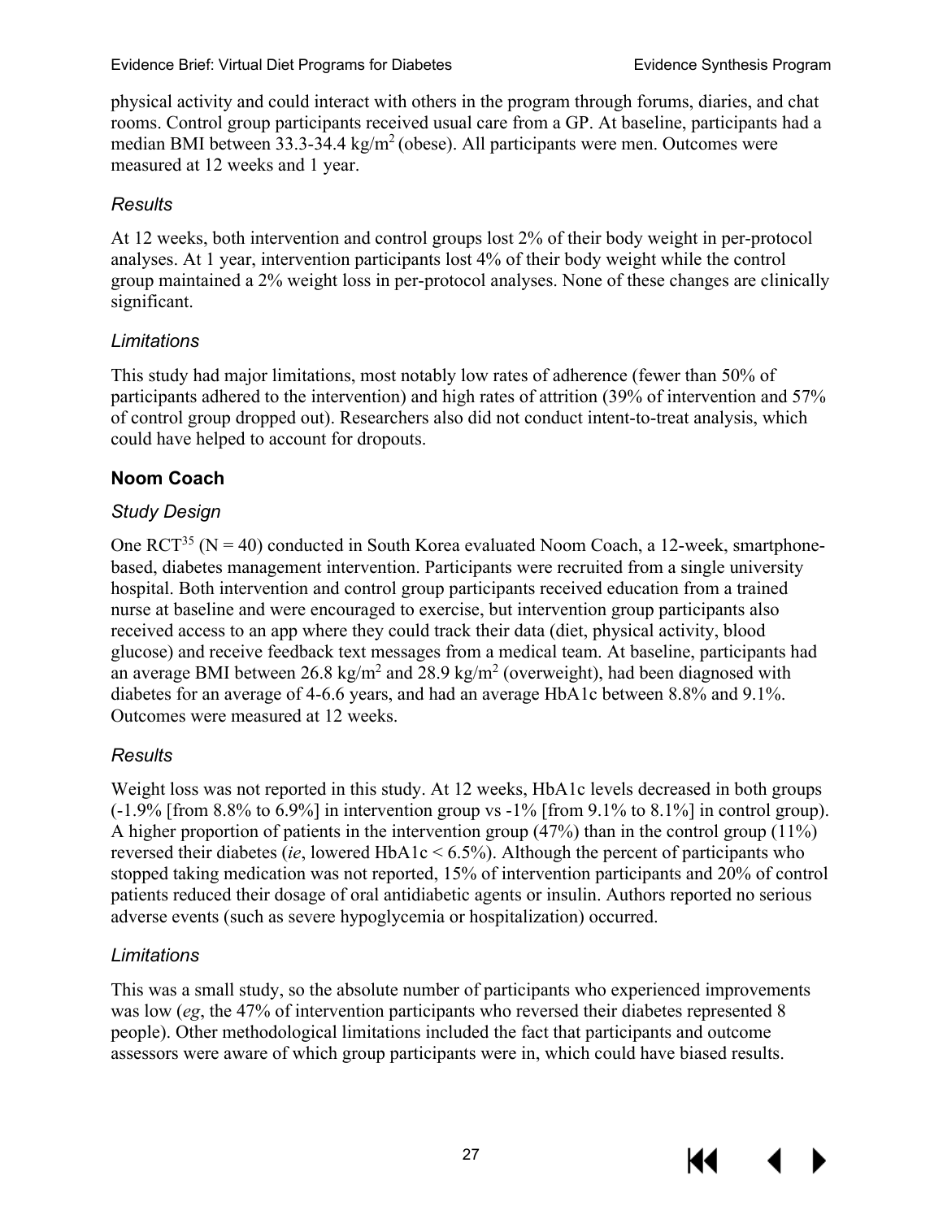physical activity and could interact with others in the program through forums, diaries, and chat rooms. Control group participants received usual care from a GP. At baseline, participants had a median BMI between 33.3-34.4 kg/m$^2$ (obese). All participants were men. Outcomes were measured at 12 weeks and 1 year.

#### *Results*

At 12 weeks, both intervention and control groups lost 2% of their body weight in per-protocol analyses. At 1 year, intervention participants lost 4% of their body weight while the control group maintained a 2% weight loss in per-protocol analyses. None of these changes are clinically significant.

#### *Limitations*

This study had major limitations, most notably low rates of adherence (fewer than 50% of participants adhered to the intervention) and high rates of attrition (39% of intervention and 57% of control group dropped out). Researchers also did not conduct intent-to-treat analysis, which could have helped to account for dropouts.

### Noom Coach

#### *Study Design*

One RCT[35] (N = 40) conducted in South Korea evaluated Noom Coach, a 12-week, smartphone-based, diabetes management intervention. Participants were recruited from a single university hospital. Both intervention and control group participants received education from a trained nurse at baseline and were encouraged to exercise, but intervention group participants also received access to an app where they could track their data (diet, physical activity, blood glucose) and receive feedback text messages from a medical team. At baseline, participants had an average BMI between 26.8 kg/m$^2$ and 28.9 kg/m$^2$ (overweight), had been diagnosed with diabetes for an average of 4-6.6 years, and had an average HbA1c between 8.8% and 9.1%. Outcomes were measured at 12 weeks.

#### *Results*

Weight loss was not reported in this study. At 12 weeks, HbA1c levels decreased in both groups (-1.9% [from 8.8% to 6.9%] in intervention group vs -1% [from 9.1% to 8.1%] in control group). A higher proportion of patients in the intervention group (47%) than in the control group (11%) reversed their diabetes (*ie*, lowered HbA1c < 6.5%). Although the percent of participants who stopped taking medication was not reported, 15% of intervention participants and 20% of control patients reduced their dosage of oral antidiabetic agents or insulin. Authors reported no serious adverse events (such as severe hypoglycemia or hospitalization) occurred.

#### *Limitations*

This was a small study, so the absolute number of participants who experienced improvements was low (*eg*, the 47% of intervention participants who reversed their diabetes represented 8 people). Other methodological limitations included the fact that participants and outcome assessors were aware of which group participants were in, which could have biased results.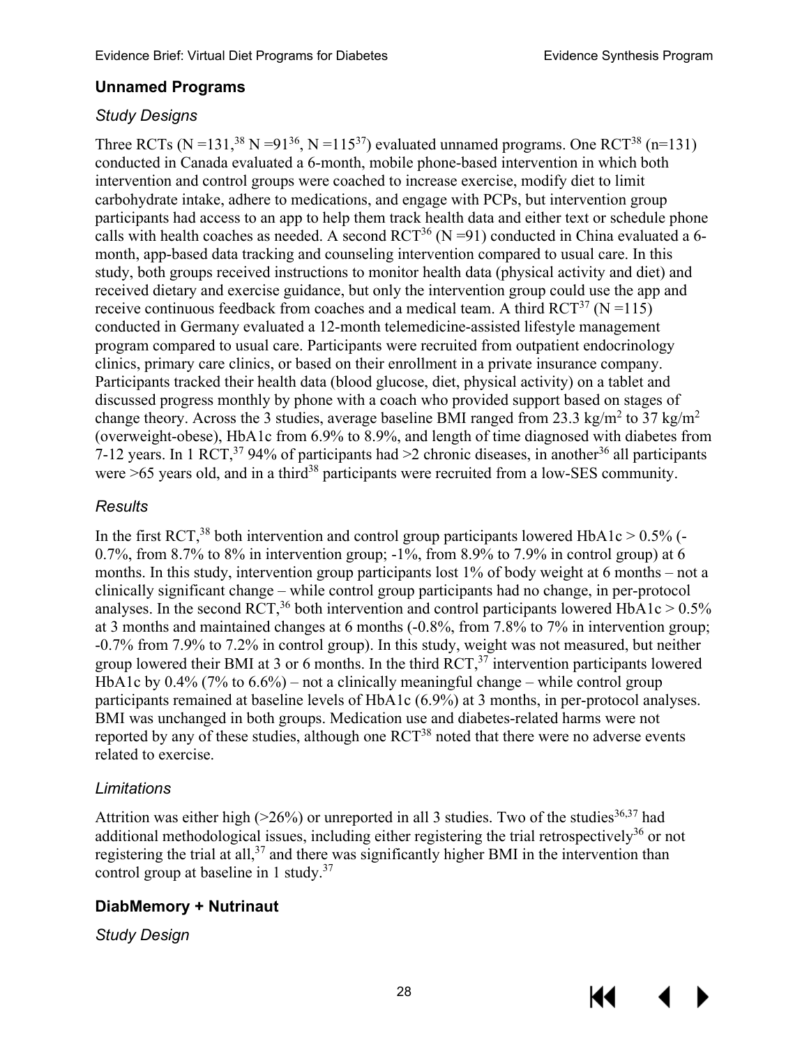## Unnamed Programs

### *Study Designs*

Three RCTs (N =131,[38] N =91[36], N =115[37]) evaluated unnamed programs. One RCT[38] (n=131) conducted in Canada evaluated a 6-month, mobile phone-based intervention in which both intervention and control groups were coached to increase exercise, modify diet to limit carbohydrate intake, adhere to medications, and engage with PCPs, but intervention group participants had access to an app to help them track health data and either text or schedule phone calls with health coaches as needed. A second RCT[36] (N =91) conducted in China evaluated a 6-month, app-based data tracking and counseling intervention compared to usual care. In this study, both groups received instructions to monitor health data (physical activity and diet) and received dietary and exercise guidance, but only the intervention group could use the app and receive continuous feedback from coaches and a medical team. A third RCT[37] (N =115) conducted in Germany evaluated a 12-month telemedicine-assisted lifestyle management program compared to usual care. Participants were recruited from outpatient endocrinology clinics, primary care clinics, or based on their enrollment in a private insurance company. Participants tracked their health data (blood glucose, diet, physical activity) on a tablet and discussed progress monthly by phone with a coach who provided support based on stages of change theory. Across the 3 studies, average baseline BMI ranged from 23.3 $kg/m^2$ to 37 $kg/m^2$ (overweight-obese), HbA1c from 6.9% to 8.9%, and length of time diagnosed with diabetes from 7-12 years. In 1 RCT,[37] 94% of participants had >2 chronic diseases, in another[36] all participants were >65 years old, and in a third[38] participants were recruited from a low-SES community.

### *Results*

In the first RCT,[38] both intervention and control group participants lowered HbA1c > 0.5% (-0.7%, from 8.7% to 8% in intervention group; -1%, from 8.9% to 7.9% in control group) at 6 months. In this study, intervention group participants lost 1% of body weight at 6 months – not a clinically significant change – while control group participants had no change, in per-protocol analyses. In the second RCT,[36] both intervention and control participants lowered HbA1c > 0.5% at 3 months and maintained changes at 6 months (-0.8%, from 7.8% to 7% in intervention group; -0.7% from 7.9% to 7.2% in control group). In this study, weight was not measured, but neither group lowered their BMI at 3 or 6 months. In the third RCT,[37] intervention participants lowered HbA1c by 0.4% (7% to 6.6%) – not a clinically meaningful change – while control group participants remained at baseline levels of HbA1c (6.9%) at 3 months, in per-protocol analyses. BMI was unchanged in both groups. Medication use and diabetes-related harms were not reported by any of these studies, although one RCT[38] noted that there were no adverse events related to exercise.

### *Limitations*

Attrition was either high (>26%) or unreported in all 3 studies. Two of the studies[36,37] had additional methodological issues, including either registering the trial retrospectively[36] or not registering the trial at all,[37] and there was significantly higher BMI in the intervention than control group at baseline in 1 study.[37]

## DiabMemory + Nutrinaut

### *Study Design*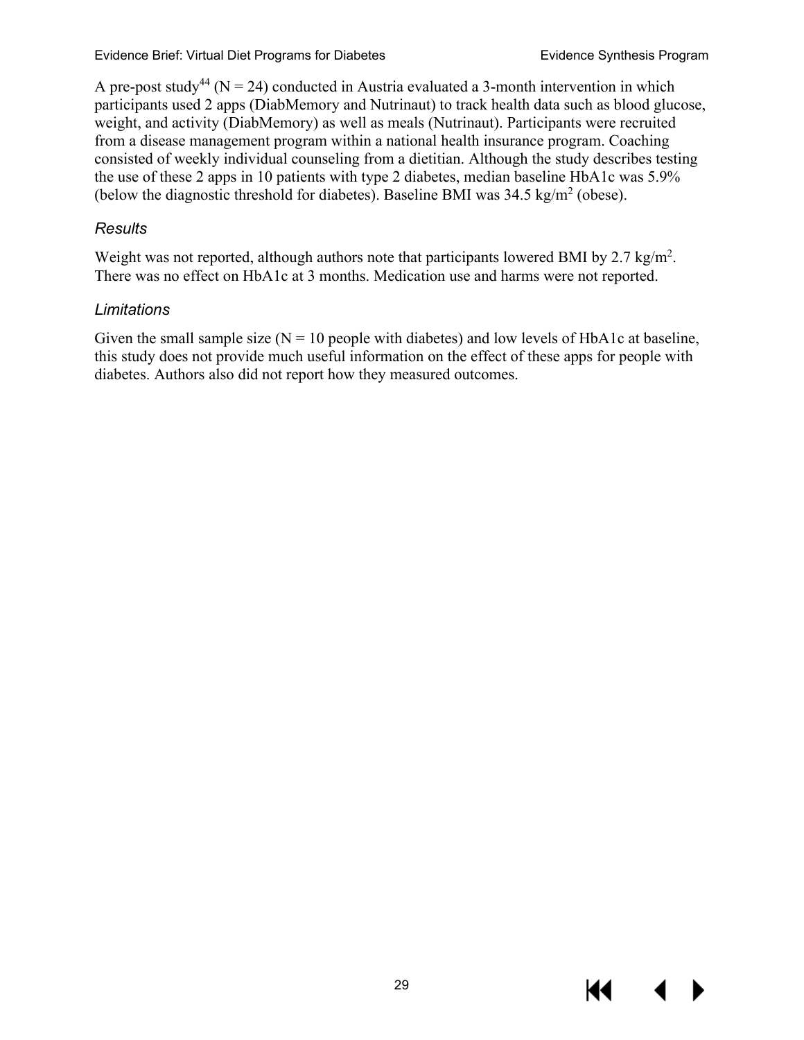A pre-post study[44] (N = 24) conducted in Austria evaluated a 3-month intervention in which participants used 2 apps (DiabMemory and Nutrinaut) to track health data such as blood glucose, weight, and activity (DiabMemory) as well as meals (Nutrinaut). Participants were recruited from a disease management program within a national health insurance program. Coaching consisted of weekly individual counseling from a dietitian. Although the study describes testing the use of these 2 apps in 10 patients with type 2 diabetes, median baseline HbA1c was 5.9% (below the diagnostic threshold for diabetes). Baseline BMI was 34.5 kg/m$^2$ (obese).

### *Results*

Weight was not reported, although authors note that participants lowered BMI by 2.7 kg/m$^2$. There was no effect on HbA1c at 3 months. Medication use and harms were not reported.

### *Limitations*

Given the small sample size (N = 10 people with diabetes) and low levels of HbA1c at baseline, this study does not provide much useful information on the effect of these apps for people with diabetes. Authors also did not report how they measured outcomes.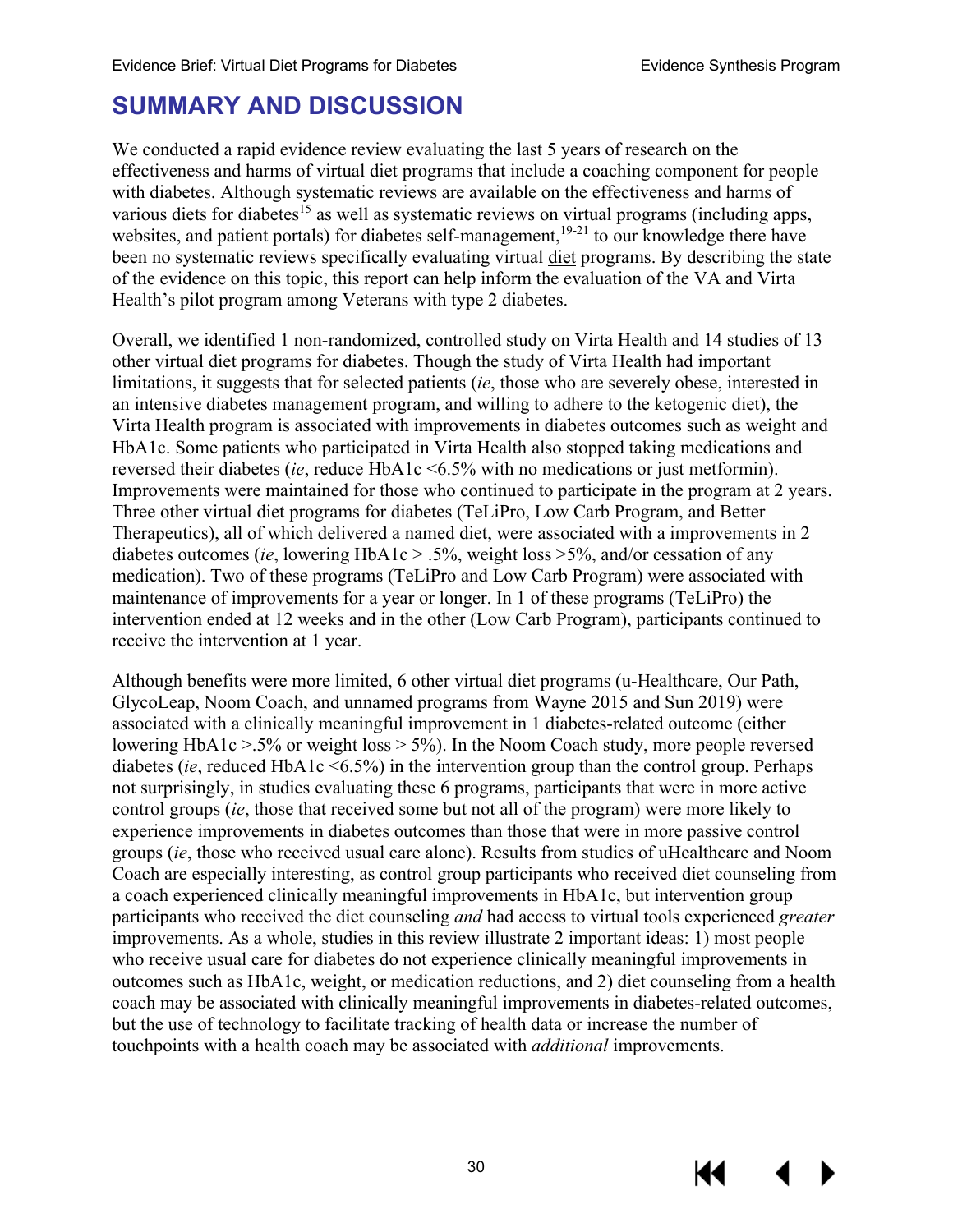# SUMMARY AND DISCUSSION

We conducted a rapid evidence review evaluating the last 5 years of research on the effectiveness and harms of virtual diet programs that include a coaching component for people with diabetes. Although systematic reviews are available on the effectiveness and harms of various diets for diabetes[15] as well as systematic reviews on virtual programs (including apps, websites, and patient portals) for diabetes self-management,[19-21] to our knowledge there have been no systematic reviews specifically evaluating virtual diet programs. By describing the state of the evidence on this topic, this report can help inform the evaluation of the VA and Virta Health's pilot program among Veterans with type 2 diabetes.

Overall, we identified 1 non-randomized, controlled study on Virta Health and 14 studies of 13 other virtual diet programs for diabetes. Though the study of Virta Health had important limitations, it suggests that for selected patients (*ie*, those who are severely obese, interested in an intensive diabetes management program, and willing to adhere to the ketogenic diet), the Virta Health program is associated with improvements in diabetes outcomes such as weight and HbA1c. Some patients who participated in Virta Health also stopped taking medications and reversed their diabetes (*ie*, reduce HbA1c <6.5% with no medications or just metformin). Improvements were maintained for those who continued to participate in the program at 2 years. Three other virtual diet programs for diabetes (TeLiPro, Low Carb Program, and Better Therapeutics), all of which delivered a named diet, were associated with a improvements in 2 diabetes outcomes (*ie*, lowering HbA1c > .5%, weight loss >5%, and/or cessation of any medication). Two of these programs (TeLiPro and Low Carb Program) were associated with maintenance of improvements for a year or longer. In 1 of these programs (TeLiPro) the intervention ended at 12 weeks and in the other (Low Carb Program), participants continued to receive the intervention at 1 year.

Although benefits were more limited, 6 other virtual diet programs (u-Healthcare, Our Path, GlycoLeap, Noom Coach, and unnamed programs from Wayne 2015 and Sun 2019) were associated with a clinically meaningful improvement in 1 diabetes-related outcome (either lowering HbA1c >.5% or weight loss > 5%). In the Noom Coach study, more people reversed diabetes (*ie*, reduced HbA1c <6.5%) in the intervention group than the control group. Perhaps not surprisingly, in studies evaluating these 6 programs, participants that were in more active control groups (*ie*, those that received some but not all of the program) were more likely to experience improvements in diabetes outcomes than those that were in more passive control groups (*ie*, those who received usual care alone). Results from studies of uHealthcare and Noom Coach are especially interesting, as control group participants who received diet counseling from a coach experienced clinically meaningful improvements in HbA1c, but intervention group participants who received the diet counseling *and* had access to virtual tools experienced *greater* improvements. As a whole, studies in this review illustrate 2 important ideas: 1) most people who receive usual care for diabetes do not experience clinically meaningful improvements in outcomes such as HbA1c, weight, or medication reductions, and 2) diet counseling from a health coach may be associated with clinically meaningful improvements in diabetes-related outcomes, but the use of technology to facilitate tracking of health data or increase the number of touchpoints with a health coach may be associated with *additional* improvements.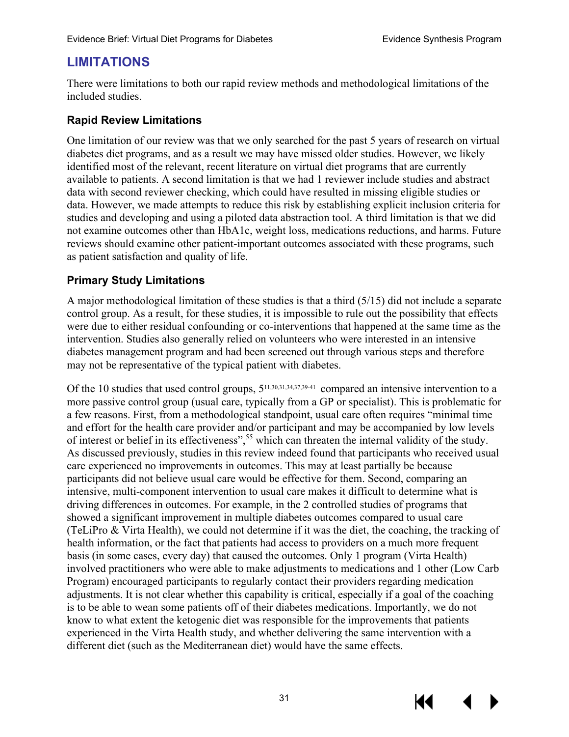## LIMITATIONS

There were limitations to both our rapid review methods and methodological limitations of the included studies.

### Rapid Review Limitations

One limitation of our review was that we only searched for the past 5 years of research on virtual diabetes diet programs, and as a result we may have missed older studies. However, we likely identified most of the relevant, recent literature on virtual diet programs that are currently available to patients. A second limitation is that we had 1 reviewer include studies and abstract data with second reviewer checking, which could have resulted in missing eligible studies or data. However, we made attempts to reduce this risk by establishing explicit inclusion criteria for studies and developing and using a piloted data abstraction tool. A third limitation is that we did not examine outcomes other than HbA1c, weight loss, medications reductions, and harms. Future reviews should examine other patient-important outcomes associated with these programs, such as patient satisfaction and quality of life.

### Primary Study Limitations

A major methodological limitation of these studies is that a third (5/15) did not include a separate control group. As a result, for these studies, it is impossible to rule out the possibility that effects were due to either residual confounding or co-interventions that happened at the same time as the intervention. Studies also generally relied on volunteers who were interested in an intensive diabetes management program and had been screened out through various steps and therefore may not be representative of the typical patient with diabetes.

Of the 10 studies that used control groups, 5[11,30,31,34,37,39-41] compared an intensive intervention to a more passive control group (usual care, typically from a GP or specialist). This is problematic for a few reasons. First, from a methodological standpoint, usual care often requires "minimal time and effort for the health care provider and/or participant and may be accompanied by low levels of interest or belief in its effectiveness",[55] which can threaten the internal validity of the study. As discussed previously, studies in this review indeed found that participants who received usual care experienced no improvements in outcomes. This may at least partially be because participants did not believe usual care would be effective for them. Second, comparing an intensive, multi-component intervention to usual care makes it difficult to determine what is driving differences in outcomes. For example, in the 2 controlled studies of programs that showed a significant improvement in multiple diabetes outcomes compared to usual care (TeLiPro & Virta Health), we could not determine if it was the diet, the coaching, the tracking of health information, or the fact that patients had access to providers on a much more frequent basis (in some cases, every day) that caused the outcomes. Only 1 program (Virta Health) involved practitioners who were able to make adjustments to medications and 1 other (Low Carb Program) encouraged participants to regularly contact their providers regarding medication adjustments. It is not clear whether this capability is critical, especially if a goal of the coaching is to be able to wean some patients off of their diabetes medications. Importantly, we do not know to what extent the ketogenic diet was responsible for the improvements that patients experienced in the Virta Health study, and whether delivering the same intervention with a different diet (such as the Mediterranean diet) would have the same effects.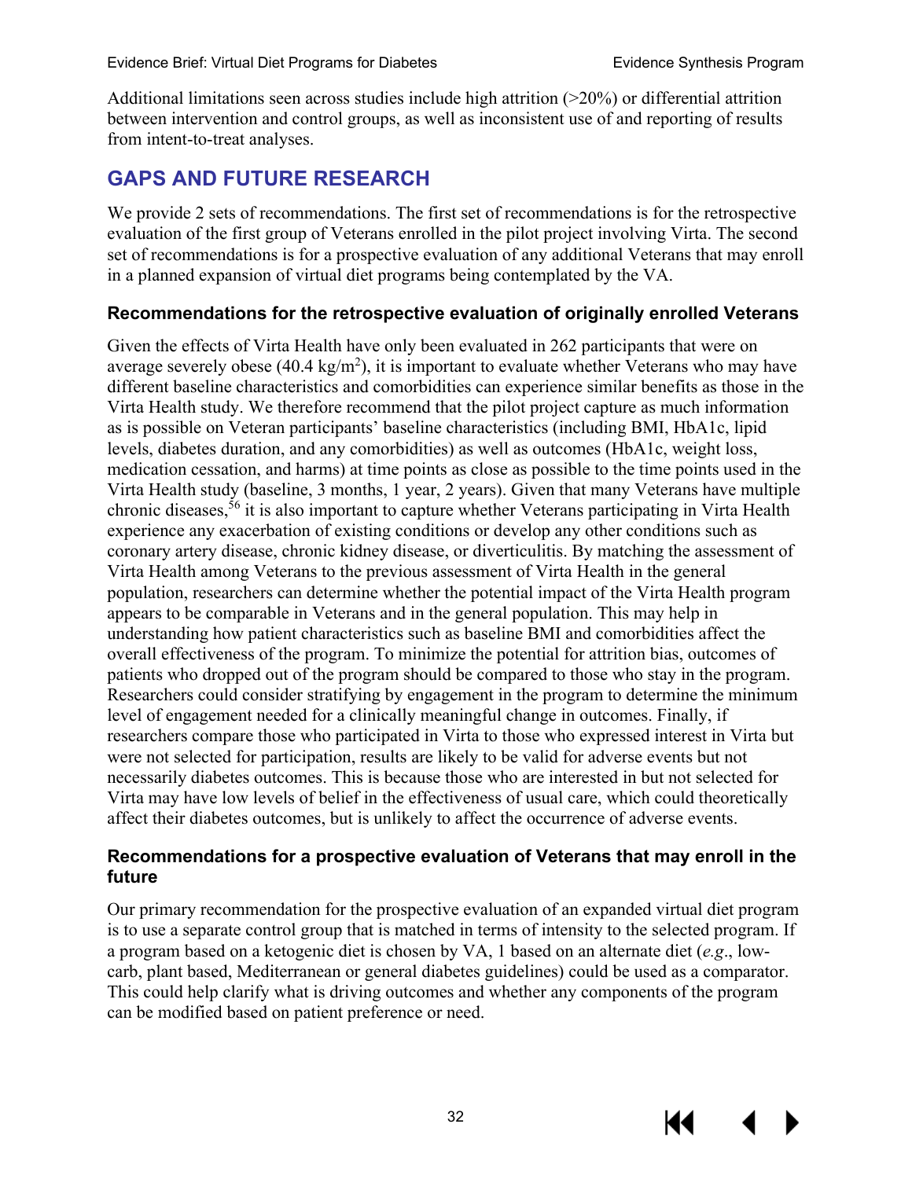Additional limitations seen across studies include high attrition (>20%) or differential attrition between intervention and control groups, as well as inconsistent use of and reporting of results from intent-to-treat analyses.

## GAPS AND FUTURE RESEARCH

We provide 2 sets of recommendations. The first set of recommendations is for the retrospective evaluation of the first group of Veterans enrolled in the pilot project involving Virta. The second set of recommendations is for a prospective evaluation of any additional Veterans that may enroll in a planned expansion of virtual diet programs being contemplated by the VA.

### Recommendations for the retrospective evaluation of originally enrolled Veterans

Given the effects of Virta Health have only been evaluated in 262 participants that were on average severely obese (40.4 kg/m$^2$), it is important to evaluate whether Veterans who may have different baseline characteristics and comorbidities can experience similar benefits as those in the Virta Health study. We therefore recommend that the pilot project capture as much information as is possible on Veteran participants' baseline characteristics (including BMI, HbA1c, lipid levels, diabetes duration, and any comorbidities) as well as outcomes (HbA1c, weight loss, medication cessation, and harms) at time points as close as possible to the time points used in the Virta Health study (baseline, 3 months, 1 year, 2 years). Given that many Veterans have multiple chronic diseases,[56] it is also important to capture whether Veterans participating in Virta Health experience any exacerbation of existing conditions or develop any other conditions such as coronary artery disease, chronic kidney disease, or diverticulitis. By matching the assessment of Virta Health among Veterans to the previous assessment of Virta Health in the general population, researchers can determine whether the potential impact of the Virta Health program appears to be comparable in Veterans and in the general population. This may help in understanding how patient characteristics such as baseline BMI and comorbidities affect the overall effectiveness of the program. To minimize the potential for attrition bias, outcomes of patients who dropped out of the program should be compared to those who stay in the program. Researchers could consider stratifying by engagement in the program to determine the minimum level of engagement needed for a clinically meaningful change in outcomes. Finally, if researchers compare those who participated in Virta to those who expressed interest in Virta but were not selected for participation, results are likely to be valid for adverse events but not necessarily diabetes outcomes. This is because those who are interested in but not selected for Virta may have low levels of belief in the effectiveness of usual care, which could theoretically affect their diabetes outcomes, but is unlikely to affect the occurrence of adverse events.

### Recommendations for a prospective evaluation of Veterans that may enroll in the future

Our primary recommendation for the prospective evaluation of an expanded virtual diet program is to use a separate control group that is matched in terms of intensity to the selected program. If a program based on a ketogenic diet is chosen by VA, 1 based on an alternate diet (*e.g.*, low-carb, plant based, Mediterranean or general diabetes guidelines) could be used as a comparator. This could help clarify what is driving outcomes and whether any components of the program can be modified based on patient preference or need.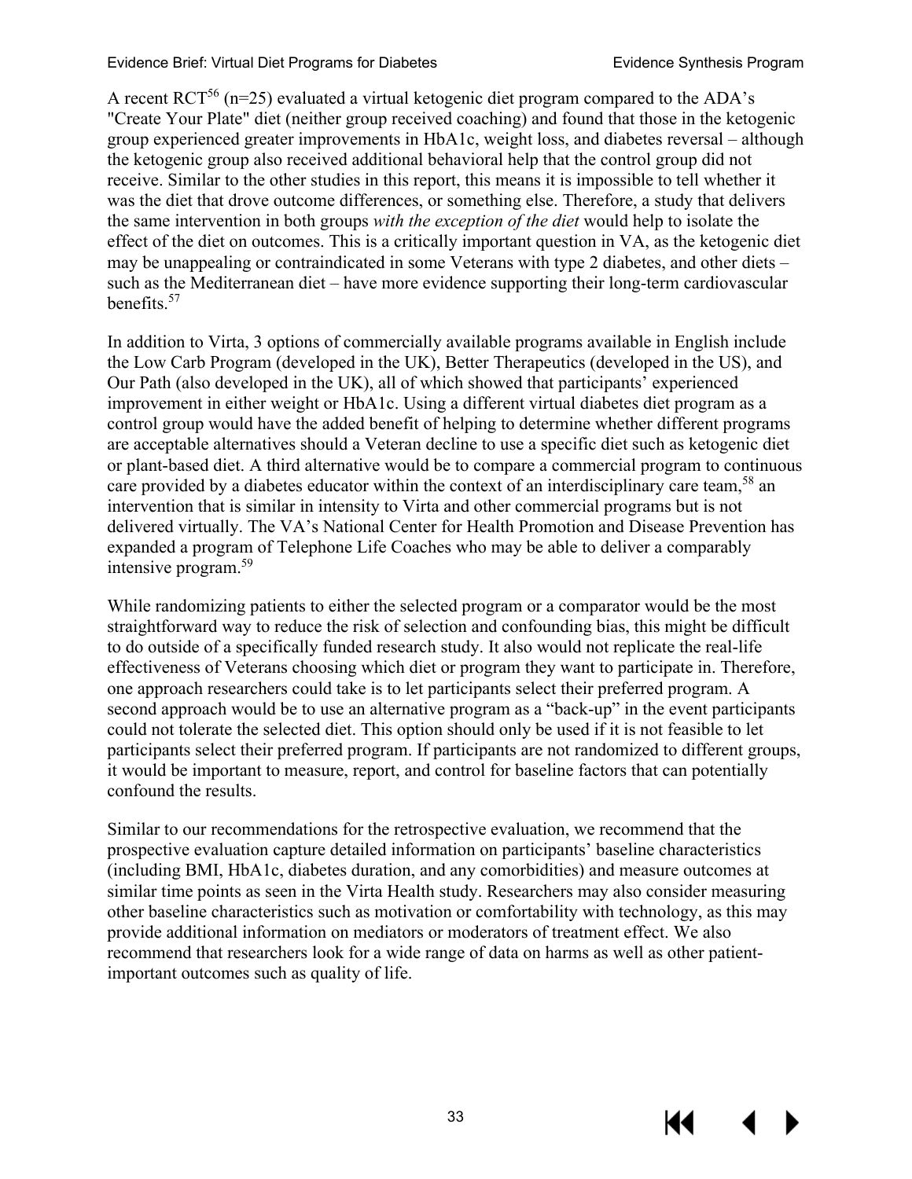A recent RCT[56] (n=25) evaluated a virtual ketogenic diet program compared to the ADA's "Create Your Plate" diet (neither group received coaching) and found that those in the ketogenic group experienced greater improvements in HbA1c, weight loss, and diabetes reversal – although the ketogenic group also received additional behavioral help that the control group did not receive. Similar to the other studies in this report, this means it is impossible to tell whether it was the diet that drove outcome differences, or something else. Therefore, a study that delivers the same intervention in both groups *with the exception of the diet* would help to isolate the effect of the diet on outcomes. This is a critically important question in VA, as the ketogenic diet may be unappealing or contraindicated in some Veterans with type 2 diabetes, and other diets – such as the Mediterranean diet – have more evidence supporting their long-term cardiovascular benefits.[57]

In addition to Virta, 3 options of commercially available programs available in English include the Low Carb Program (developed in the UK), Better Therapeutics (developed in the US), and Our Path (also developed in the UK), all of which showed that participants' experienced improvement in either weight or HbA1c. Using a different virtual diabetes diet program as a control group would have the added benefit of helping to determine whether different programs are acceptable alternatives should a Veteran decline to use a specific diet such as ketogenic diet or plant-based diet. A third alternative would be to compare a commercial program to continuous care provided by a diabetes educator within the context of an interdisciplinary care team,[58] an intervention that is similar in intensity to Virta and other commercial programs but is not delivered virtually. The VA's National Center for Health Promotion and Disease Prevention has expanded a program of Telephone Life Coaches who may be able to deliver a comparably intensive program.[59]

While randomizing patients to either the selected program or a comparator would be the most straightforward way to reduce the risk of selection and confounding bias, this might be difficult to do outside of a specifically funded research study. It also would not replicate the real-life effectiveness of Veterans choosing which diet or program they want to participate in. Therefore, one approach researchers could take is to let participants select their preferred program. A second approach would be to use an alternative program as a "back-up" in the event participants could not tolerate the selected diet. This option should only be used if it is not feasible to let participants select their preferred program. If participants are not randomized to different groups, it would be important to measure, report, and control for baseline factors that can potentially confound the results.

Similar to our recommendations for the retrospective evaluation, we recommend that the prospective evaluation capture detailed information on participants' baseline characteristics (including BMI, HbA1c, diabetes duration, and any comorbidities) and measure outcomes at similar time points as seen in the Virta Health study. Researchers may also consider measuring other baseline characteristics such as motivation or comfortability with technology, as this may provide additional information on mediators or moderators of treatment effect. We also recommend that researchers look for a wide range of data on harms as well as other patient-important outcomes such as quality of life.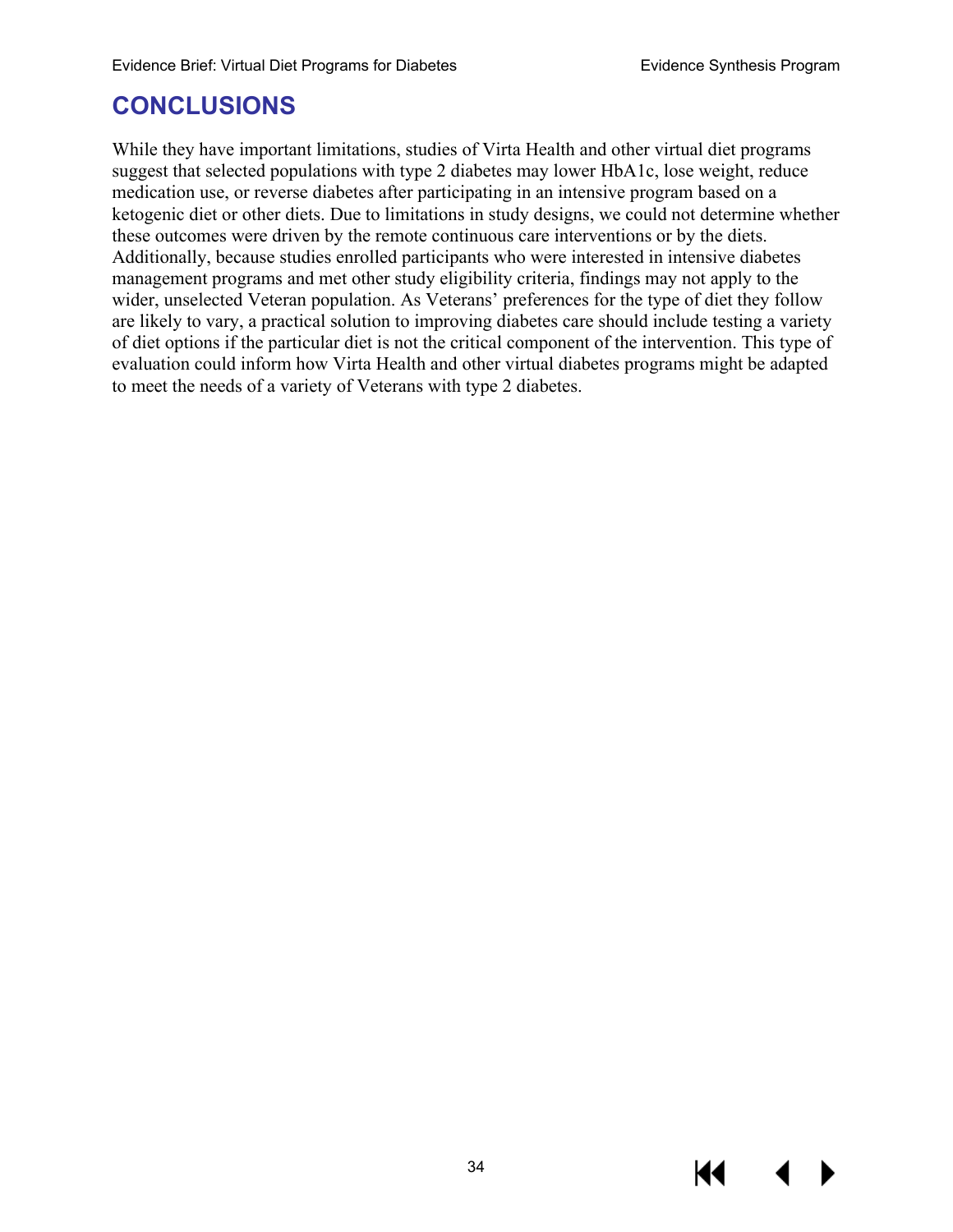# CONCLUSIONS

While they have important limitations, studies of Virta Health and other virtual diet programs suggest that selected populations with type 2 diabetes may lower HbA1c, lose weight, reduce medication use, or reverse diabetes after participating in an intensive program based on a ketogenic diet or other diets. Due to limitations in study designs, we could not determine whether these outcomes were driven by the remote continuous care interventions or by the diets. Additionally, because studies enrolled participants who were interested in intensive diabetes management programs and met other study eligibility criteria, findings may not apply to the wider, unselected Veteran population. As Veterans' preferences for the type of diet they follow are likely to vary, a practical solution to improving diabetes care should include testing a variety of diet options if the particular diet is not the critical component of the intervention. This type of evaluation could inform how Virta Health and other virtual diabetes programs might be adapted to meet the needs of a variety of Veterans with type 2 diabetes.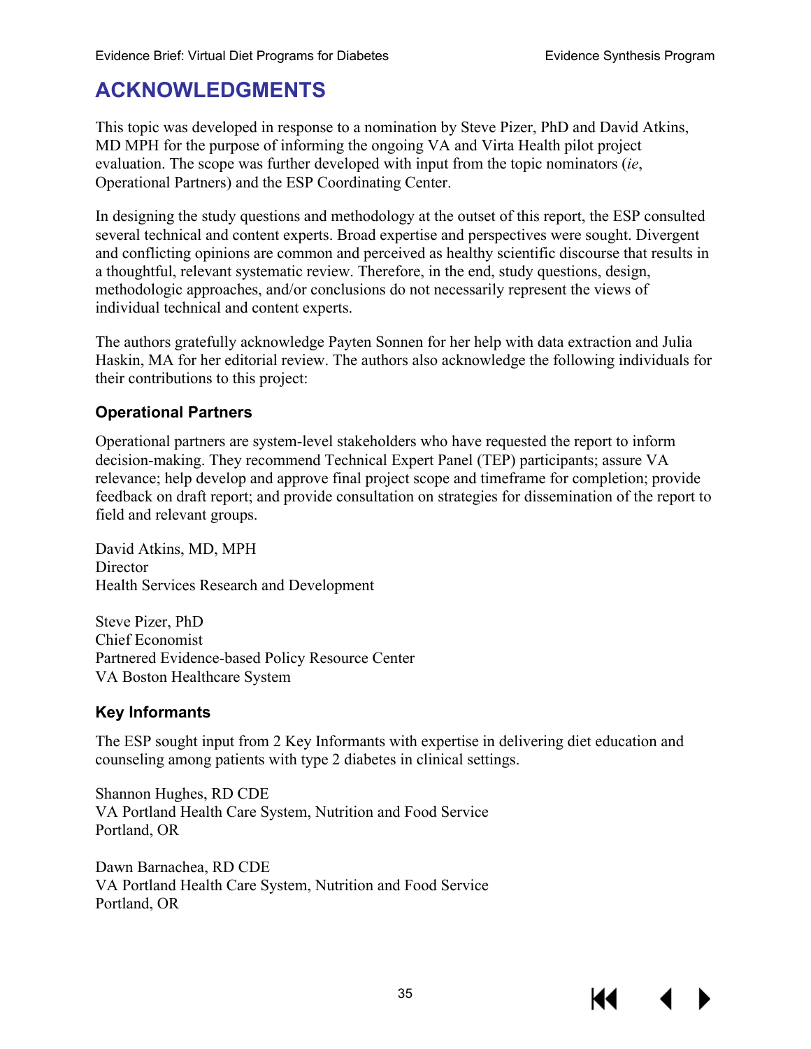# ACKNOWLEDGMENTS

This topic was developed in response to a nomination by Steve Pizer, PhD and David Atkins, MD MPH for the purpose of informing the ongoing VA and Virta Health pilot project evaluation. The scope was further developed with input from the topic nominators (*ie*, Operational Partners) and the ESP Coordinating Center.

In designing the study questions and methodology at the outset of this report, the ESP consulted several technical and content experts. Broad expertise and perspectives were sought. Divergent and conflicting opinions are common and perceived as healthy scientific discourse that results in a thoughtful, relevant systematic review. Therefore, in the end, study questions, design, methodologic approaches, and/or conclusions do not necessarily represent the views of individual technical and content experts.

The authors gratefully acknowledge Payten Sonnen for her help with data extraction and Julia Haskin, MA for her editorial review. The authors also acknowledge the following individuals for their contributions to this project:

### Operational Partners

Operational partners are system-level stakeholders who have requested the report to inform decision-making. They recommend Technical Expert Panel (TEP) participants; assure VA relevance; help develop and approve final project scope and timeframe for completion; provide feedback on draft report; and provide consultation on strategies for dissemination of the report to field and relevant groups.

David Atkins, MD, MPH
Director
Health Services Research and Development

Steve Pizer, PhD
Chief Economist
Partnered Evidence-based Policy Resource Center
VA Boston Healthcare System

### Key Informants

The ESP sought input from 2 Key Informants with expertise in delivering diet education and counseling among patients with type 2 diabetes in clinical settings.

Shannon Hughes, RD CDE
VA Portland Health Care System, Nutrition and Food Service
Portland, OR

Dawn Barnachea, RD CDE
VA Portland Health Care System, Nutrition and Food Service
Portland, OR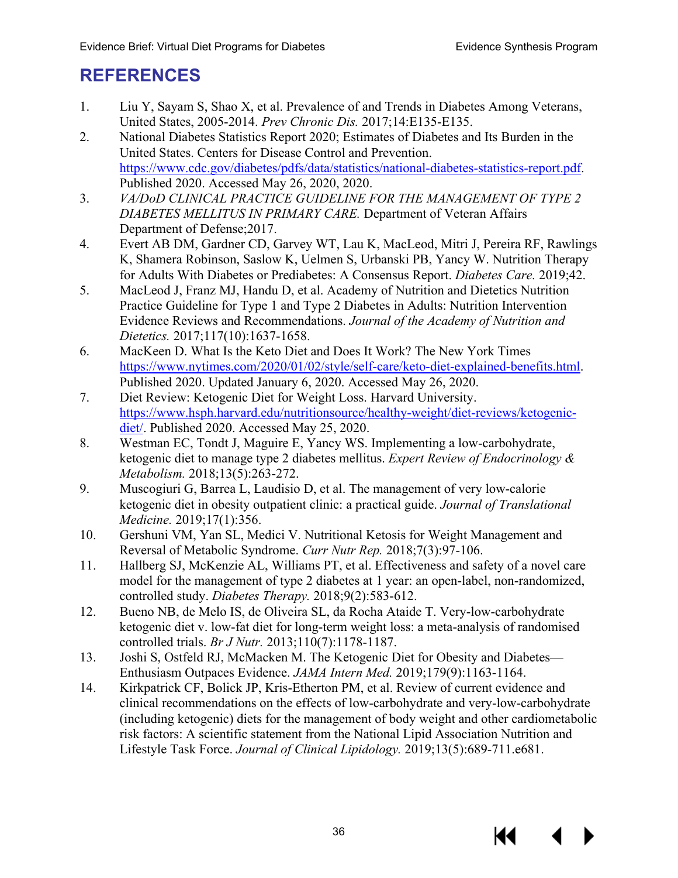# REFERENCES

1. Liu Y, Sayam S, Shao X, et al. Prevalence of and Trends in Diabetes Among Veterans, United States, 2005-2014. *Prev Chronic Dis.* 2017;14:E135-E135.
2. National Diabetes Statistics Report 2020; Estimates of Diabetes and Its Burden in the United States. Centers for Disease Control and Prevention. https://www.cdc.gov/diabetes/pdfs/data/statistics/national-diabetes-statistics-report.pdf. Published 2020. Accessed May 26, 2020, 2020.
3. *VA/DoD CLINICAL PRACTICE GUIDELINE FOR THE MANAGEMENT OF TYPE 2 DIABETES MELLITUS IN PRIMARY CARE.* Department of Veteran Affairs Department of Defense;2017.
4. Evert AB DM, Gardner CD, Garvey WT, Lau K, MacLeod, Mitri J, Pereira RF, Rawlings K, Shamera Robinson, Saslow K, Uelmen S, Urbanski PB, Yancy W. Nutrition Therapy for Adults With Diabetes or Prediabetes: A Consensus Report. *Diabetes Care.* 2019;42.
5. MacLeod J, Franz MJ, Handu D, et al. Academy of Nutrition and Dietetics Nutrition Practice Guideline for Type 1 and Type 2 Diabetes in Adults: Nutrition Intervention Evidence Reviews and Recommendations. *Journal of the Academy of Nutrition and Dietetics.* 2017;117(10):1637-1658.
6. MacKeen D. What Is the Keto Diet and Does It Work? The New York Times https://www.nytimes.com/2020/01/02/style/self-care/keto-diet-explained-benefits.html. Published 2020. Updated January 6, 2020. Accessed May 26, 2020.
7. Diet Review: Ketogenic Diet for Weight Loss. Harvard University. https://www.hsph.harvard.edu/nutritionsource/healthy-weight/diet-reviews/ketogenic-diet/. Published 2020. Accessed May 25, 2020.
8. Westman EC, Tondt J, Maguire E, Yancy WS. Implementing a low-carbohydrate, ketogenic diet to manage type 2 diabetes mellitus. *Expert Review of Endocrinology & Metabolism.* 2018;13(5):263-272.
9. Muscogiuri G, Barrea L, Laudisio D, et al. The management of very low-calorie ketogenic diet in obesity outpatient clinic: a practical guide. *Journal of Translational Medicine.* 2019;17(1):356.
10. Gershuni VM, Yan SL, Medici V. Nutritional Ketosis for Weight Management and Reversal of Metabolic Syndrome. *Curr Nutr Rep.* 2018;7(3):97-106.
11. Hallberg SJ, McKenzie AL, Williams PT, et al. Effectiveness and safety of a novel care model for the management of type 2 diabetes at 1 year: an open-label, non-randomized, controlled study. *Diabetes Therapy.* 2018;9(2):583-612.
12. Bueno NB, de Melo IS, de Oliveira SL, da Rocha Ataide T. Very-low-carbohydrate ketogenic diet v. low-fat diet for long-term weight loss: a meta-analysis of randomised controlled trials. *Br J Nutr.* 2013;110(7):1178-1187.
13. Joshi S, Ostfeld RJ, McMacken M. The Ketogenic Diet for Obesity and Diabetes—Enthusiasm Outpaces Evidence. *JAMA Intern Med.* 2019;179(9):1163-1164.
14. Kirkpatrick CF, Bolick JP, Kris-Etherton PM, et al. Review of current evidence and clinical recommendations on the effects of low-carbohydrate and very-low-carbohydrate (including ketogenic) diets for the management of body weight and other cardiometabolic risk factors: A scientific statement from the National Lipid Association Nutrition and Lifestyle Task Force. *Journal of Clinical Lipidology.* 2019;13(5):689-711.e681.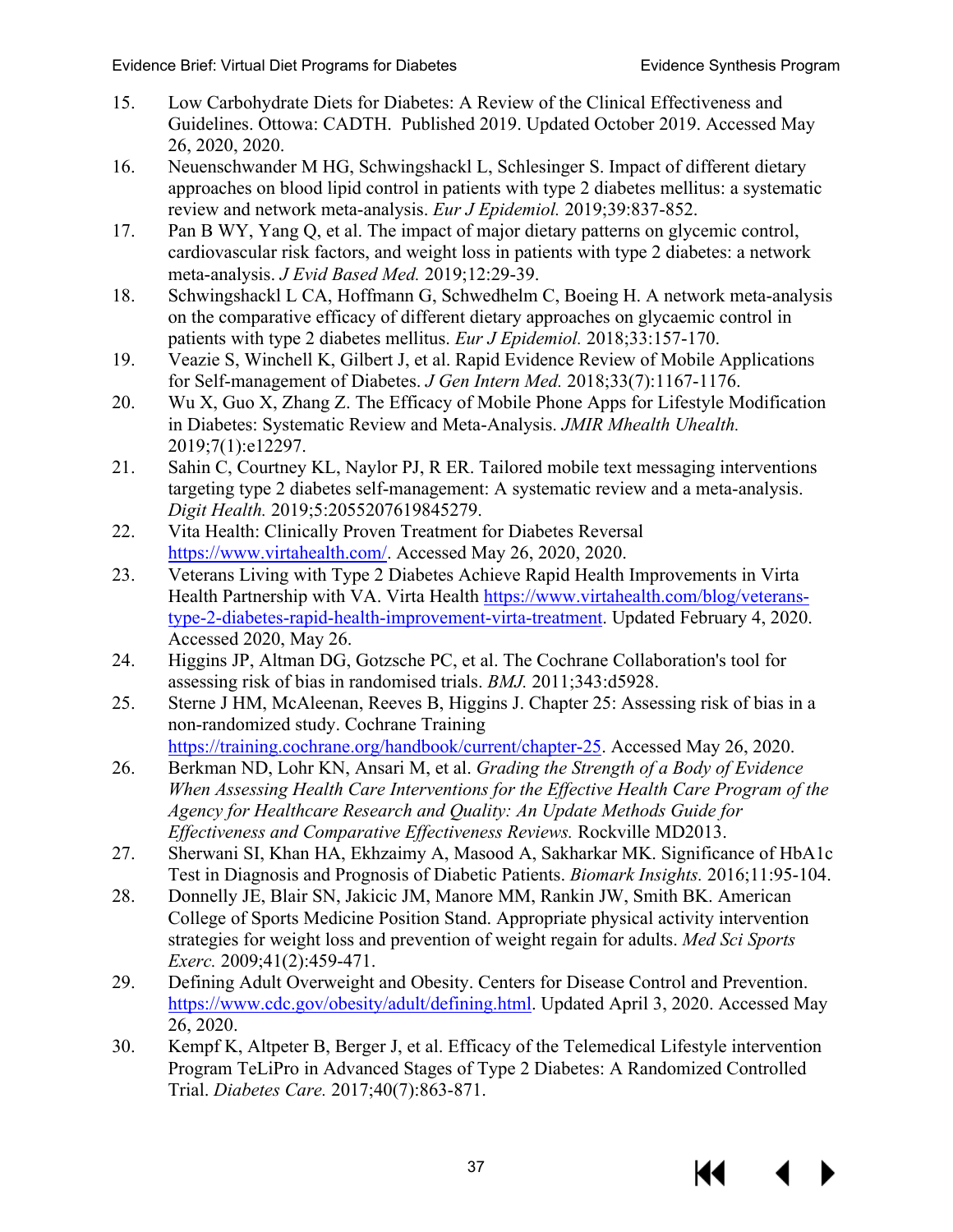15. Low Carbohydrate Diets for Diabetes: A Review of the Clinical Effectiveness and Guidelines. Ottowa: CADTH. Published 2019. Updated October 2019. Accessed May 26, 2020, 2020.
16. Neuenschwander M HG, Schwingshackl L, Schlesinger S. Impact of different dietary approaches on blood lipid control in patients with type 2 diabetes mellitus: a systematic review and network meta-analysis. *Eur J Epidemiol.* 2019;39:837-852.
17. Pan B WY, Yang Q, et al. The impact of major dietary patterns on glycemic control, cardiovascular risk factors, and weight loss in patients with type 2 diabetes: a network meta-analysis. *J Evid Based Med.* 2019;12:29-39.
18. Schwingshackl L CA, Hoffmann G, Schwedhelm C, Boeing H. A network meta-analysis on the comparative efficacy of different dietary approaches on glycaemic control in patients with type 2 diabetes mellitus. *Eur J Epidemiol.* 2018;33:157-170.
19. Veazie S, Winchell K, Gilbert J, et al. Rapid Evidence Review of Mobile Applications for Self-management of Diabetes. *J Gen Intern Med.* 2018;33(7):1167-1176.
20. Wu X, Guo X, Zhang Z. The Efficacy of Mobile Phone Apps for Lifestyle Modification in Diabetes: Systematic Review and Meta-Analysis. *JMIR Mhealth Uhealth.* 2019;7(1):e12297.
21. Sahin C, Courtney KL, Naylor PJ, R ER. Tailored mobile text messaging interventions targeting type 2 diabetes self-management: A systematic review and a meta-analysis. *Digit Health.* 2019;5:2055207619845279.
22. Vita Health: Clinically Proven Treatment for Diabetes Reversal https://www.virtahealth.com/. Accessed May 26, 2020, 2020.
23. Veterans Living with Type 2 Diabetes Achieve Rapid Health Improvements in Virta Health Partnership with VA. Virta Health https://www.virtahealth.com/blog/veterans-type-2-diabetes-rapid-health-improvement-virta-treatment. Updated February 4, 2020. Accessed 2020, May 26.
24. Higgins JP, Altman DG, Gotzsche PC, et al. The Cochrane Collaboration's tool for assessing risk of bias in randomised trials. *BMJ.* 2011;343:d5928.
25. Sterne J HM, McAleenan, Reeves B, Higgins J. Chapter 25: Assessing risk of bias in a non-randomized study. Cochrane Training https://training.cochrane.org/handbook/current/chapter-25. Accessed May 26, 2020.
26. Berkman ND, Lohr KN, Ansari M, et al. *Grading the Strength of a Body of Evidence When Assessing Health Care Interventions for the Effective Health Care Program of the Agency for Healthcare Research and Quality: An Update Methods Guide for Effectiveness and Comparative Effectiveness Reviews.* Rockville MD2013.
27. Sherwani SI, Khan HA, Ekhzaimy A, Masood A, Sakharkar MK. Significance of HbA1c Test in Diagnosis and Prognosis of Diabetic Patients. *Biomark Insights.* 2016;11:95-104.
28. Donnelly JE, Blair SN, Jakicic JM, Manore MM, Rankin JW, Smith BK. American College of Sports Medicine Position Stand. Appropriate physical activity intervention strategies for weight loss and prevention of weight regain for adults. *Med Sci Sports Exerc.* 2009;41(2):459-471.
29. Defining Adult Overweight and Obesity. Centers for Disease Control and Prevention. https://www.cdc.gov/obesity/adult/defining.html. Updated April 3, 2020. Accessed May 26, 2020.
30. Kempf K, Altpeter B, Berger J, et al. Efficacy of the Telemedical Lifestyle intervention Program TeLiPro in Advanced Stages of Type 2 Diabetes: A Randomized Controlled Trial. *Diabetes Care.* 2017;40(7):863-871.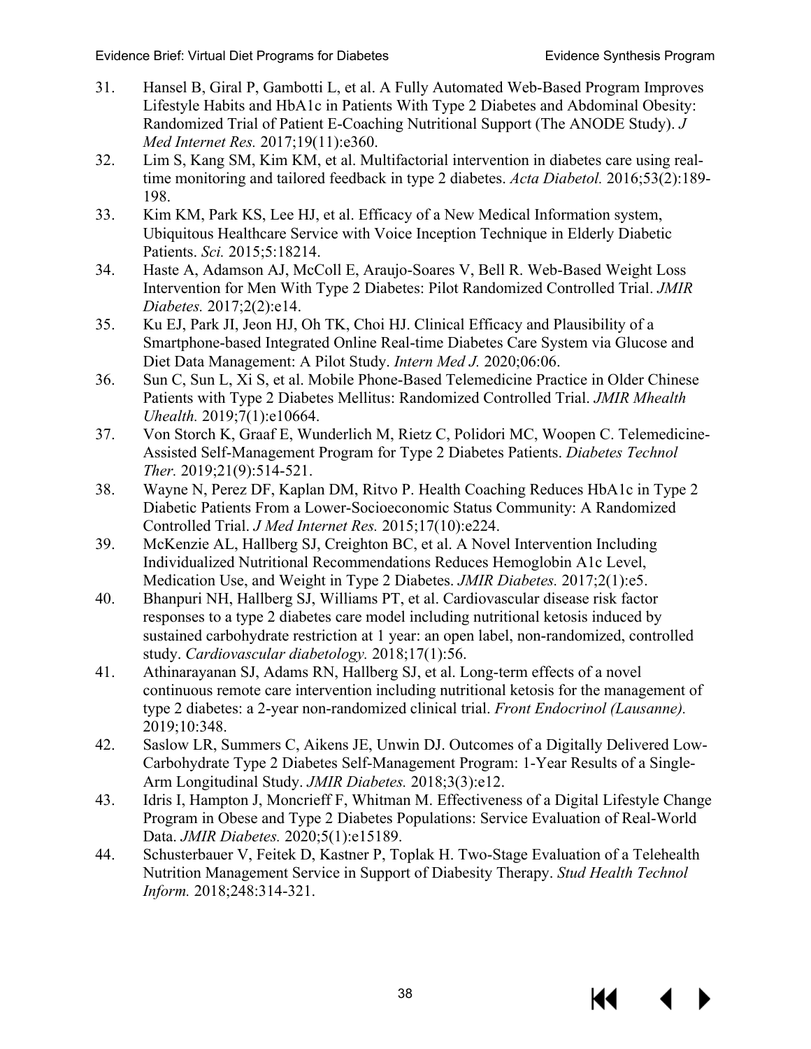31. Hansel B, Giral P, Gambotti L, et al. A Fully Automated Web-Based Program Improves Lifestyle Habits and HbA1c in Patients With Type 2 Diabetes and Abdominal Obesity: Randomized Trial of Patient E-Coaching Nutritional Support (The ANODE Study). *J Med Internet Res.* 2017;19(11):e360.
32. Lim S, Kang SM, Kim KM, et al. Multifactorial intervention in diabetes care using real-time monitoring and tailored feedback in type 2 diabetes. *Acta Diabetol.* 2016;53(2):189-198.
33. Kim KM, Park KS, Lee HJ, et al. Efficacy of a New Medical Information system, Ubiquitous Healthcare Service with Voice Inception Technique in Elderly Diabetic Patients. *Sci.* 2015;5:18214.
34. Haste A, Adamson AJ, McColl E, Araujo-Soares V, Bell R. Web-Based Weight Loss Intervention for Men With Type 2 Diabetes: Pilot Randomized Controlled Trial. *JMIR Diabetes.* 2017;2(2):e14.
35. Ku EJ, Park JI, Jeon HJ, Oh TK, Choi HJ. Clinical Efficacy and Plausibility of a Smartphone-based Integrated Online Real-time Diabetes Care System via Glucose and Diet Data Management: A Pilot Study. *Intern Med J.* 2020;06:06.
36. Sun C, Sun L, Xi S, et al. Mobile Phone-Based Telemedicine Practice in Older Chinese Patients with Type 2 Diabetes Mellitus: Randomized Controlled Trial. *JMIR Mhealth Uhealth.* 2019;7(1):e10664.
37. Von Storch K, Graaf E, Wunderlich M, Rietz C, Polidori MC, Woopen C. Telemedicine-Assisted Self-Management Program for Type 2 Diabetes Patients. *Diabetes Technol Ther.* 2019;21(9):514-521.
38. Wayne N, Perez DF, Kaplan DM, Ritvo P. Health Coaching Reduces HbA1c in Type 2 Diabetic Patients From a Lower-Socioeconomic Status Community: A Randomized Controlled Trial. *J Med Internet Res.* 2015;17(10):e224.
39. McKenzie AL, Hallberg SJ, Creighton BC, et al. A Novel Intervention Including Individualized Nutritional Recommendations Reduces Hemoglobin A1c Level, Medication Use, and Weight in Type 2 Diabetes. *JMIR Diabetes.* 2017;2(1):e5.
40. Bhanpuri NH, Hallberg SJ, Williams PT, et al. Cardiovascular disease risk factor responses to a type 2 diabetes care model including nutritional ketosis induced by sustained carbohydrate restriction at 1 year: an open label, non-randomized, controlled study. *Cardiovascular diabetology.* 2018;17(1):56.
41. Athinarayanan SJ, Adams RN, Hallberg SJ, et al. Long-term effects of a novel continuous remote care intervention including nutritional ketosis for the management of type 2 diabetes: a 2-year non-randomized clinical trial. *Front Endocrinol (Lausanne).* 2019;10:348.
42. Saslow LR, Summers C, Aikens JE, Unwin DJ. Outcomes of a Digitally Delivered Low-Carbohydrate Type 2 Diabetes Self-Management Program: 1-Year Results of a Single-Arm Longitudinal Study. *JMIR Diabetes.* 2018;3(3):e12.
43. Idris I, Hampton J, Moncrieff F, Whitman M. Effectiveness of a Digital Lifestyle Change Program in Obese and Type 2 Diabetes Populations: Service Evaluation of Real-World Data. *JMIR Diabetes.* 2020;5(1):e15189.
44. Schusterbauer V, Feitek D, Kastner P, Toplak H. Two-Stage Evaluation of a Telehealth Nutrition Management Service in Support of Diabesity Therapy. *Stud Health Technol Inform.* 2018;248:314-321.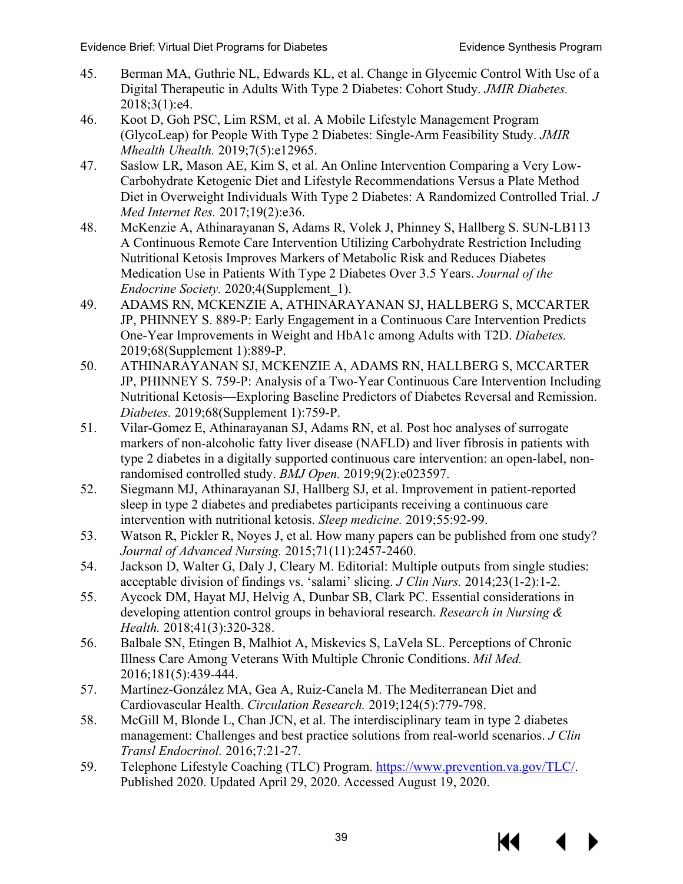45. Berman MA, Guthrie NL, Edwards KL, et al. Change in Glycemic Control With Use of a Digital Therapeutic in Adults With Type 2 Diabetes: Cohort Study. *JMIR Diabetes.* 2018;3(1):e4.
46. Koot D, Goh PSC, Lim RSM, et al. A Mobile Lifestyle Management Program (GlycoLeap) for People With Type 2 Diabetes: Single-Arm Feasibility Study. *JMIR Mhealth Uhealth.* 2019;7(5):e12965.
47. Saslow LR, Mason AE, Kim S, et al. An Online Intervention Comparing a Very Low-Carbohydrate Ketogenic Diet and Lifestyle Recommendations Versus a Plate Method Diet in Overweight Individuals With Type 2 Diabetes: A Randomized Controlled Trial. *J Med Internet Res.* 2017;19(2):e36.
48. McKenzie A, Athinarayanan S, Adams R, Volek J, Phinney S, Hallberg S. SUN-LB113 A Continuous Remote Care Intervention Utilizing Carbohydrate Restriction Including Nutritional Ketosis Improves Markers of Metabolic Risk and Reduces Diabetes Medication Use in Patients With Type 2 Diabetes Over 3.5 Years. *Journal of the Endocrine Society.* 2020;4(Supplement_1).
49. ADAMS RN, MCKENZIE A, ATHINARAYANAN SJ, HALLBERG S, MCCARTER JP, PHINNEY S. 889-P: Early Engagement in a Continuous Care Intervention Predicts One-Year Improvements in Weight and HbA1c among Adults with T2D. *Diabetes.* 2019;68(Supplement 1):889-P.
50. ATHINARAYANAN SJ, MCKENZIE A, ADAMS RN, HALLBERG S, MCCARTER JP, PHINNEY S. 759-P: Analysis of a Two-Year Continuous Care Intervention Including Nutritional Ketosis—Exploring Baseline Predictors of Diabetes Reversal and Remission. *Diabetes.* 2019;68(Supplement 1):759-P.
51. Vilar-Gomez E, Athinarayanan SJ, Adams RN, et al. Post hoc analyses of surrogate markers of non-alcoholic fatty liver disease (NAFLD) and liver fibrosis in patients with type 2 diabetes in a digitally supported continuous care intervention: an open-label, non-randomised controlled study. *BMJ Open.* 2019;9(2):e023597.
52. Siegmann MJ, Athinarayanan SJ, Hallberg SJ, et al. Improvement in patient-reported sleep in type 2 diabetes and prediabetes participants receiving a continuous care intervention with nutritional ketosis. *Sleep medicine.* 2019;55:92-99.
53. Watson R, Pickler R, Noyes J, et al. How many papers can be published from one study? *Journal of Advanced Nursing.* 2015;71(11):2457-2460.
54. Jackson D, Walter G, Daly J, Cleary M. Editorial: Multiple outputs from single studies: acceptable division of findings vs. 'salami' slicing. *J Clin Nurs.* 2014;23(1-2):1-2.
55. Aycock DM, Hayat MJ, Helvig A, Dunbar SB, Clark PC. Essential considerations in developing attention control groups in behavioral research. *Research in Nursing & Health.* 2018;41(3):320-328.
56. Balbale SN, Etingen B, Malhiot A, Miskevics S, LaVela SL. Perceptions of Chronic Illness Care Among Veterans With Multiple Chronic Conditions. *Mil Med.* 2016;181(5):439-444.
57. Martínez-González MA, Gea A, Ruiz-Canela M. The Mediterranean Diet and Cardiovascular Health. *Circulation Research.* 2019;124(5):779-798.
58. McGill M, Blonde L, Chan JCN, et al. The interdisciplinary team in type 2 diabetes management: Challenges and best practice solutions from real-world scenarios. *J Clin Transl Endocrinol.* 2016;7:21-27.
59. Telephone Lifestyle Coaching (TLC) Program. https://www.prevention.va.gov/TLC/. Published 2020. Updated April 29, 2020. Accessed August 19, 2020.